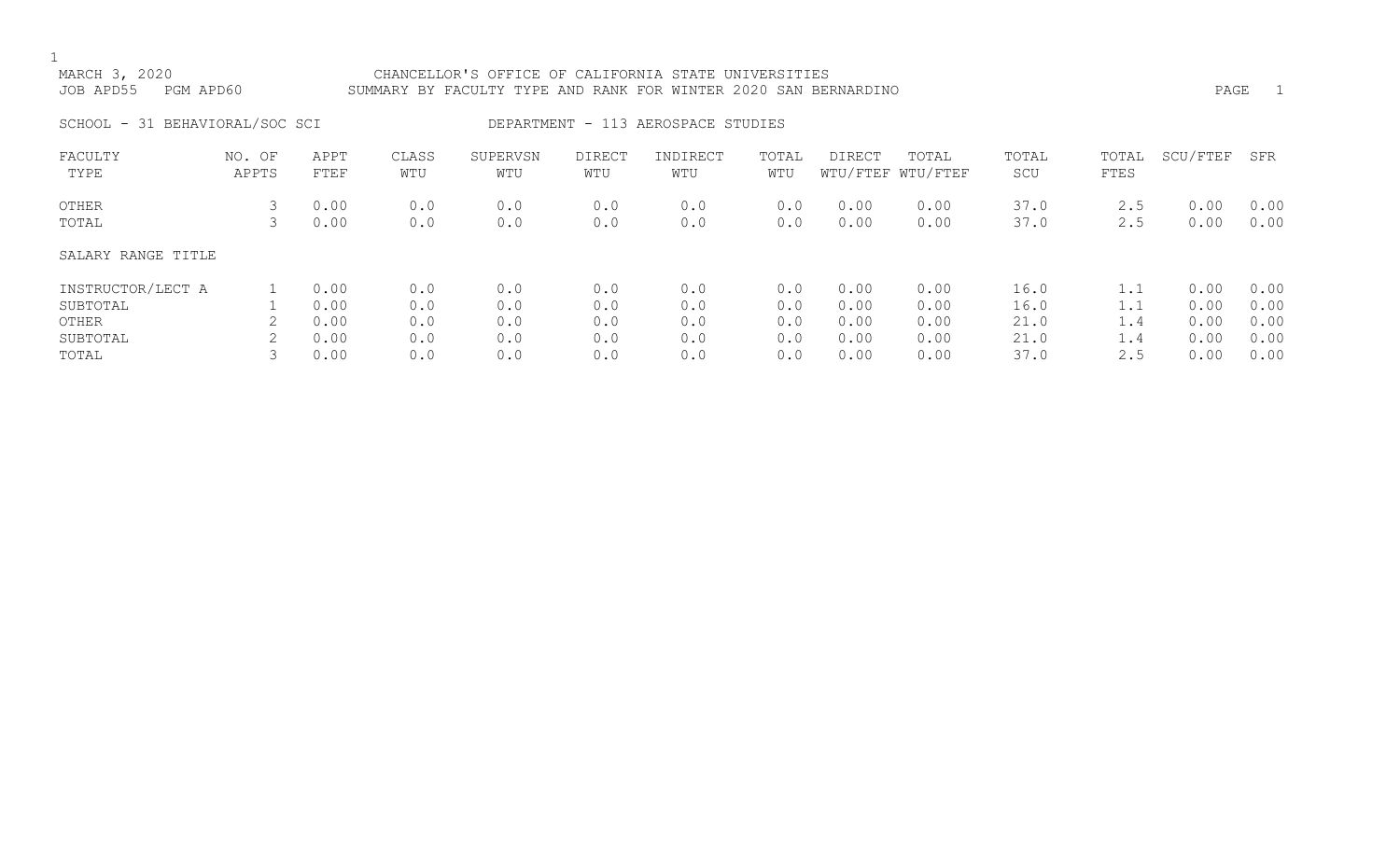MARCH 3, 2020 CHANCELLOR'S OFFICE OF CALIFORNIA STATE UNIVERSITIES
JOB APD55 PGM APD60 SUMMARY BY FACULTY TYPE AND RANK FOR WINTER 2020 SAN BERNARDINO

SCHOOL - 31 BEHAVIORAL/SOC SCI DEPARTMENT - 113 AEROSPACE STUDIES

| FACULTY TYPE | NO. OF APPTS | APPT FTEF | CLASS WTU | SUPERVSN WTU | DIRECT WTU | INDIRECT WTU | TOTAL WTU | DIRECT WTU/FTEF | TOTAL WTU/FTEF | TOTAL SCU | TOTAL FTES | SCU/FTEF | SFR |
|---|---|---|---|---|---|---|---|---|---|---|---|---|---|
| OTHER | 3 | 0.00 | 0.0 | 0.0 | 0.0 | 0.0 | 0.0 | 0.00 | 0.00 | 37.0 | 2.5 | 0.00 | 0.00 |
| TOTAL | 3 | 0.00 | 0.0 | 0.0 | 0.0 | 0.0 | 0.0 | 0.00 | 0.00 | 37.0 | 2.5 | 0.00 | 0.00 |

| SALARY RANGE TITLE | NO. OF APPTS | APPT FTEF | CLASS WTU | SUPERVSN WTU | DIRECT WTU | INDIRECT WTU | TOTAL WTU | DIRECT WTU/FTEF | TOTAL WTU/FTEF | TOTAL SCU | TOTAL FTES | SCU/FTEF | SFR |
|---|---|---|---|---|---|---|---|---|---|---|---|---|---|
| INSTRUCTOR/LECT A | 1 | 0.00 | 0.0 | 0.0 | 0.0 | 0.0 | 0.0 | 0.00 | 0.00 | 16.0 | 1.1 | 0.00 | 0.00 |
| SUBTOTAL | 1 | 0.00 | 0.0 | 0.0 | 0.0 | 0.0 | 0.0 | 0.00 | 0.00 | 16.0 | 1.1 | 0.00 | 0.00 |
| OTHER | 2 | 0.00 | 0.0 | 0.0 | 0.0 | 0.0 | 0.0 | 0.00 | 0.00 | 21.0 | 1.4 | 0.00 | 0.00 |
| SUBTOTAL | 2 | 0.00 | 0.0 | 0.0 | 0.0 | 0.0 | 0.0 | 0.00 | 0.00 | 21.0 | 1.4 | 0.00 | 0.00 |
| TOTAL | 3 | 0.00 | 0.0 | 0.0 | 0.0 | 0.0 | 0.0 | 0.00 | 0.00 | 37.0 | 2.5 | 0.00 | 0.00 |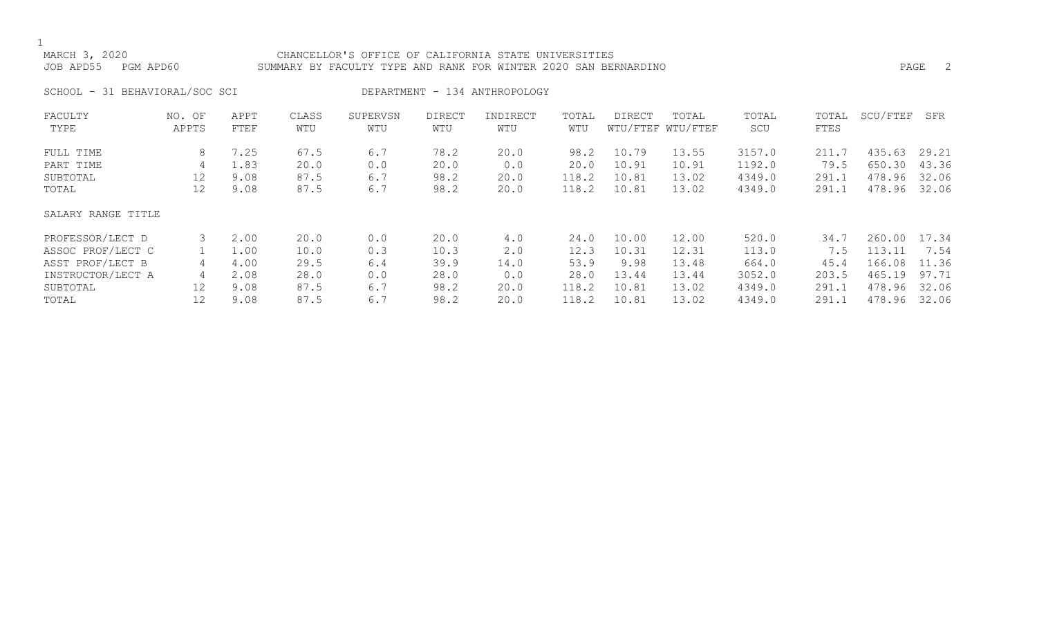MARCH 3, 2020 CHANCELLOR'S OFFICE OF CALIFORNIA STATE UNIVERSITIES
JOB APD55 PGM APD60 SUMMARY BY FACULTY TYPE AND RANK FOR WINTER 2020 SAN BERNARDINO

SCHOOL - 31 BEHAVIORAL/SOC SCI DEPARTMENT - 134 ANTHROPOLOGY

| FACULTY TYPE | NO. OF APPTS | APPT FTEF | CLASS WTU | SUPERVSN WTU | DIRECT WTU | INDIRECT WTU | TOTAL WTU | DIRECT WTU/FTEF | TOTAL WTU/FTEF | TOTAL SCU | TOTAL FTES | SCU/FTEF | SFR |
|---|---|---|---|---|---|---|---|---|---|---|---|---|---|
| FULL TIME | 8 | 7.25 | 67.5 | 6.7 | 78.2 | 20.0 | 98.2 | 10.79 | 13.55 | 3157.0 | 211.7 | 435.63 | 29.21 |
| PART TIME | 4 | 1.83 | 20.0 | 0.0 | 20.0 | 0.0 | 20.0 | 10.91 | 10.91 | 1192.0 | 79.5 | 650.30 | 43.36 |
| SUBTOTAL | 12 | 9.08 | 87.5 | 6.7 | 98.2 | 20.0 | 118.2 | 10.81 | 13.02 | 4349.0 | 291.1 | 478.96 | 32.06 |
| TOTAL | 12 | 9.08 | 87.5 | 6.7 | 98.2 | 20.0 | 118.2 | 10.81 | 13.02 | 4349.0 | 291.1 | 478.96 | 32.06 |
| SALARY RANGE TITLE | | | | | | | | | | | | | |
| PROFESSOR/LECT D | 3 | 2.00 | 20.0 | 0.0 | 20.0 | 4.0 | 24.0 | 10.00 | 12.00 | 520.0 | 34.7 | 260.00 | 17.34 |
| ASSOC PROF/LECT C | 1 | 1.00 | 10.0 | 0.3 | 10.3 | 2.0 | 12.3 | 10.31 | 12.31 | 113.0 | 7.5 | 113.11 | 7.54 |
| ASST PROF/LECT B | 4 | 4.00 | 29.5 | 6.4 | 39.9 | 14.0 | 53.9 | 9.98 | 13.48 | 664.0 | 45.4 | 166.08 | 11.36 |
| INSTRUCTOR/LECT A | 4 | 2.08 | 28.0 | 0.0 | 28.0 | 0.0 | 28.0 | 13.44 | 13.44 | 3052.0 | 203.5 | 465.19 | 97.71 |
| SUBTOTAL | 12 | 9.08 | 87.5 | 6.7 | 98.2 | 20.0 | 118.2 | 10.81 | 13.02 | 4349.0 | 291.1 | 478.96 | 32.06 |
| TOTAL | 12 | 9.08 | 87.5 | 6.7 | 98.2 | 20.0 | 118.2 | 10.81 | 13.02 | 4349.0 | 291.1 | 478.96 | 32.06 |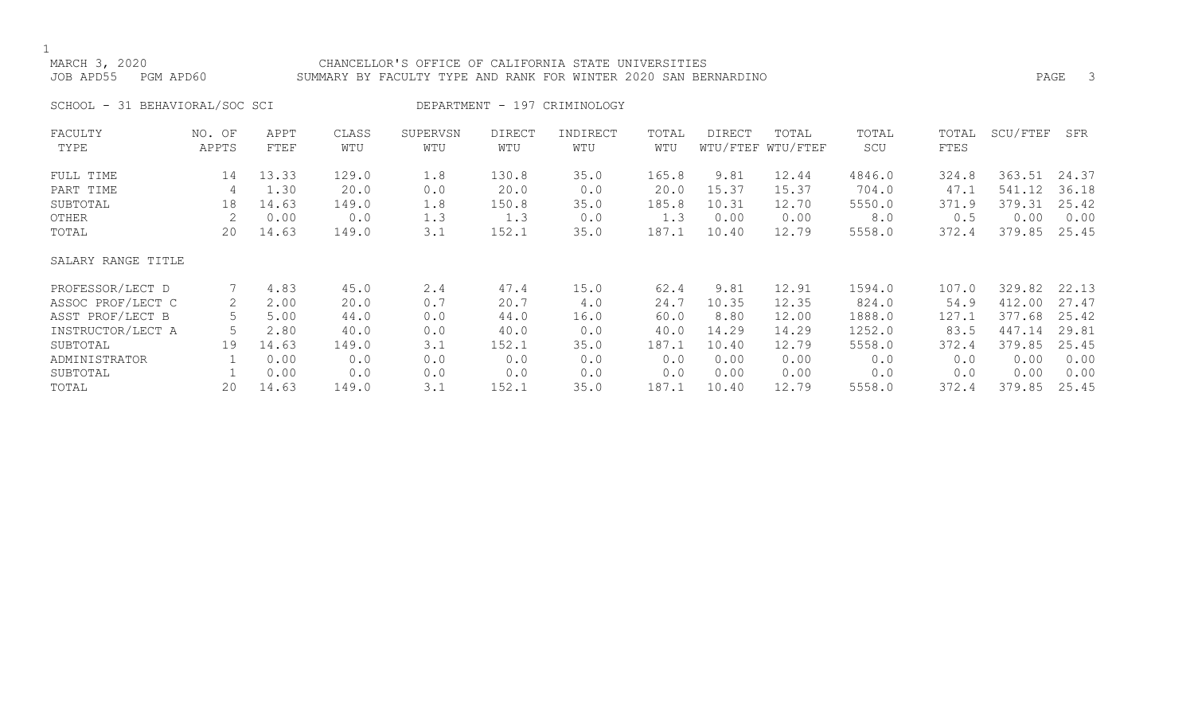MARCH 3, 2020 CHANCELLOR'S OFFICE OF CALIFORNIA STATE UNIVERSITIES
JOB APD55 PGM APD60 SUMMARY BY FACULTY TYPE AND RANK FOR WINTER 2020 SAN BERNARDINO

SCHOOL - 31 BEHAVIORAL/SOC SCI DEPARTMENT - 197 CRIMINOLOGY

| FACULTY TYPE | NO. OF APPTS | APPT FTEF | CLASS WTU | SUPERVSN WTU | DIRECT WTU | INDIRECT WTU | TOTAL WTU | DIRECT WTU/FTEF | TOTAL WTU/FTEF | TOTAL SCU | TOTAL FTES | SCU/FTEF | SFR |
|---|---|---|---|---|---|---|---|---|---|---|---|---|---|
| FULL TIME | 14 | 13.33 | 129.0 | 1.8 | 130.8 | 35.0 | 165.8 | 9.81 | 12.44 | 4846.0 | 324.8 | 363.51 | 24.37 |
| PART TIME | 4 | 1.30 | 20.0 | 0.0 | 20.0 | 0.0 | 20.0 | 15.37 | 15.37 | 704.0 | 47.1 | 541.12 | 36.18 |
| SUBTOTAL | 18 | 14.63 | 149.0 | 1.8 | 150.8 | 35.0 | 185.8 | 10.31 | 12.70 | 5550.0 | 371.9 | 379.31 | 25.42 |
| OTHER | 2 | 0.00 | 0.0 | 1.3 | 1.3 | 0.0 | 1.3 | 0.00 | 0.00 | 8.0 | 0.5 | 0.00 | 0.00 |
| TOTAL | 20 | 14.63 | 149.0 | 3.1 | 152.1 | 35.0 | 187.1 | 10.40 | 12.79 | 5558.0 | 372.4 | 379.85 | 25.45 |
| **SALARY RANGE TITLE** | | | | | | | | | | | | | |
| PROFESSOR/LECT D | 7 | 4.83 | 45.0 | 2.4 | 47.4 | 15.0 | 62.4 | 9.81 | 12.91 | 1594.0 | 107.0 | 329.82 | 22.13 |
| ASSOC PROF/LECT C | 2 | 2.00 | 20.0 | 0.7 | 20.7 | 4.0 | 24.7 | 10.35 | 12.35 | 824.0 | 54.9 | 412.00 | 27.47 |
| ASST PROF/LECT B | 5 | 5.00 | 44.0 | 0.0 | 44.0 | 16.0 | 60.0 | 8.80 | 12.00 | 1888.0 | 127.1 | 377.68 | 25.42 |
| INSTRUCTOR/LECT A | 5 | 2.80 | 40.0 | 0.0 | 40.0 | 0.0 | 40.0 | 14.29 | 14.29 | 1252.0 | 83.5 | 447.14 | 29.81 |
| SUBTOTAL | 19 | 14.63 | 149.0 | 3.1 | 152.1 | 35.0 | 187.1 | 10.40 | 12.79 | 5558.0 | 372.4 | 379.85 | 25.45 |
| ADMINISTRATOR | 1 | 0.00 | 0.0 | 0.0 | 0.0 | 0.0 | 0.0 | 0.00 | 0.00 | 0.0 | 0.0 | 0.00 | 0.00 |
| SUBTOTAL | 1 | 0.00 | 0.0 | 0.0 | 0.0 | 0.0 | 0.0 | 0.00 | 0.00 | 0.0 | 0.0 | 0.00 | 0.00 |
| TOTAL | 20 | 14.63 | 149.0 | 3.1 | 152.1 | 35.0 | 187.1 | 10.40 | 12.79 | 5558.0 | 372.4 | 379.85 | 25.45 |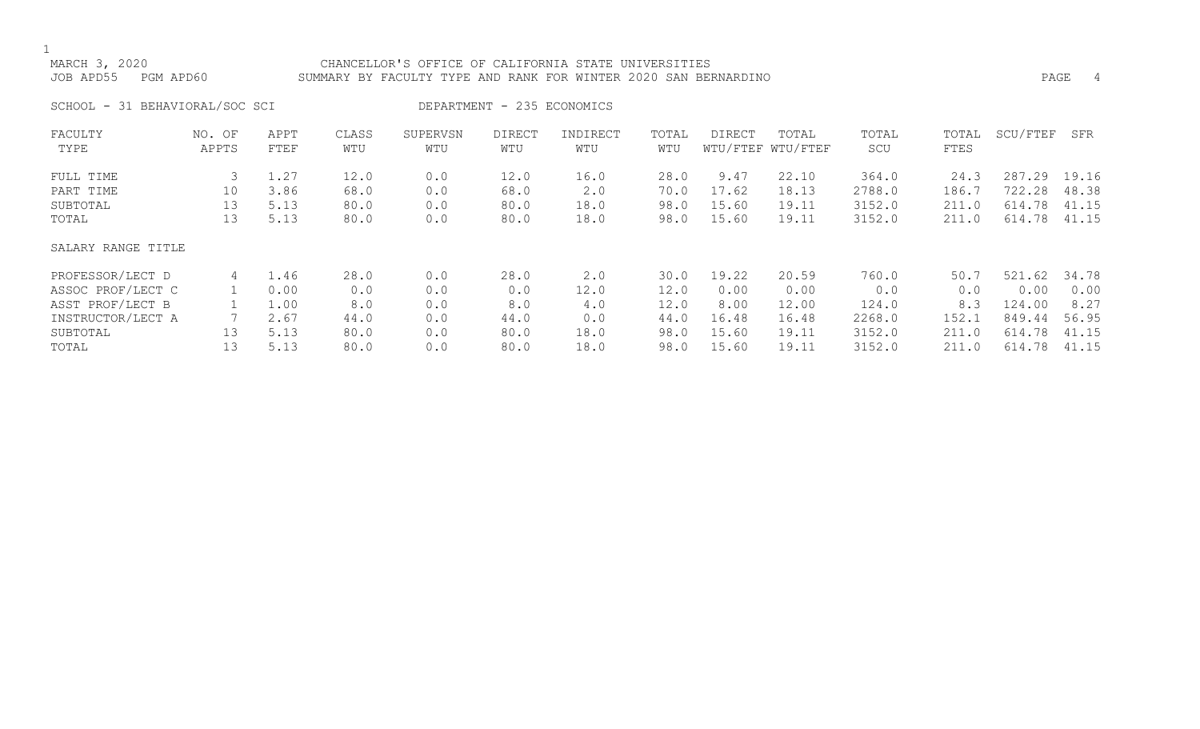MARCH 3, 2020 CHANCELLOR'S OFFICE OF CALIFORNIA STATE UNIVERSITIES
JOB APD55 PGM APD60 SUMMARY BY FACULTY TYPE AND RANK FOR WINTER 2020 SAN BERNARDINO

SCHOOL - 31 BEHAVIORAL/SOC SCI DEPARTMENT - 235 ECONOMICS

| FACULTY TYPE | NO. OF APPTS | APPT FTEF | CLASS WTU | SUPERVSN WTU | DIRECT WTU | INDIRECT WTU | TOTAL WTU | DIRECT WTU/FTEF | TOTAL WTU/FTEF | TOTAL SCU | TOTAL FTES | SCU/FTEF | SFR |
|---|---|---|---|---|---|---|---|---|---|---|---|---|---|
| FULL TIME | 3 | 1.27 | 12.0 | 0.0 | 12.0 | 16.0 | 28.0 | 9.47 | 22.10 | 364.0 | 24.3 | 287.29 | 19.16 |
| PART TIME | 10 | 3.86 | 68.0 | 0.0 | 68.0 | 2.0 | 70.0 | 17.62 | 18.13 | 2788.0 | 186.7 | 722.28 | 48.38 |
| SUBTOTAL | 13 | 5.13 | 80.0 | 0.0 | 80.0 | 18.0 | 98.0 | 15.60 | 19.11 | 3152.0 | 211.0 | 614.78 | 41.15 |
| TOTAL | 13 | 5.13 | 80.0 | 0.0 | 80.0 | 18.0 | 98.0 | 15.60 | 19.11 | 3152.0 | 211.0 | 614.78 | 41.15 |
| SALARY RANGE TITLE | | | | | | | | | | | | | |
| PROFESSOR/LECT D | 4 | 1.46 | 28.0 | 0.0 | 28.0 | 2.0 | 30.0 | 19.22 | 20.59 | 760.0 | 50.7 | 521.62 | 34.78 |
| ASSOC PROF/LECT C | 1 | 0.00 | 0.0 | 0.0 | 0.0 | 12.0 | 12.0 | 0.00 | 0.00 | 0.0 | 0.0 | 0.00 | 0.00 |
| ASST PROF/LECT B | 1 | 1.00 | 8.0 | 0.0 | 8.0 | 4.0 | 12.0 | 8.00 | 12.00 | 124.0 | 8.3 | 124.00 | 8.27 |
| INSTRUCTOR/LECT A | 7 | 2.67 | 44.0 | 0.0 | 44.0 | 0.0 | 44.0 | 16.48 | 16.48 | 2268.0 | 152.1 | 849.44 | 56.95 |
| SUBTOTAL | 13 | 5.13 | 80.0 | 0.0 | 80.0 | 18.0 | 98.0 | 15.60 | 19.11 | 3152.0 | 211.0 | 614.78 | 41.15 |
| TOTAL | 13 | 5.13 | 80.0 | 0.0 | 80.0 | 18.0 | 98.0 | 15.60 | 19.11 | 3152.0 | 211.0 | 614.78 | 41.15 |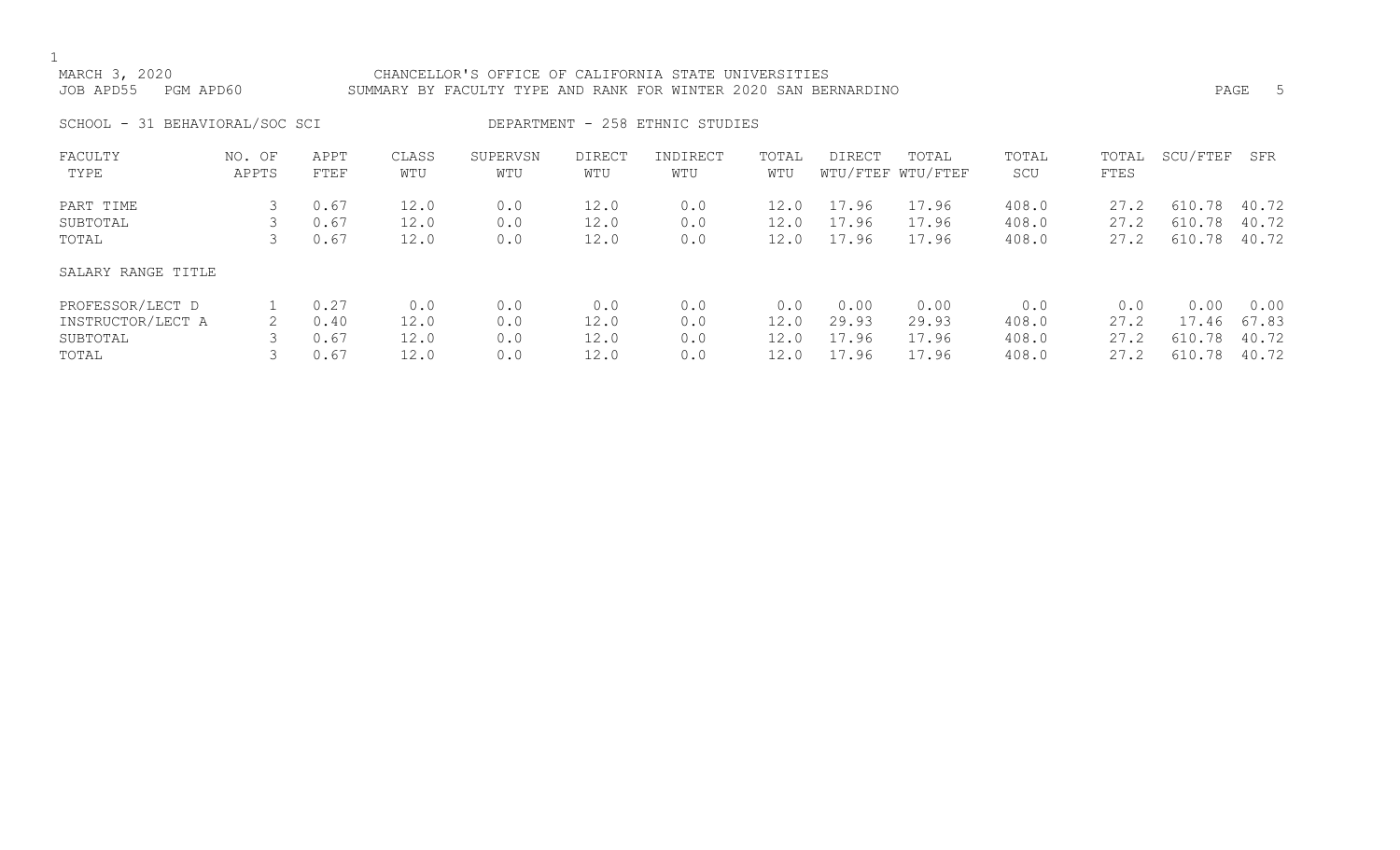MARCH 3, 2020 CHANCELLOR'S OFFICE OF CALIFORNIA STATE UNIVERSITIES
JOB APD55 PGM APD60 SUMMARY BY FACULTY TYPE AND RANK FOR WINTER 2020 SAN BERNARDINO

SCHOOL - 31 BEHAVIORAL/SOC SCI DEPARTMENT - 258 ETHNIC STUDIES

| FACULTY TYPE | NO. OF APPTS | APPT FTEF | CLASS WTU | SUPERVSN WTU | DIRECT WTU | INDIRECT WTU | TOTAL WTU | DIRECT WTU/FTEF | TOTAL WTU/FTEF | TOTAL SCU | TOTAL FTES | SCU/FTEF | SFR |
|---|---|---|---|---|---|---|---|---|---|---|---|---|---|
| PART TIME | 3 | 0.67 | 12.0 | 0.0 | 12.0 | 0.0 | 12.0 | 17.96 | 17.96 | 408.0 | 27.2 | 610.78 | 40.72 |
| SUBTOTAL | 3 | 0.67 | 12.0 | 0.0 | 12.0 | 0.0 | 12.0 | 17.96 | 17.96 | 408.0 | 27.2 | 610.78 | 40.72 |
| TOTAL | 3 | 0.67 | 12.0 | 0.0 | 12.0 | 0.0 | 12.0 | 17.96 | 17.96 | 408.0 | 27.2 | 610.78 | 40.72 |
| SALARY RANGE TITLE | | | | | | | | | | | | | |
| PROFESSOR/LECT D | 1 | 0.27 | 0.0 | 0.0 | 0.0 | 0.0 | 0.0 | 0.00 | 0.00 | 0.0 | 0.0 | 0.00 | 0.00 |
| INSTRUCTOR/LECT A | 2 | 0.40 | 12.0 | 0.0 | 12.0 | 0.0 | 12.0 | 29.93 | 29.93 | 408.0 | 27.2 | 17.46 | 67.83 |
| SUBTOTAL | 3 | 0.67 | 12.0 | 0.0 | 12.0 | 0.0 | 12.0 | 17.96 | 17.96 | 408.0 | 27.2 | 610.78 | 40.72 |
| TOTAL | 3 | 0.67 | 12.0 | 0.0 | 12.0 | 0.0 | 12.0 | 17.96 | 17.96 | 408.0 | 27.2 | 610.78 | 40.72 |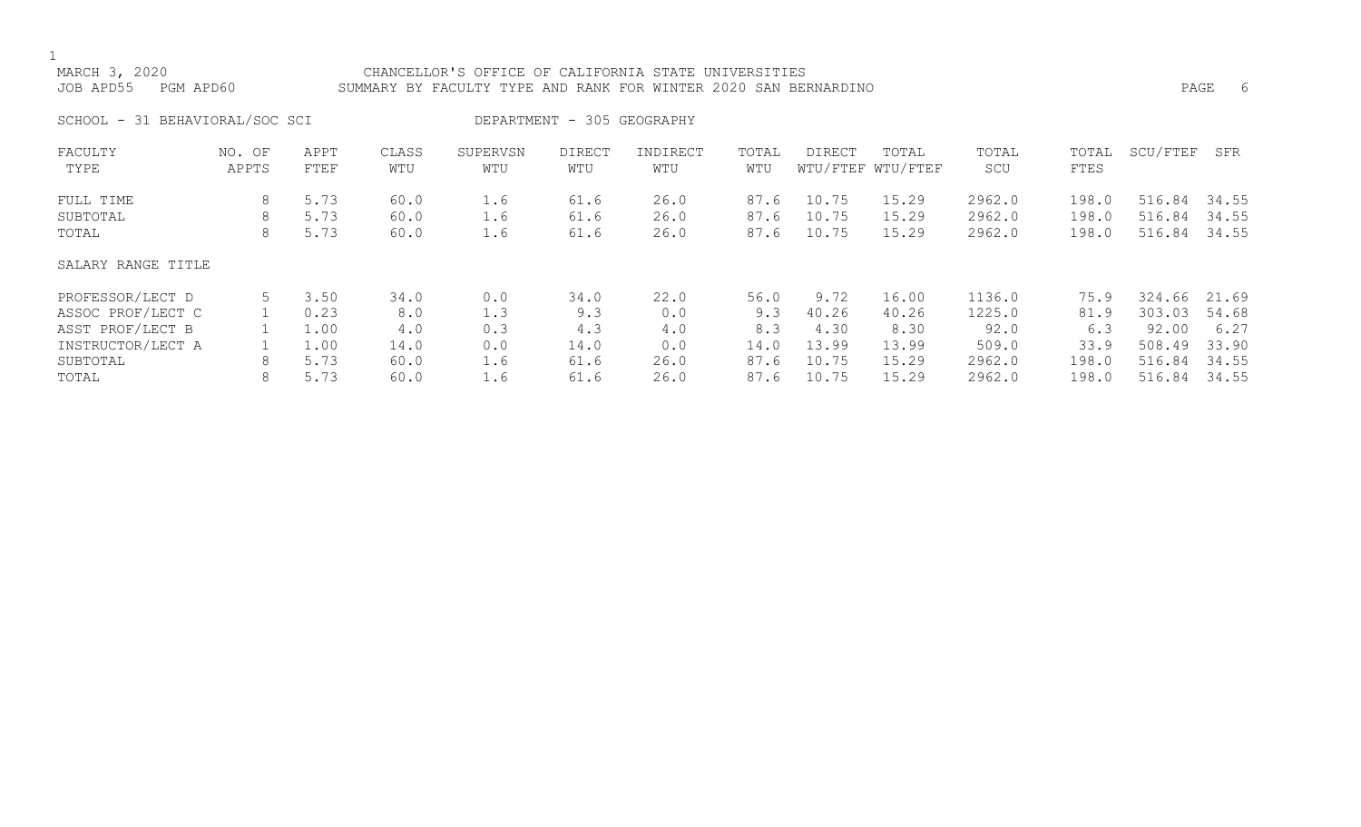MARCH 3, 2020 CHANCELLOR'S OFFICE OF CALIFORNIA STATE UNIVERSITIES
JOB APD55 PGM APD60 SUMMARY BY FACULTY TYPE AND RANK FOR WINTER 2020 SAN BERNARDINO

SCHOOL - 31 BEHAVIORAL/SOC SCI DEPARTMENT - 305 GEOGRAPHY

| FACULTY TYPE | NO. OF APPTS | APPT FTEF | CLASS WTU | SUPERVSN WTU | DIRECT WTU | INDIRECT WTU | TOTAL WTU | DIRECT WTU/FTEF | TOTAL WTU/FTEF | TOTAL SCU | TOTAL FTES | SCU/FTEF | SFR |
|---|---|---|---|---|---|---|---|---|---|---|---|---|---|
| FULL TIME | 8 | 5.73 | 60.0 | 1.6 | 61.6 | 26.0 | 87.6 | 10.75 | 15.29 | 2962.0 | 198.0 | 516.84 | 34.55 |
| SUBTOTAL | 8 | 5.73 | 60.0 | 1.6 | 61.6 | 26.0 | 87.6 | 10.75 | 15.29 | 2962.0 | 198.0 | 516.84 | 34.55 |
| TOTAL | 8 | 5.73 | 60.0 | 1.6 | 61.6 | 26.0 | 87.6 | 10.75 | 15.29 | 2962.0 | 198.0 | 516.84 | 34.55 |

SALARY RANGE TITLE

| SALARY RANGE TITLE | NO. OF APPTS | APPT FTEF | CLASS WTU | SUPERVSN WTU | DIRECT WTU | INDIRECT WTU | TOTAL WTU | DIRECT WTU/FTEF | TOTAL WTU/FTEF | TOTAL SCU | TOTAL FTES | SCU/FTEF | SFR |
|---|---|---|---|---|---|---|---|---|---|---|---|---|---|
| PROFESSOR/LECT D | 5 | 3.50 | 34.0 | 0.0 | 34.0 | 22.0 | 56.0 | 9.72 | 16.00 | 1136.0 | 75.9 | 324.66 | 21.69 |
| ASSOC PROF/LECT C | 1 | 0.23 | 8.0 | 1.3 | 9.3 | 0.0 | 9.3 | 40.26 | 40.26 | 1225.0 | 81.9 | 303.03 | 54.68 |
| ASST PROF/LECT B | 1 | 1.00 | 4.0 | 0.3 | 4.3 | 4.0 | 8.3 | 4.30 | 8.30 | 92.0 | 6.3 | 92.00 | 6.27 |
| INSTRUCTOR/LECT A | 1 | 1.00 | 14.0 | 0.0 | 14.0 | 0.0 | 14.0 | 13.99 | 13.99 | 509.0 | 33.9 | 508.49 | 33.90 |
| SUBTOTAL | 8 | 5.73 | 60.0 | 1.6 | 61.6 | 26.0 | 87.6 | 10.75 | 15.29 | 2962.0 | 198.0 | 516.84 | 34.55 |
| TOTAL | 8 | 5.73 | 60.0 | 1.6 | 61.6 | 26.0 | 87.6 | 10.75 | 15.29 | 2962.0 | 198.0 | 516.84 | 34.55 |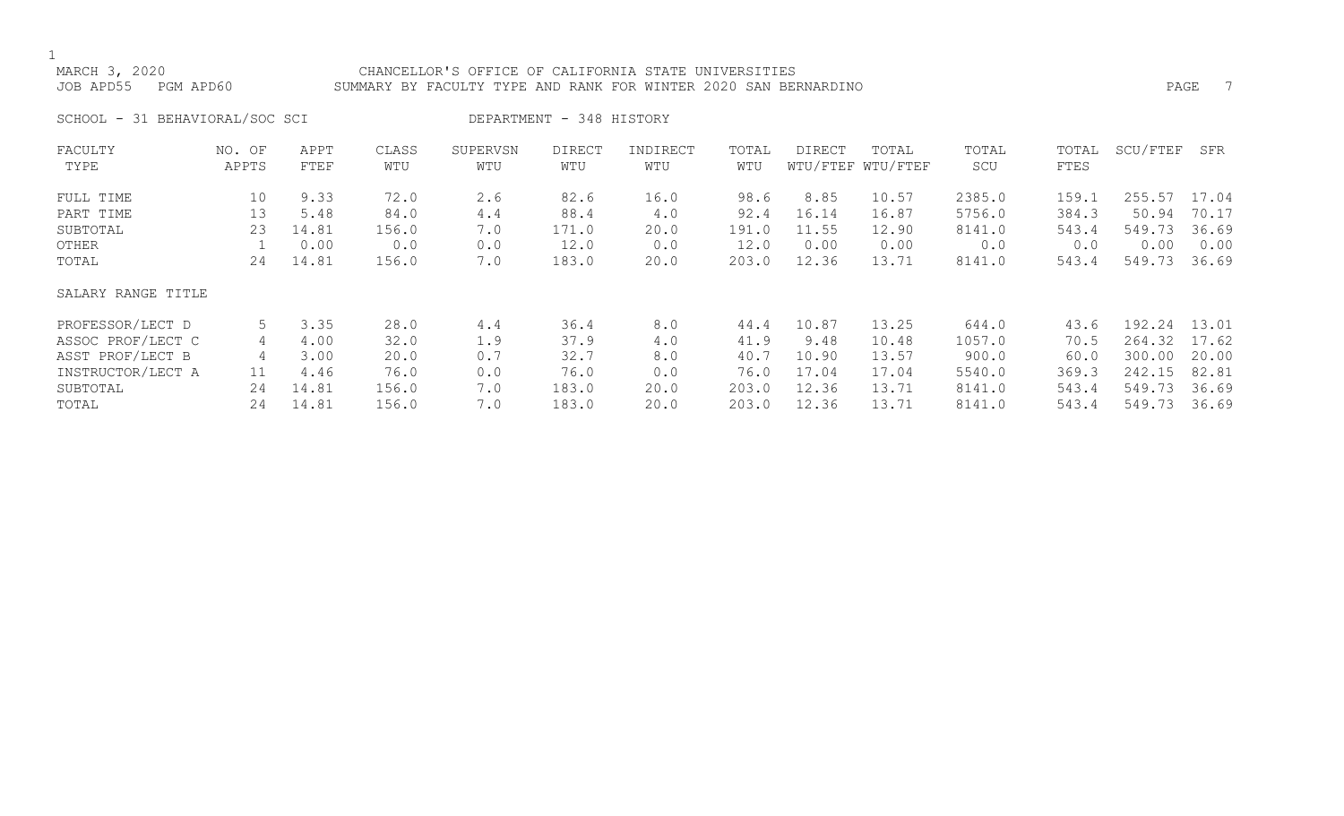MARCH 3, 2020 CHANCELLOR'S OFFICE OF CALIFORNIA STATE UNIVERSITIES
JOB APD55 PGM APD60 SUMMARY BY FACULTY TYPE AND RANK FOR WINTER 2020 SAN BERNARDINO

SCHOOL - 31 BEHAVIORAL/SOC SCI DEPARTMENT - 348 HISTORY

| FACULTY TYPE | NO. OF APPTS | APPT FTEF | CLASS WTU | SUPERVSN WTU | DIRECT WTU | INDIRECT WTU | TOTAL WTU | DIRECT WTU/FTEF | TOTAL WTU/FTEF | TOTAL SCU | TOTAL FTES | SCU/FTEF | SFR |
|---|---|---|---|---|---|---|---|---|---|---|---|---|---|
| FULL TIME | 10 | 9.33 | 72.0 | 2.6 | 82.6 | 16.0 | 98.6 | 8.85 | 10.57 | 2385.0 | 159.1 | 255.57 | 17.04 |
| PART TIME | 13 | 5.48 | 84.0 | 4.4 | 88.4 | 4.0 | 92.4 | 16.14 | 16.87 | 5756.0 | 384.3 | 50.94 | 70.17 |
| SUBTOTAL | 23 | 14.81 | 156.0 | 7.0 | 171.0 | 20.0 | 191.0 | 11.55 | 12.90 | 8141.0 | 543.4 | 549.73 | 36.69 |
| OTHER | 1 | 0.00 | 0.0 | 0.0 | 12.0 | 0.0 | 12.0 | 0.00 | 0.00 | 0.0 | 0.0 | 0.00 | 0.00 |
| TOTAL | 24 | 14.81 | 156.0 | 7.0 | 183.0 | 20.0 | 203.0 | 12.36 | 13.71 | 8141.0 | 543.4 | 549.73 | 36.69 |
| SALARY RANGE TITLE | | | | | | | | | | | | | |
| PROFESSOR/LECT D | 5 | 3.35 | 28.0 | 4.4 | 36.4 | 8.0 | 44.4 | 10.87 | 13.25 | 644.0 | 43.6 | 192.24 | 13.01 |
| ASSOC PROF/LECT C | 4 | 4.00 | 32.0 | 1.9 | 37.9 | 4.0 | 41.9 | 9.48 | 10.48 | 1057.0 | 70.5 | 264.32 | 17.62 |
| ASST PROF/LECT B | 4 | 3.00 | 20.0 | 0.7 | 32.7 | 8.0 | 40.7 | 10.90 | 13.57 | 900.0 | 60.0 | 300.00 | 20.00 |
| INSTRUCTOR/LECT A | 11 | 4.46 | 76.0 | 0.0 | 76.0 | 0.0 | 76.0 | 17.04 | 17.04 | 5540.0 | 369.3 | 242.15 | 82.81 |
| SUBTOTAL | 24 | 14.81 | 156.0 | 7.0 | 183.0 | 20.0 | 203.0 | 12.36 | 13.71 | 8141.0 | 543.4 | 549.73 | 36.69 |
| TOTAL | 24 | 14.81 | 156.0 | 7.0 | 183.0 | 20.0 | 203.0 | 12.36 | 13.71 | 8141.0 | 543.4 | 549.73 | 36.69 |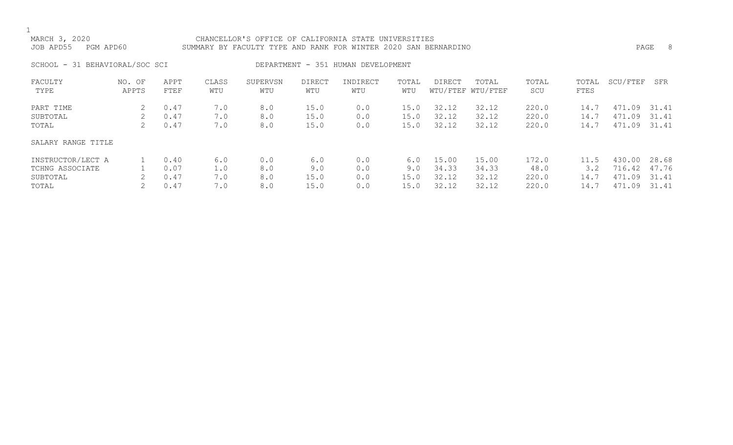MARCH 3, 2020 CHANCELLOR'S OFFICE OF CALIFORNIA STATE UNIVERSITIES
JOB APD55 PGM APD60 SUMMARY BY FACULTY TYPE AND RANK FOR WINTER 2020 SAN BERNARDINO

SCHOOL - 31 BEHAVIORAL/SOC SCI DEPARTMENT - 351 HUMAN DEVELOPMENT

| FACULTY TYPE | NO. OF APPTS | APPT FTEF | CLASS WTU | SUPERVSN WTU | DIRECT WTU | INDIRECT WTU | TOTAL WTU | DIRECT WTU/FTEF | TOTAL WTU/FTEF | TOTAL SCU | TOTAL FTES | SCU/FTEF | SFR |
|---|---|---|---|---|---|---|---|---|---|---|---|---|---|
| PART TIME | 2 | 0.47 | 7.0 | 8.0 | 15.0 | 0.0 | 15.0 | 32.12 | 32.12 | 220.0 | 14.7 | 471.09 | 31.41 |
| SUBTOTAL | 2 | 0.47 | 7.0 | 8.0 | 15.0 | 0.0 | 15.0 | 32.12 | 32.12 | 220.0 | 14.7 | 471.09 | 31.41 |
| TOTAL | 2 | 0.47 | 7.0 | 8.0 | 15.0 | 0.0 | 15.0 | 32.12 | 32.12 | 220.0 | 14.7 | 471.09 | 31.41 |

SALARY RANGE TITLE

| SALARY RANGE TITLE | NO. OF APPTS | APPT FTEF | CLASS WTU | SUPERVSN WTU | DIRECT WTU | INDIRECT WTU | TOTAL WTU | DIRECT WTU/FTEF | TOTAL WTU/FTEF | TOTAL SCU | TOTAL FTES | SCU/FTEF | SFR |
|---|---|---|---|---|---|---|---|---|---|---|---|---|---|
| INSTRUCTOR/LECT A | 1 | 0.40 | 6.0 | 0.0 | 6.0 | 0.0 | 6.0 | 15.00 | 15.00 | 172.0 | 11.5 | 430.00 | 28.68 |
| TCHNG ASSOCIATE | 1 | 0.07 | 1.0 | 8.0 | 9.0 | 0.0 | 9.0 | 34.33 | 34.33 | 48.0 | 3.2 | 716.42 | 47.76 |
| SUBTOTAL | 2 | 0.47 | 7.0 | 8.0 | 15.0 | 0.0 | 15.0 | 32.12 | 32.12 | 220.0 | 14.7 | 471.09 | 31.41 |
| TOTAL | 2 | 0.47 | 7.0 | 8.0 | 15.0 | 0.0 | 15.0 | 32.12 | 32.12 | 220.0 | 14.7 | 471.09 | 31.41 |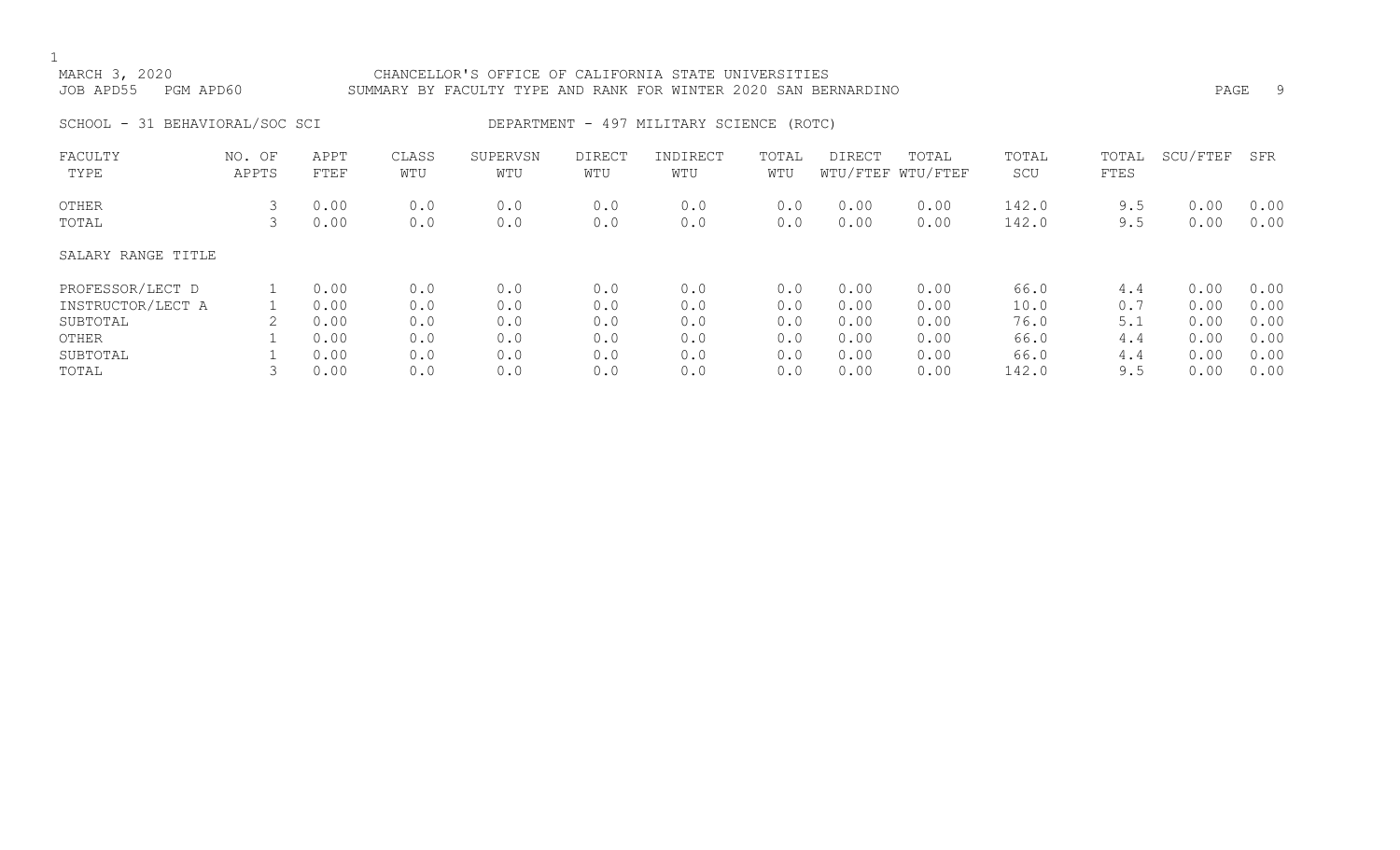MARCH 3, 2020 CHANCELLOR'S OFFICE OF CALIFORNIA STATE UNIVERSITIES
JOB APD55 PGM APD60 SUMMARY BY FACULTY TYPE AND RANK FOR WINTER 2020 SAN BERNARDINO

SCHOOL - 31 BEHAVIORAL/SOC SCI DEPARTMENT - 497 MILITARY SCIENCE (ROTC)

| FACULTY TYPE | NO. OF APPTS | APPT FTEF | CLASS WTU | SUPERVSN WTU | DIRECT WTU | INDIRECT WTU | TOTAL WTU | DIRECT WTU/FTEF | TOTAL WTU/FTEF | TOTAL SCU | TOTAL FTES | SCU/FTEF | SFR |
|---|---|---|---|---|---|---|---|---|---|---|---|---|---|
| OTHER | 3 | 0.00 | 0.0 | 0.0 | 0.0 | 0.0 | 0.0 | 0.00 | 0.00 | 142.0 | 9.5 | 0.00 | 0.00 |
| TOTAL | 3 | 0.00 | 0.0 | 0.0 | 0.0 | 0.0 | 0.0 | 0.00 | 0.00 | 142.0 | 9.5 | 0.00 | 0.00 |

| SALARY RANGE TITLE | NO. OF APPTS | APPT FTEF | CLASS WTU | SUPERVSN WTU | DIRECT WTU | INDIRECT WTU | TOTAL WTU | DIRECT WTU/FTEF | TOTAL WTU/FTEF | TOTAL SCU | TOTAL FTES | SCU/FTEF | SFR |
|---|---|---|---|---|---|---|---|---|---|---|---|---|---|
| PROFESSOR/LECT D | 1 | 0.00 | 0.0 | 0.0 | 0.0 | 0.0 | 0.0 | 0.00 | 0.00 | 66.0 | 4.4 | 0.00 | 0.00 |
| INSTRUCTOR/LECT A | 1 | 0.00 | 0.0 | 0.0 | 0.0 | 0.0 | 0.0 | 0.00 | 0.00 | 10.0 | 0.7 | 0.00 | 0.00 |
| SUBTOTAL | 2 | 0.00 | 0.0 | 0.0 | 0.0 | 0.0 | 0.0 | 0.00 | 0.00 | 76.0 | 5.1 | 0.00 | 0.00 |
| OTHER | 1 | 0.00 | 0.0 | 0.0 | 0.0 | 0.0 | 0.0 | 0.00 | 0.00 | 66.0 | 4.4 | 0.00 | 0.00 |
| SUBTOTAL | 1 | 0.00 | 0.0 | 0.0 | 0.0 | 0.0 | 0.0 | 0.00 | 0.00 | 66.0 | 4.4 | 0.00 | 0.00 |
| TOTAL | 3 | 0.00 | 0.0 | 0.0 | 0.0 | 0.0 | 0.0 | 0.00 | 0.00 | 142.0 | 9.5 | 0.00 | 0.00 |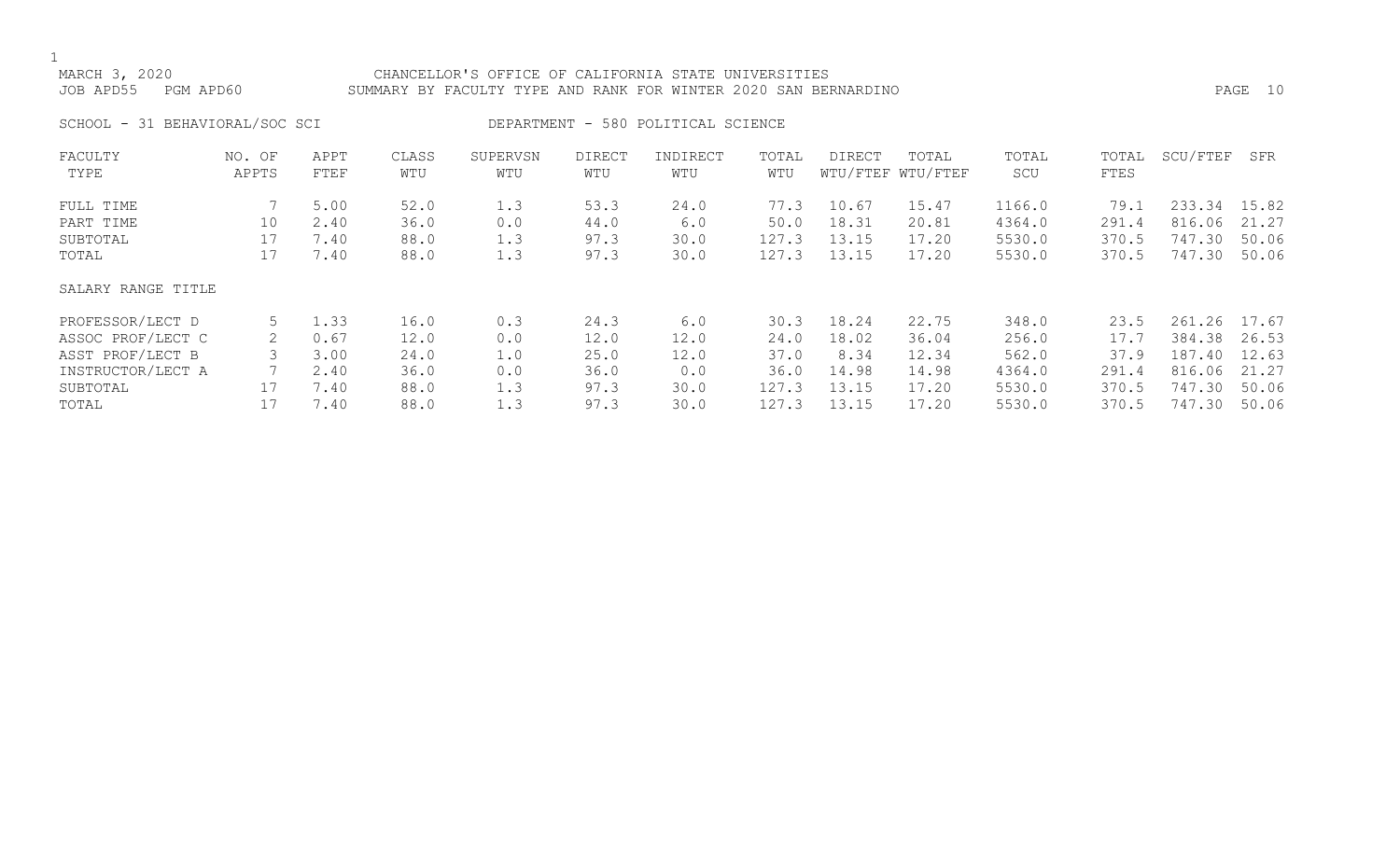MARCH 3, 2020 CHANCELLOR'S OFFICE OF CALIFORNIA STATE UNIVERSITIES
JOB APD55 PGM APD60 SUMMARY BY FACULTY TYPE AND RANK FOR WINTER 2020 SAN BERNARDINO

SCHOOL - 31 BEHAVIORAL/SOC SCI DEPARTMENT - 580 POLITICAL SCIENCE

| FACULTY TYPE | NO. OF APPTS | APPT FTEF | CLASS WTU | SUPERVSN WTU | DIRECT WTU | INDIRECT WTU | TOTAL WTU | DIRECT WTU/FTEF | TOTAL WTU/FTEF | TOTAL SCU | TOTAL FTES | SCU/FTEF | SFR |
|---|---|---|---|---|---|---|---|---|---|---|---|---|---|
| FULL TIME | 7 | 5.00 | 52.0 | 1.3 | 53.3 | 24.0 | 77.3 | 10.67 | 15.47 | 1166.0 | 79.1 | 233.34 | 15.82 |
| PART TIME | 10 | 2.40 | 36.0 | 0.0 | 44.0 | 6.0 | 50.0 | 18.31 | 20.81 | 4364.0 | 291.4 | 816.06 | 21.27 |
| SUBTOTAL | 17 | 7.40 | 88.0 | 1.3 | 97.3 | 30.0 | 127.3 | 13.15 | 17.20 | 5530.0 | 370.5 | 747.30 | 50.06 |
| TOTAL | 17 | 7.40 | 88.0 | 1.3 | 97.3 | 30.0 | 127.3 | 13.15 | 17.20 | 5530.0 | 370.5 | 747.30 | 50.06 |
| SALARY RANGE TITLE | | | | | | | | | | | | | |
| PROFESSOR/LECT D | 5 | 1.33 | 16.0 | 0.3 | 24.3 | 6.0 | 30.3 | 18.24 | 22.75 | 348.0 | 23.5 | 261.26 | 17.67 |
| ASSOC PROF/LECT C | 2 | 0.67 | 12.0 | 0.0 | 12.0 | 12.0 | 24.0 | 18.02 | 36.04 | 256.0 | 17.7 | 384.38 | 26.53 |
| ASST PROF/LECT B | 3 | 3.00 | 24.0 | 1.0 | 25.0 | 12.0 | 37.0 | 8.34 | 12.34 | 562.0 | 37.9 | 187.40 | 12.63 |
| INSTRUCTOR/LECT A | 7 | 2.40 | 36.0 | 0.0 | 36.0 | 0.0 | 36.0 | 14.98 | 14.98 | 4364.0 | 291.4 | 816.06 | 21.27 |
| SUBTOTAL | 17 | 7.40 | 88.0 | 1.3 | 97.3 | 30.0 | 127.3 | 13.15 | 17.20 | 5530.0 | 370.5 | 747.30 | 50.06 |
| TOTAL | 17 | 7.40 | 88.0 | 1.3 | 97.3 | 30.0 | 127.3 | 13.15 | 17.20 | 5530.0 | 370.5 | 747.30 | 50.06 |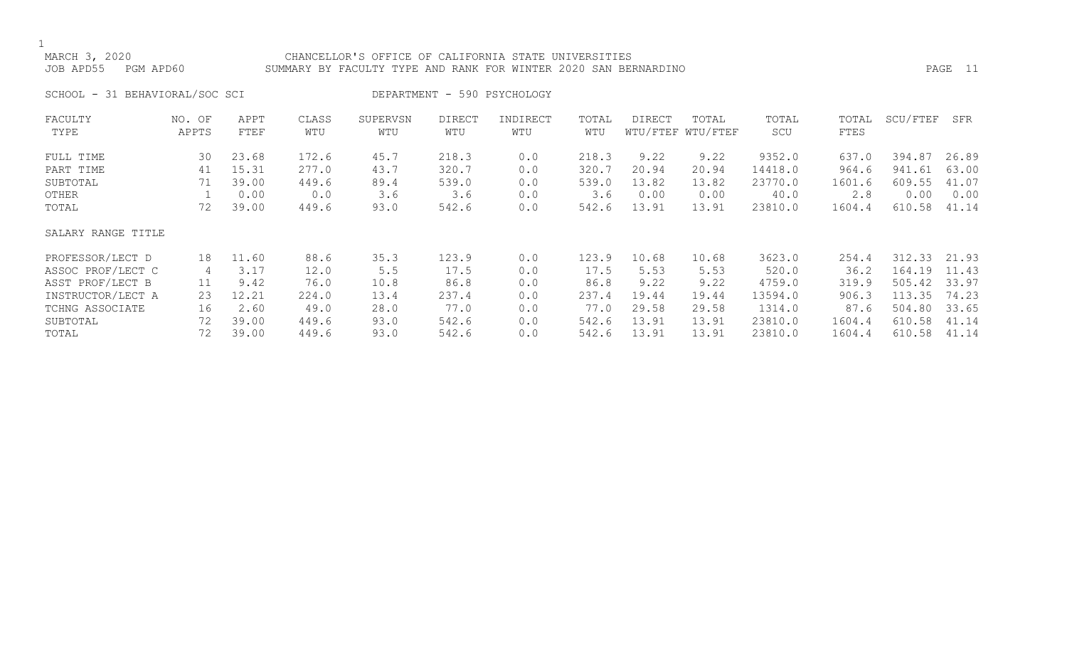MARCH 3, 2020 — CHANCELLOR'S OFFICE OF CALIFORNIA STATE UNIVERSITIES

JOB APD55 PGM APD60 — SUMMARY BY FACULTY TYPE AND RANK FOR WINTER 2020 SAN BERNARDINO

SCHOOL - 31 BEHAVIORAL/SOC SCI DEPARTMENT - 590 PSYCHOLOGY

| FACULTY TYPE | NO. OF APPTS | APPT FTEF | CLASS WTU | SUPERVSN WTU | DIRECT WTU | INDIRECT WTU | TOTAL WTU | DIRECT WTU/FTEF | TOTAL WTU/FTEF | TOTAL SCU | TOTAL FTES | SCU/FTEF | SFR |
|---|---|---|---|---|---|---|---|---|---|---|---|---|---|
| FULL TIME | 30 | 23.68 | 172.6 | 45.7 | 218.3 | 0.0 | 218.3 | 9.22 | 9.22 | 9352.0 | 637.0 | 394.87 | 26.89 |
| PART TIME | 41 | 15.31 | 277.0 | 43.7 | 320.7 | 0.0 | 320.7 | 20.94 | 20.94 | 14418.0 | 964.6 | 941.61 | 63.00 |
| SUBTOTAL | 71 | 39.00 | 449.6 | 89.4 | 539.0 | 0.0 | 539.0 | 13.82 | 13.82 | 23770.0 | 1601.6 | 609.55 | 41.07 |
| OTHER | 1 | 0.00 | 0.0 | 3.6 | 3.6 | 0.0 | 3.6 | 0.00 | 0.00 | 40.0 | 2.8 | 0.00 | 0.00 |
| TOTAL | 72 | 39.00 | 449.6 | 93.0 | 542.6 | 0.0 | 542.6 | 13.91 | 13.91 | 23810.0 | 1604.4 | 610.58 | 41.14 |
| **SALARY RANGE TITLE** | | | | | | | | | | | | | |
| PROFESSOR/LECT D | 18 | 11.60 | 88.6 | 35.3 | 123.9 | 0.0 | 123.9 | 10.68 | 10.68 | 3623.0 | 254.4 | 312.33 | 21.93 |
| ASSOC PROF/LECT C | 4 | 3.17 | 12.0 | 5.5 | 17.5 | 0.0 | 17.5 | 5.53 | 5.53 | 520.0 | 36.2 | 164.19 | 11.43 |
| ASST PROF/LECT B | 11 | 9.42 | 76.0 | 10.8 | 86.8 | 0.0 | 86.8 | 9.22 | 9.22 | 4759.0 | 319.9 | 505.42 | 33.97 |
| INSTRUCTOR/LECT A | 23 | 12.21 | 224.0 | 13.4 | 237.4 | 0.0 | 237.4 | 19.44 | 19.44 | 13594.0 | 906.3 | 113.35 | 74.23 |
| TCHNG ASSOCIATE | 16 | 2.60 | 49.0 | 28.0 | 77.0 | 0.0 | 77.0 | 29.58 | 29.58 | 1314.0 | 87.6 | 504.80 | 33.65 |
| SUBTOTAL | 72 | 39.00 | 449.6 | 93.0 | 542.6 | 0.0 | 542.6 | 13.91 | 13.91 | 23810.0 | 1604.4 | 610.58 | 41.14 |
| TOTAL | 72 | 39.00 | 449.6 | 93.0 | 542.6 | 0.0 | 542.6 | 13.91 | 13.91 | 23810.0 | 1604.4 | 610.58 | 41.14 |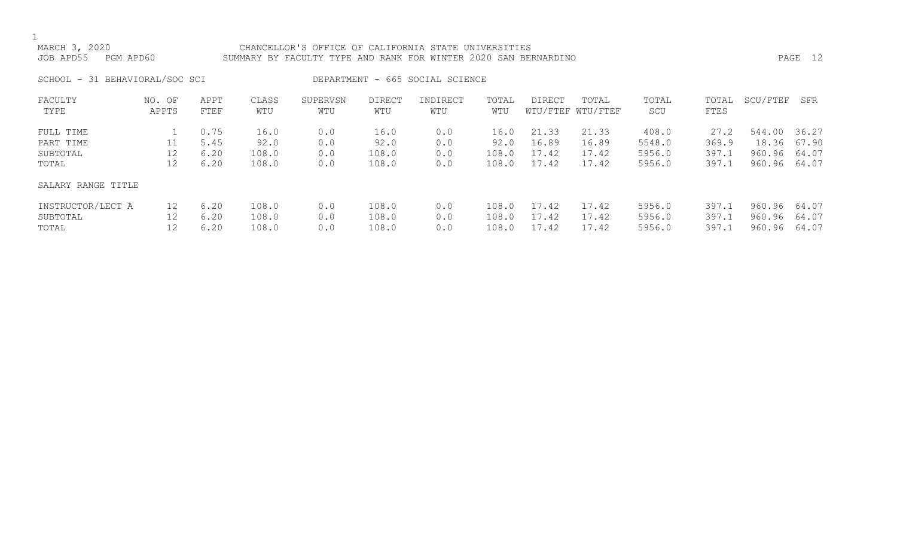MARCH 3, 2020 CHANCELLOR'S OFFICE OF CALIFORNIA STATE UNIVERSITIES
JOB APD55 PGM APD60 SUMMARY BY FACULTY TYPE AND RANK FOR WINTER 2020 SAN BERNARDINO

SCHOOL - 31 BEHAVIORAL/SOC SCI DEPARTMENT - 665 SOCIAL SCIENCE

| FACULTY TYPE | NO. OF APPTS | APPT FTEF | CLASS WTU | SUPERVSN WTU | DIRECT WTU | INDIRECT WTU | TOTAL WTU | DIRECT WTU/FTEF | TOTAL WTU/FTEF | TOTAL SCU | TOTAL FTES | SCU/FTEF | SFR |
|---|---|---|---|---|---|---|---|---|---|---|---|---|---|
| FULL TIME | 1 | 0.75 | 16.0 | 0.0 | 16.0 | 0.0 | 16.0 | 21.33 | 21.33 | 408.0 | 27.2 | 544.00 | 36.27 |
| PART TIME | 11 | 5.45 | 92.0 | 0.0 | 92.0 | 0.0 | 92.0 | 16.89 | 16.89 | 5548.0 | 369.9 | 18.36 | 67.90 |
| SUBTOTAL | 12 | 6.20 | 108.0 | 0.0 | 108.0 | 0.0 | 108.0 | 17.42 | 17.42 | 5956.0 | 397.1 | 960.96 | 64.07 |
| TOTAL | 12 | 6.20 | 108.0 | 0.0 | 108.0 | 0.0 | 108.0 | 17.42 | 17.42 | 5956.0 | 397.1 | 960.96 | 64.07 |
| SALARY RANGE TITLE | | | | | | | | | | | | | |
| INSTRUCTOR/LECT A | 12 | 6.20 | 108.0 | 0.0 | 108.0 | 0.0 | 108.0 | 17.42 | 17.42 | 5956.0 | 397.1 | 960.96 | 64.07 |
| SUBTOTAL | 12 | 6.20 | 108.0 | 0.0 | 108.0 | 0.0 | 108.0 | 17.42 | 17.42 | 5956.0 | 397.1 | 960.96 | 64.07 |
| TOTAL | 12 | 6.20 | 108.0 | 0.0 | 108.0 | 0.0 | 108.0 | 17.42 | 17.42 | 5956.0 | 397.1 | 960.96 | 64.07 |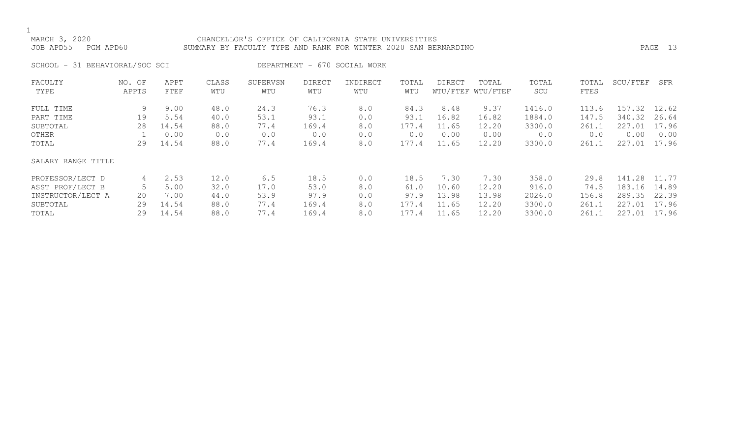MARCH 3, 2020 CHANCELLOR'S OFFICE OF CALIFORNIA STATE UNIVERSITIES
JOB APD55 PGM APD60 SUMMARY BY FACULTY TYPE AND RANK FOR WINTER 2020 SAN BERNARDINO

SCHOOL - 31 BEHAVIORAL/SOC SCI DEPARTMENT - 670 SOCIAL WORK

| FACULTY TYPE | NO. OF APPTS | APPT FTEF | CLASS WTU | SUPERVSN WTU | DIRECT WTU | INDIRECT WTU | TOTAL WTU | DIRECT WTU/FTEF | TOTAL WTU/FTEF | TOTAL SCU | TOTAL FTES | SCU/FTEF | SFR |
|---|---|---|---|---|---|---|---|---|---|---|---|---|---|
| FULL TIME | 9 | 9.00 | 48.0 | 24.3 | 76.3 | 8.0 | 84.3 | 8.48 | 9.37 | 1416.0 | 113.6 | 157.32 | 12.62 |
| PART TIME | 19 | 5.54 | 40.0 | 53.1 | 93.1 | 0.0 | 93.1 | 16.82 | 16.82 | 1884.0 | 147.5 | 340.32 | 26.64 |
| SUBTOTAL | 28 | 14.54 | 88.0 | 77.4 | 169.4 | 8.0 | 177.4 | 11.65 | 12.20 | 3300.0 | 261.1 | 227.01 | 17.96 |
| OTHER | 1 | 0.00 | 0.0 | 0.0 | 0.0 | 0.0 | 0.0 | 0.00 | 0.00 | 0.0 | 0.0 | 0.00 | 0.00 |
| TOTAL | 29 | 14.54 | 88.0 | 77.4 | 169.4 | 8.0 | 177.4 | 11.65 | 12.20 | 3300.0 | 261.1 | 227.01 | 17.96 |
| SALARY RANGE TITLE | | | | | | | | | | | | | |
| PROFESSOR/LECT D | 4 | 2.53 | 12.0 | 6.5 | 18.5 | 0.0 | 18.5 | 7.30 | 7.30 | 358.0 | 29.8 | 141.28 | 11.77 |
| ASST PROF/LECT B | 5 | 5.00 | 32.0 | 17.0 | 53.0 | 8.0 | 61.0 | 10.60 | 12.20 | 916.0 | 74.5 | 183.16 | 14.89 |
| INSTRUCTOR/LECT A | 20 | 7.00 | 44.0 | 53.9 | 97.9 | 0.0 | 97.9 | 13.98 | 13.98 | 2026.0 | 156.8 | 289.35 | 22.39 |
| SUBTOTAL | 29 | 14.54 | 88.0 | 77.4 | 169.4 | 8.0 | 177.4 | 11.65 | 12.20 | 3300.0 | 261.1 | 227.01 | 17.96 |
| TOTAL | 29 | 14.54 | 88.0 | 77.4 | 169.4 | 8.0 | 177.4 | 11.65 | 12.20 | 3300.0 | 261.1 | 227.01 | 17.96 |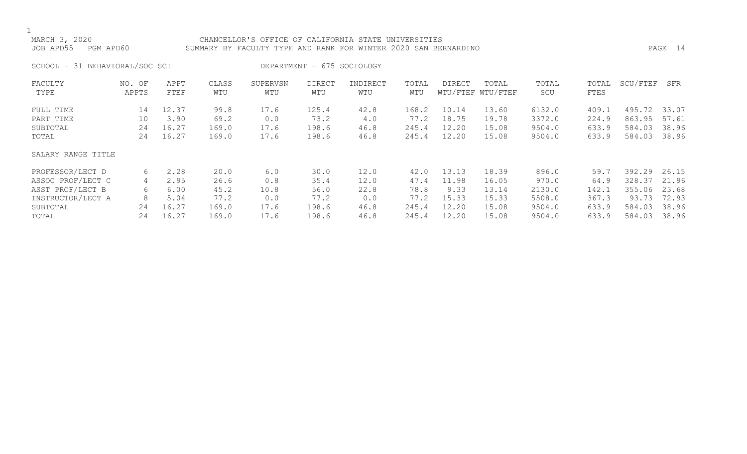MARCH 3, 2020 CHANCELLOR'S OFFICE OF CALIFORNIA STATE UNIVERSITIES
JOB APD55 PGM APD60 SUMMARY BY FACULTY TYPE AND RANK FOR WINTER 2020 SAN BERNARDINO

SCHOOL - 31 BEHAVIORAL/SOC SCI DEPARTMENT - 675 SOCIOLOGY

| FACULTY TYPE | NO. OF APPTS | APPT FTEF | CLASS WTU | SUPERVSN WTU | DIRECT WTU | INDIRECT WTU | TOTAL WTU | DIRECT WTU/FTEF | TOTAL WTU/FTEF | TOTAL SCU | TOTAL FTES | SCU/FTEF | SFR |
|---|---|---|---|---|---|---|---|---|---|---|---|---|---|
| FULL TIME | 14 | 12.37 | 99.8 | 17.6 | 125.4 | 42.8 | 168.2 | 10.14 | 13.60 | 6132.0 | 409.1 | 495.72 | 33.07 |
| PART TIME | 10 | 3.90 | 69.2 | 0.0 | 73.2 | 4.0 | 77.2 | 18.75 | 19.78 | 3372.0 | 224.9 | 863.95 | 57.61 |
| SUBTOTAL | 24 | 16.27 | 169.0 | 17.6 | 198.6 | 46.8 | 245.4 | 12.20 | 15.08 | 9504.0 | 633.9 | 584.03 | 38.96 |
| TOTAL | 24 | 16.27 | 169.0 | 17.6 | 198.6 | 46.8 | 245.4 | 12.20 | 15.08 | 9504.0 | 633.9 | 584.03 | 38.96 |
| SALARY RANGE TITLE | | | | | | | | | | | | | |
| PROFESSOR/LECT D | 6 | 2.28 | 20.0 | 6.0 | 30.0 | 12.0 | 42.0 | 13.13 | 18.39 | 896.0 | 59.7 | 392.29 | 26.15 |
| ASSOC PROF/LECT C | 4 | 2.95 | 26.6 | 0.8 | 35.4 | 12.0 | 47.4 | 11.98 | 16.05 | 970.0 | 64.9 | 328.37 | 21.96 |
| ASST PROF/LECT B | 6 | 6.00 | 45.2 | 10.8 | 56.0 | 22.8 | 78.8 | 9.33 | 13.14 | 2130.0 | 142.1 | 355.06 | 23.68 |
| INSTRUCTOR/LECT A | 8 | 5.04 | 77.2 | 0.0 | 77.2 | 0.0 | 77.2 | 15.33 | 15.33 | 5508.0 | 367.3 | 93.73 | 72.93 |
| SUBTOTAL | 24 | 16.27 | 169.0 | 17.6 | 198.6 | 46.8 | 245.4 | 12.20 | 15.08 | 9504.0 | 633.9 | 584.03 | 38.96 |
| TOTAL | 24 | 16.27 | 169.0 | 17.6 | 198.6 | 46.8 | 245.4 | 12.20 | 15.08 | 9504.0 | 633.9 | 584.03 | 38.96 |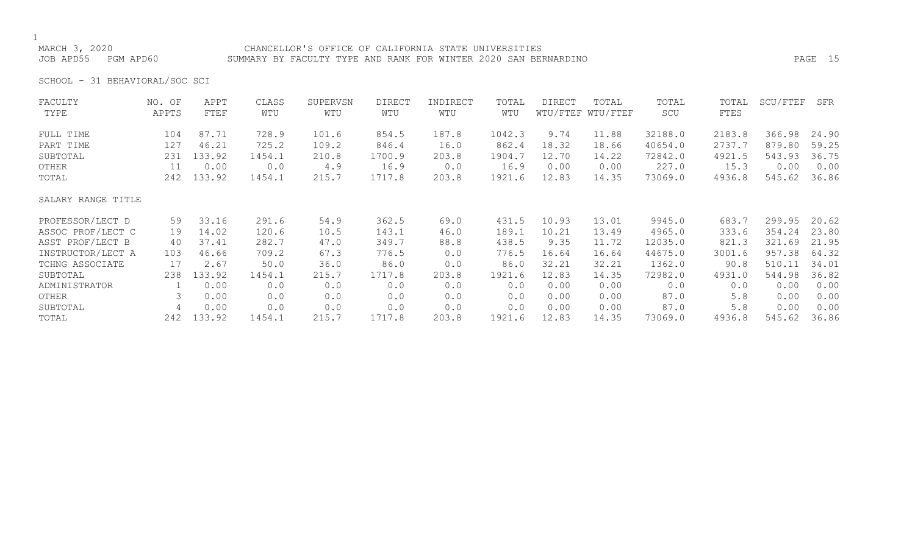MARCH 3, 2020 CHANCELLOR'S OFFICE OF CALIFORNIA STATE UNIVERSITIES
JOB APD55 PGM APD60 SUMMARY BY FACULTY TYPE AND RANK FOR WINTER 2020 SAN BERNARDINO

SCHOOL - 31 BEHAVIORAL/SOC SCI

| FACULTY TYPE | NO. OF APPTS | APPT FTEF | CLASS WTU | SUPERVSN WTU | DIRECT WTU | INDIRECT WTU | TOTAL WTU | DIRECT WTU/FTEF | TOTAL WTU/FTEF | TOTAL SCU | TOTAL FTES | SCU/FTEF | SFR |
|---|---|---|---|---|---|---|---|---|---|---|---|---|---|
| FULL TIME | 104 | 87.71 | 728.9 | 101.6 | 854.5 | 187.8 | 1042.3 | 9.74 | 11.88 | 32188.0 | 2183.8 | 366.98 | 24.90 |
| PART TIME | 127 | 46.21 | 725.2 | 109.2 | 846.4 | 16.0 | 862.4 | 18.32 | 18.66 | 40654.0 | 2737.7 | 879.80 | 59.25 |
| SUBTOTAL | 231 | 133.92 | 1454.1 | 210.8 | 1700.9 | 203.8 | 1904.7 | 12.70 | 14.22 | 72842.0 | 4921.5 | 543.93 | 36.75 |
| OTHER | 11 | 0.00 | 0.0 | 4.9 | 16.9 | 0.0 | 16.9 | 0.00 | 0.00 | 227.0 | 15.3 | 0.00 | 0.00 |
| TOTAL | 242 | 133.92 | 1454.1 | 215.7 | 1717.8 | 203.8 | 1921.6 | 12.83 | 14.35 | 73069.0 | 4936.8 | 545.62 | 36.86 |
| SALARY RANGE TITLE | | | | | | | | | | | | | |
| PROFESSOR/LECT D | 59 | 33.16 | 291.6 | 54.9 | 362.5 | 69.0 | 431.5 | 10.93 | 13.01 | 9945.0 | 683.7 | 299.95 | 20.62 |
| ASSOC PROF/LECT C | 19 | 14.02 | 120.6 | 10.5 | 143.1 | 46.0 | 189.1 | 10.21 | 13.49 | 4965.0 | 333.6 | 354.24 | 23.80 |
| ASST PROF/LECT B | 40 | 37.41 | 282.7 | 47.0 | 349.7 | 88.8 | 438.5 | 9.35 | 11.72 | 12035.0 | 821.3 | 321.69 | 21.95 |
| INSTRUCTOR/LECT A | 103 | 46.66 | 709.2 | 67.3 | 776.5 | 0.0 | 776.5 | 16.64 | 16.64 | 44675.0 | 3001.6 | 957.38 | 64.32 |
| TCHNG ASSOCIATE | 17 | 2.67 | 50.0 | 36.0 | 86.0 | 0.0 | 86.0 | 32.21 | 32.21 | 1362.0 | 90.8 | 510.11 | 34.01 |
| SUBTOTAL | 238 | 133.92 | 1454.1 | 215.7 | 1717.8 | 203.8 | 1921.6 | 12.83 | 14.35 | 72982.0 | 4931.0 | 544.98 | 36.82 |
| ADMINISTRATOR | 1 | 0.00 | 0.0 | 0.0 | 0.0 | 0.0 | 0.0 | 0.00 | 0.00 | 0.0 | 0.0 | 0.00 | 0.00 |
| OTHER | 3 | 0.00 | 0.0 | 0.0 | 0.0 | 0.0 | 0.0 | 0.00 | 0.00 | 87.0 | 5.8 | 0.00 | 0.00 |
| SUBTOTAL | 4 | 0.00 | 0.0 | 0.0 | 0.0 | 0.0 | 0.0 | 0.00 | 0.00 | 87.0 | 5.8 | 0.00 | 0.00 |
| TOTAL | 242 | 133.92 | 1454.1 | 215.7 | 1717.8 | 203.8 | 1921.6 | 12.83 | 14.35 | 73069.0 | 4936.8 | 545.62 | 36.86 |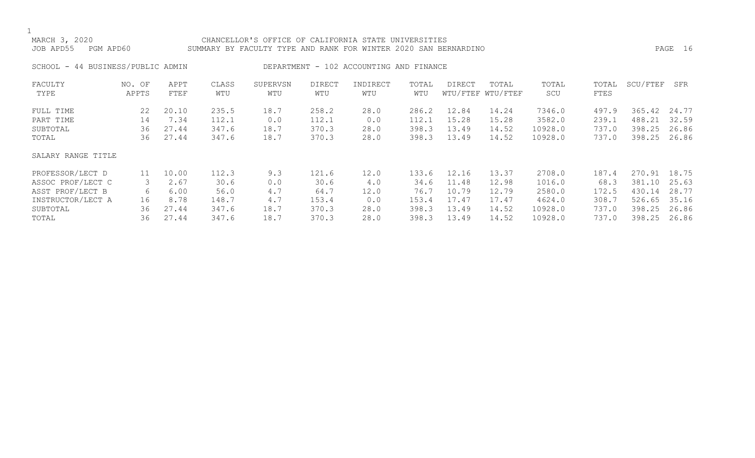MARCH 3, 2020 CHANCELLOR'S OFFICE OF CALIFORNIA STATE UNIVERSITIES
JOB APD55 PGM APD60 SUMMARY BY FACULTY TYPE AND RANK FOR WINTER 2020 SAN BERNARDINO

SCHOOL - 44 BUSINESS/PUBLIC ADMIN DEPARTMENT - 102 ACCOUNTING AND FINANCE

| FACULTY TYPE | NO. OF APPTS | APPT FTEF | CLASS WTU | SUPERVSN WTU | DIRECT WTU | INDIRECT WTU | TOTAL WTU | DIRECT WTU/FTEF | TOTAL WTU/FTEF | TOTAL SCU | TOTAL FTES | SCU/FTEF | SFR |
|---|---|---|---|---|---|---|---|---|---|---|---|---|---|
| FULL TIME | 22 | 20.10 | 235.5 | 18.7 | 258.2 | 28.0 | 286.2 | 12.84 | 14.24 | 7346.0 | 497.9 | 365.42 | 24.77 |
| PART TIME | 14 | 7.34 | 112.1 | 0.0 | 112.1 | 0.0 | 112.1 | 15.28 | 15.28 | 3582.0 | 239.1 | 488.21 | 32.59 |
| SUBTOTAL | 36 | 27.44 | 347.6 | 18.7 | 370.3 | 28.0 | 398.3 | 13.49 | 14.52 | 10928.0 | 737.0 | 398.25 | 26.86 |
| TOTAL | 36 | 27.44 | 347.6 | 18.7 | 370.3 | 28.0 | 398.3 | 13.49 | 14.52 | 10928.0 | 737.0 | 398.25 | 26.86 |
| **SALARY RANGE TITLE** | | | | | | | | | | | | | |
| PROFESSOR/LECT D | 11 | 10.00 | 112.3 | 9.3 | 121.6 | 12.0 | 133.6 | 12.16 | 13.37 | 2708.0 | 187.4 | 270.91 | 18.75 |
| ASSOC PROF/LECT C | 3 | 2.67 | 30.6 | 0.0 | 30.6 | 4.0 | 34.6 | 11.48 | 12.98 | 1016.0 | 68.3 | 381.10 | 25.63 |
| ASST PROF/LECT B | 6 | 6.00 | 56.0 | 4.7 | 64.7 | 12.0 | 76.7 | 10.79 | 12.79 | 2580.0 | 172.5 | 430.14 | 28.77 |
| INSTRUCTOR/LECT A | 16 | 8.78 | 148.7 | 4.7 | 153.4 | 0.0 | 153.4 | 17.47 | 17.47 | 4624.0 | 308.7 | 526.65 | 35.16 |
| SUBTOTAL | 36 | 27.44 | 347.6 | 18.7 | 370.3 | 28.0 | 398.3 | 13.49 | 14.52 | 10928.0 | 737.0 | 398.25 | 26.86 |
| TOTAL | 36 | 27.44 | 347.6 | 18.7 | 370.3 | 28.0 | 398.3 | 13.49 | 14.52 | 10928.0 | 737.0 | 398.25 | 26.86 |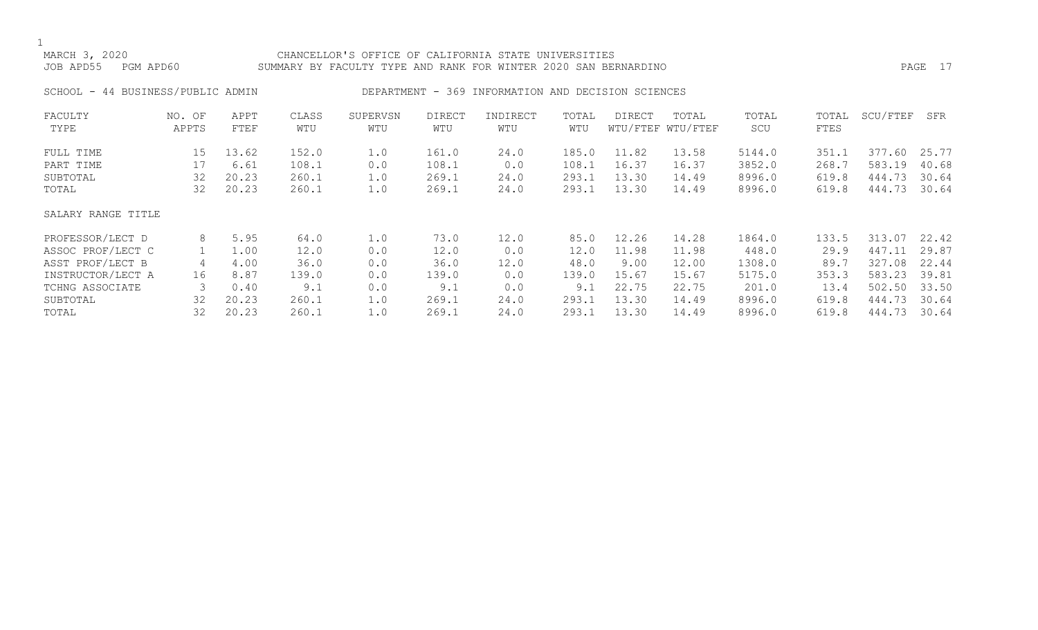CHANCELLOR'S OFFICE OF CALIFORNIA STATE UNIVERSITIES
SUMMARY BY FACULTY TYPE AND RANK FOR WINTER 2020 SAN BERNARDINO

MARCH 3, 2020
JOB APD55 PGM APD60

SCHOOL - 44 BUSINESS/PUBLIC ADMIN　　DEPARTMENT - 369 INFORMATION AND DECISION SCIENCES

| FACULTY TYPE | NO. OF APPTS | APPT FTEF | CLASS WTU | SUPERVSN WTU | DIRECT WTU | INDIRECT WTU | TOTAL WTU | DIRECT WTU/FTEF | TOTAL WTU/FTEF | TOTAL SCU | TOTAL FTES | SCU/FTEF | SFR |
|---|---|---|---|---|---|---|---|---|---|---|---|---|---|
| FULL TIME | 15 | 13.62 | 152.0 | 1.0 | 161.0 | 24.0 | 185.0 | 11.82 | 13.58 | 5144.0 | 351.1 | 377.60 | 25.77 |
| PART TIME | 17 | 6.61 | 108.1 | 0.0 | 108.1 | 0.0 | 108.1 | 16.37 | 16.37 | 3852.0 | 268.7 | 583.19 | 40.68 |
| SUBTOTAL | 32 | 20.23 | 260.1 | 1.0 | 269.1 | 24.0 | 293.1 | 13.30 | 14.49 | 8996.0 | 619.8 | 444.73 | 30.64 |
| TOTAL | 32 | 20.23 | 260.1 | 1.0 | 269.1 | 24.0 | 293.1 | 13.30 | 14.49 | 8996.0 | 619.8 | 444.73 | 30.64 |
| SALARY RANGE TITLE | | | | | | | | | | | | | |
| PROFESSOR/LECT D | 8 | 5.95 | 64.0 | 1.0 | 73.0 | 12.0 | 85.0 | 12.26 | 14.28 | 1864.0 | 133.5 | 313.07 | 22.42 |
| ASSOC PROF/LECT C | 1 | 1.00 | 12.0 | 0.0 | 12.0 | 0.0 | 12.0 | 11.98 | 11.98 | 448.0 | 29.9 | 447.11 | 29.87 |
| ASST PROF/LECT B | 4 | 4.00 | 36.0 | 0.0 | 36.0 | 12.0 | 48.0 | 9.00 | 12.00 | 1308.0 | 89.7 | 327.08 | 22.44 |
| INSTRUCTOR/LECT A | 16 | 8.87 | 139.0 | 0.0 | 139.0 | 0.0 | 139.0 | 15.67 | 15.67 | 5175.0 | 353.3 | 583.23 | 39.81 |
| TCHNG ASSOCIATE | 3 | 0.40 | 9.1 | 0.0 | 9.1 | 0.0 | 9.1 | 22.75 | 22.75 | 201.0 | 13.4 | 502.50 | 33.50 |
| SUBTOTAL | 32 | 20.23 | 260.1 | 1.0 | 269.1 | 24.0 | 293.1 | 13.30 | 14.49 | 8996.0 | 619.8 | 444.73 | 30.64 |
| TOTAL | 32 | 20.23 | 260.1 | 1.0 | 269.1 | 24.0 | 293.1 | 13.30 | 14.49 | 8996.0 | 619.8 | 444.73 | 30.64 |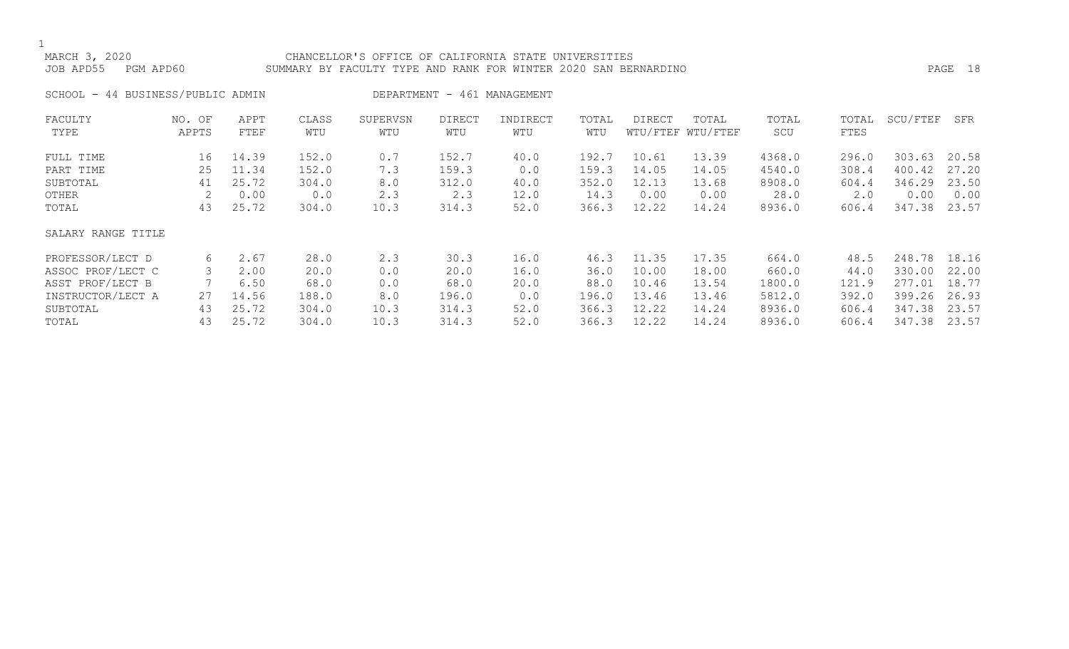MARCH 3, 2020 CHANCELLOR'S OFFICE OF CALIFORNIA STATE UNIVERSITIES
JOB APD55 PGM APD60 SUMMARY BY FACULTY TYPE AND RANK FOR WINTER 2020 SAN BERNARDINO

SCHOOL - 44 BUSINESS/PUBLIC ADMIN DEPARTMENT - 461 MANAGEMENT

| FACULTY TYPE | NO. OF APPTS | APPT FTEF | CLASS WTU | SUPERVSN WTU | DIRECT WTU | INDIRECT WTU | TOTAL WTU | DIRECT WTU/FTEF | TOTAL WTU/FTEF | TOTAL SCU | TOTAL FTES | SCU/FTEF | SFR |
|---|---|---|---|---|---|---|---|---|---|---|---|---|---|
| FULL TIME | 16 | 14.39 | 152.0 | 0.7 | 152.7 | 40.0 | 192.7 | 10.61 | 13.39 | 4368.0 | 296.0 | 303.63 | 20.58 |
| PART TIME | 25 | 11.34 | 152.0 | 7.3 | 159.3 | 0.0 | 159.3 | 14.05 | 14.05 | 4540.0 | 308.4 | 400.42 | 27.20 |
| SUBTOTAL | 41 | 25.72 | 304.0 | 8.0 | 312.0 | 40.0 | 352.0 | 12.13 | 13.68 | 8908.0 | 604.4 | 346.29 | 23.50 |
| OTHER | 2 | 0.00 | 0.0 | 2.3 | 2.3 | 12.0 | 14.3 | 0.00 | 0.00 | 28.0 | 2.0 | 0.00 | 0.00 |
| TOTAL | 43 | 25.72 | 304.0 | 10.3 | 314.3 | 52.0 | 366.3 | 12.22 | 14.24 | 8936.0 | 606.4 | 347.38 | 23.57 |
| SALARY RANGE TITLE | | | | | | | | | | | | | |
| PROFESSOR/LECT D | 6 | 2.67 | 28.0 | 2.3 | 30.3 | 16.0 | 46.3 | 11.35 | 17.35 | 664.0 | 48.5 | 248.78 | 18.16 |
| ASSOC PROF/LECT C | 3 | 2.00 | 20.0 | 0.0 | 20.0 | 16.0 | 36.0 | 10.00 | 18.00 | 660.0 | 44.0 | 330.00 | 22.00 |
| ASST PROF/LECT B | 7 | 6.50 | 68.0 | 0.0 | 68.0 | 20.0 | 88.0 | 10.46 | 13.54 | 1800.0 | 121.9 | 277.01 | 18.77 |
| INSTRUCTOR/LECT A | 27 | 14.56 | 188.0 | 8.0 | 196.0 | 0.0 | 196.0 | 13.46 | 13.46 | 5812.0 | 392.0 | 399.26 | 26.93 |
| SUBTOTAL | 43 | 25.72 | 304.0 | 10.3 | 314.3 | 52.0 | 366.3 | 12.22 | 14.24 | 8936.0 | 606.4 | 347.38 | 23.57 |
| TOTAL | 43 | 25.72 | 304.0 | 10.3 | 314.3 | 52.0 | 366.3 | 12.22 | 14.24 | 8936.0 | 606.4 | 347.38 | 23.57 |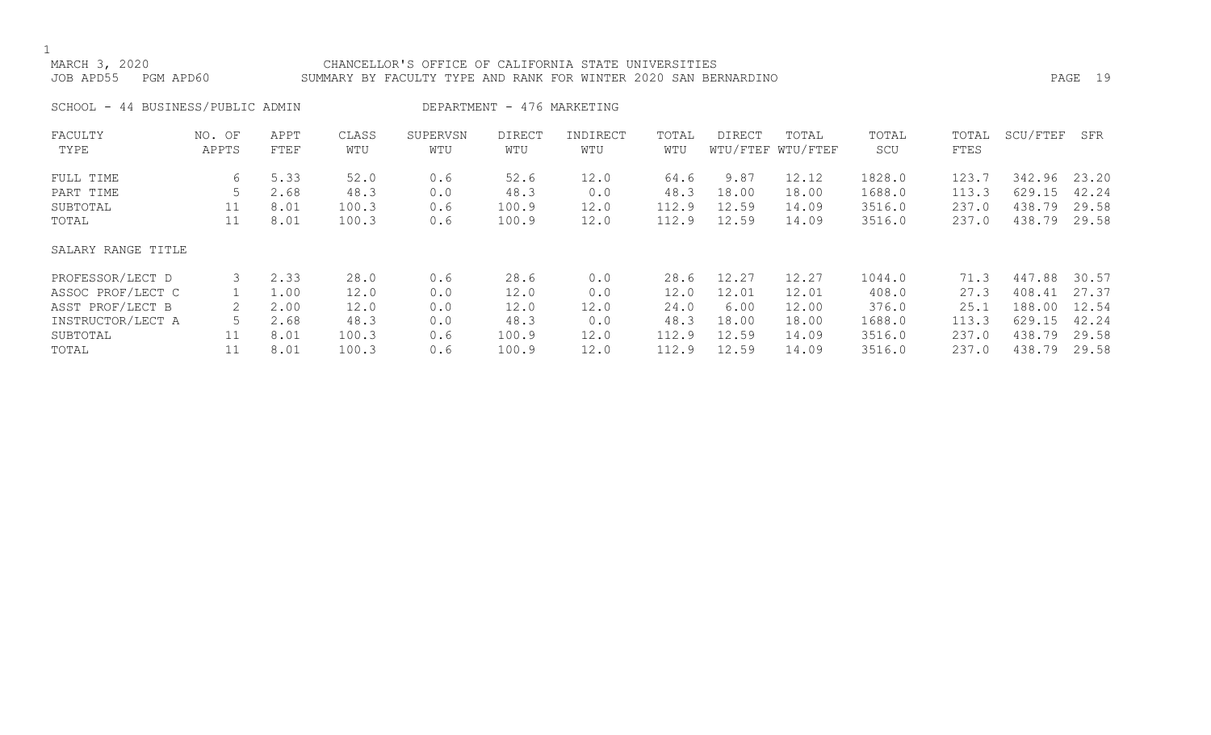MARCH 3, 2020 CHANCELLOR'S OFFICE OF CALIFORNIA STATE UNIVERSITIES
JOB APD55 PGM APD60 SUMMARY BY FACULTY TYPE AND RANK FOR WINTER 2020 SAN BERNARDINO

SCHOOL - 44 BUSINESS/PUBLIC ADMIN DEPARTMENT - 476 MARKETING

| FACULTY TYPE | NO. OF APPTS | APPT FTEF | CLASS WTU | SUPERVSN WTU | DIRECT WTU | INDIRECT WTU | TOTAL WTU | DIRECT WTU/FTEF | TOTAL WTU/FTEF | TOTAL SCU | TOTAL FTES | SCU/FTEF | SFR |
|---|---|---|---|---|---|---|---|---|---|---|---|---|---|
| FULL TIME | 6 | 5.33 | 52.0 | 0.6 | 52.6 | 12.0 | 64.6 | 9.87 | 12.12 | 1828.0 | 123.7 | 342.96 | 23.20 |
| PART TIME | 5 | 2.68 | 48.3 | 0.0 | 48.3 | 0.0 | 48.3 | 18.00 | 18.00 | 1688.0 | 113.3 | 629.15 | 42.24 |
| SUBTOTAL | 11 | 8.01 | 100.3 | 0.6 | 100.9 | 12.0 | 112.9 | 12.59 | 14.09 | 3516.0 | 237.0 | 438.79 | 29.58 |
| TOTAL | 11 | 8.01 | 100.3 | 0.6 | 100.9 | 12.0 | 112.9 | 12.59 | 14.09 | 3516.0 | 237.0 | 438.79 | 29.58 |

| SALARY RANGE TITLE | NO. OF APPTS | APPT FTEF | CLASS WTU | SUPERVSN WTU | DIRECT WTU | INDIRECT WTU | TOTAL WTU | DIRECT WTU/FTEF | TOTAL WTU/FTEF | TOTAL SCU | TOTAL FTES | SCU/FTEF | SFR |
|---|---|---|---|---|---|---|---|---|---|---|---|---|---|
| PROFESSOR/LECT D | 3 | 2.33 | 28.0 | 0.6 | 28.6 | 0.0 | 28.6 | 12.27 | 12.27 | 1044.0 | 71.3 | 447.88 | 30.57 |
| ASSOC PROF/LECT C | 1 | 1.00 | 12.0 | 0.0 | 12.0 | 0.0 | 12.0 | 12.01 | 12.01 | 408.0 | 27.3 | 408.41 | 27.37 |
| ASST PROF/LECT B | 2 | 2.00 | 12.0 | 0.0 | 12.0 | 12.0 | 24.0 | 6.00 | 12.00 | 376.0 | 25.1 | 188.00 | 12.54 |
| INSTRUCTOR/LECT A | 5 | 2.68 | 48.3 | 0.0 | 48.3 | 0.0 | 48.3 | 18.00 | 18.00 | 1688.0 | 113.3 | 629.15 | 42.24 |
| SUBTOTAL | 11 | 8.01 | 100.3 | 0.6 | 100.9 | 12.0 | 112.9 | 12.59 | 14.09 | 3516.0 | 237.0 | 438.79 | 29.58 |
| TOTAL | 11 | 8.01 | 100.3 | 0.6 | 100.9 | 12.0 | 112.9 | 12.59 | 14.09 | 3516.0 | 237.0 | 438.79 | 29.58 |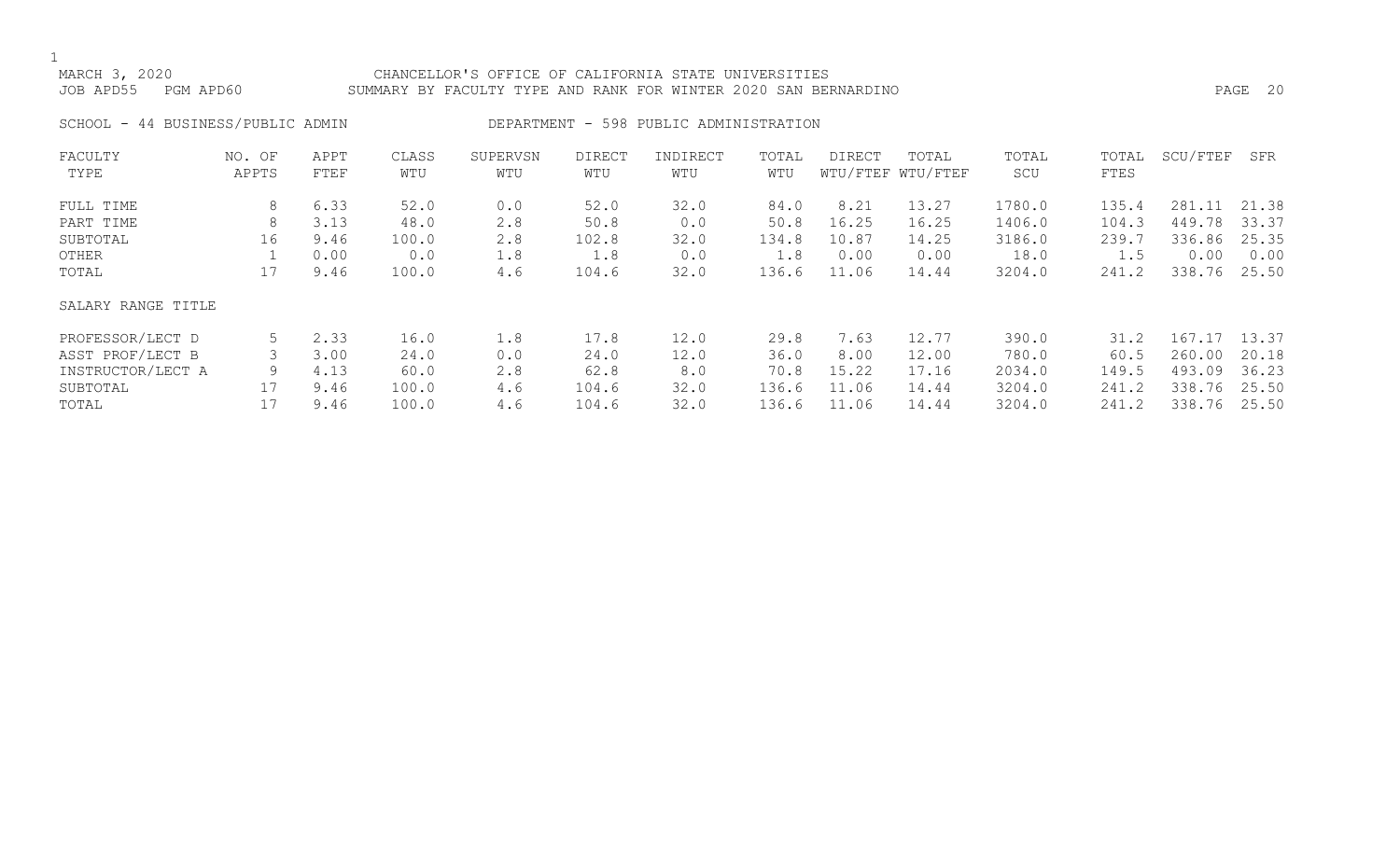MARCH 3, 2020 — CHANCELLOR'S OFFICE OF CALIFORNIA STATE UNIVERSITIES

JOB APD55 PGM APD60 — SUMMARY BY FACULTY TYPE AND RANK FOR WINTER 2020 SAN BERNARDINO

SCHOOL - 44 BUSINESS/PUBLIC ADMIN — DEPARTMENT - 598 PUBLIC ADMINISTRATION

| FACULTY TYPE | NO. OF APPTS | APPT FTEF | CLASS WTU | SUPERVSN WTU | DIRECT WTU | INDIRECT WTU | TOTAL WTU | DIRECT WTU/FTEF | TOTAL WTU/FTEF | TOTAL SCU | TOTAL FTES | SCU/FTEF | SFR |
|---|---|---|---|---|---|---|---|---|---|---|---|---|---|
| FULL TIME | 8 | 6.33 | 52.0 | 0.0 | 52.0 | 32.0 | 84.0 | 8.21 | 13.27 | 1780.0 | 135.4 | 281.11 | 21.38 |
| PART TIME | 8 | 3.13 | 48.0 | 2.8 | 50.8 | 0.0 | 50.8 | 16.25 | 16.25 | 1406.0 | 104.3 | 449.78 | 33.37 |
| SUBTOTAL | 16 | 9.46 | 100.0 | 2.8 | 102.8 | 32.0 | 134.8 | 10.87 | 14.25 | 3186.0 | 239.7 | 336.86 | 25.35 |
| OTHER | 1 | 0.00 | 0.0 | 1.8 | 1.8 | 0.0 | 1.8 | 0.00 | 0.00 | 18.0 | 1.5 | 0.00 | 0.00 |
| TOTAL | 17 | 9.46 | 100.0 | 4.6 | 104.6 | 32.0 | 136.6 | 11.06 | 14.44 | 3204.0 | 241.2 | 338.76 | 25.50 |
| **SALARY RANGE TITLE** | | | | | | | | | | | | | |
| PROFESSOR/LECT D | 5 | 2.33 | 16.0 | 1.8 | 17.8 | 12.0 | 29.8 | 7.63 | 12.77 | 390.0 | 31.2 | 167.17 | 13.37 |
| ASST PROF/LECT B | 3 | 3.00 | 24.0 | 0.0 | 24.0 | 12.0 | 36.0 | 8.00 | 12.00 | 780.0 | 60.5 | 260.00 | 20.18 |
| INSTRUCTOR/LECT A | 9 | 4.13 | 60.0 | 2.8 | 62.8 | 8.0 | 70.8 | 15.22 | 17.16 | 2034.0 | 149.5 | 493.09 | 36.23 |
| SUBTOTAL | 17 | 9.46 | 100.0 | 4.6 | 104.6 | 32.0 | 136.6 | 11.06 | 14.44 | 3204.0 | 241.2 | 338.76 | 25.50 |
| TOTAL | 17 | 9.46 | 100.0 | 4.6 | 104.6 | 32.0 | 136.6 | 11.06 | 14.44 | 3204.0 | 241.2 | 338.76 | 25.50 |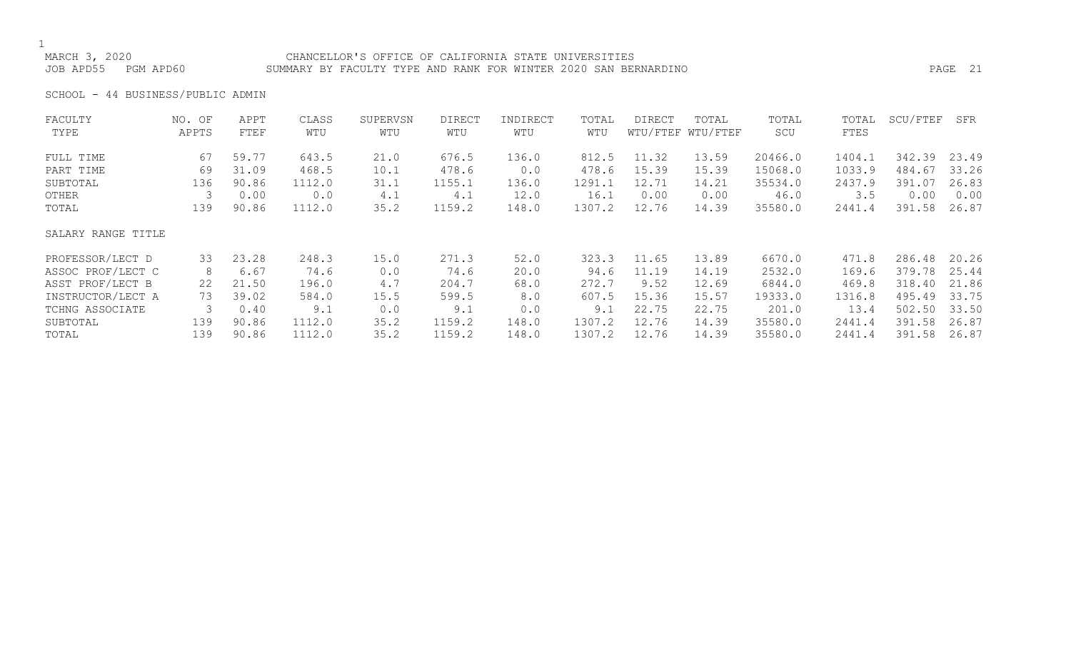CHANCELLOR'S OFFICE OF CALIFORNIA STATE UNIVERSITIES

SUMMARY BY FACULTY TYPE AND RANK FOR WINTER 2020 SAN BERNARDINO

MARCH 3, 2020

JOB APD55 PGM APD60

SCHOOL - 44 BUSINESS/PUBLIC ADMIN

| FACULTY TYPE | NO. OF APPTS | APPT FTEF | CLASS WTU | SUPERVSN WTU | DIRECT WTU | INDIRECT WTU | TOTAL WTU | DIRECT WTU/FTEF | TOTAL WTU/FTEF | TOTAL SCU | TOTAL FTES | SCU/FTEF | SFR |
|---|---|---|---|---|---|---|---|---|---|---|---|---|---|
| FULL TIME | 67 | 59.77 | 643.5 | 21.0 | 676.5 | 136.0 | 812.5 | 11.32 | 13.59 | 20466.0 | 1404.1 | 342.39 | 23.49 |
| PART TIME | 69 | 31.09 | 468.5 | 10.1 | 478.6 | 0.0 | 478.6 | 15.39 | 15.39 | 15068.0 | 1033.9 | 484.67 | 33.26 |
| SUBTOTAL | 136 | 90.86 | 1112.0 | 31.1 | 1155.1 | 136.0 | 1291.1 | 12.71 | 14.21 | 35534.0 | 2437.9 | 391.07 | 26.83 |
| OTHER | 3 | 0.00 | 0.0 | 4.1 | 4.1 | 12.0 | 16.1 | 0.00 | 0.00 | 46.0 | 3.5 | 0.00 | 0.00 |
| TOTAL | 139 | 90.86 | 1112.0 | 35.2 | 1159.2 | 148.0 | 1307.2 | 12.76 | 14.39 | 35580.0 | 2441.4 | 391.58 | 26.87 |

| SALARY RANGE TITLE | NO. OF APPTS | APPT FTEF | CLASS WTU | SUPERVSN WTU | DIRECT WTU | INDIRECT WTU | TOTAL WTU | DIRECT WTU/FTEF | TOTAL WTU/FTEF | TOTAL SCU | TOTAL FTES | SCU/FTEF | SFR |
|---|---|---|---|---|---|---|---|---|---|---|---|---|---|
| PROFESSOR/LECT D | 33 | 23.28 | 248.3 | 15.0 | 271.3 | 52.0 | 323.3 | 11.65 | 13.89 | 6670.0 | 471.8 | 286.48 | 20.26 |
| ASSOC PROF/LECT C | 8 | 6.67 | 74.6 | 0.0 | 74.6 | 20.0 | 94.6 | 11.19 | 14.19 | 2532.0 | 169.6 | 379.78 | 25.44 |
| ASST PROF/LECT B | 22 | 21.50 | 196.0 | 4.7 | 204.7 | 68.0 | 272.7 | 9.52 | 12.69 | 6844.0 | 469.8 | 318.40 | 21.86 |
| INSTRUCTOR/LECT A | 73 | 39.02 | 584.0 | 15.5 | 599.5 | 8.0 | 607.5 | 15.36 | 15.57 | 19333.0 | 1316.8 | 495.49 | 33.75 |
| TCHNG ASSOCIATE | 3 | 0.40 | 9.1 | 0.0 | 9.1 | 0.0 | 9.1 | 22.75 | 22.75 | 201.0 | 13.4 | 502.50 | 33.50 |
| SUBTOTAL | 139 | 90.86 | 1112.0 | 35.2 | 1159.2 | 148.0 | 1307.2 | 12.76 | 14.39 | 35580.0 | 2441.4 | 391.58 | 26.87 |
| TOTAL | 139 | 90.86 | 1112.0 | 35.2 | 1159.2 | 148.0 | 1307.2 | 12.76 | 14.39 | 35580.0 | 2441.4 | 391.58 | 26.87 |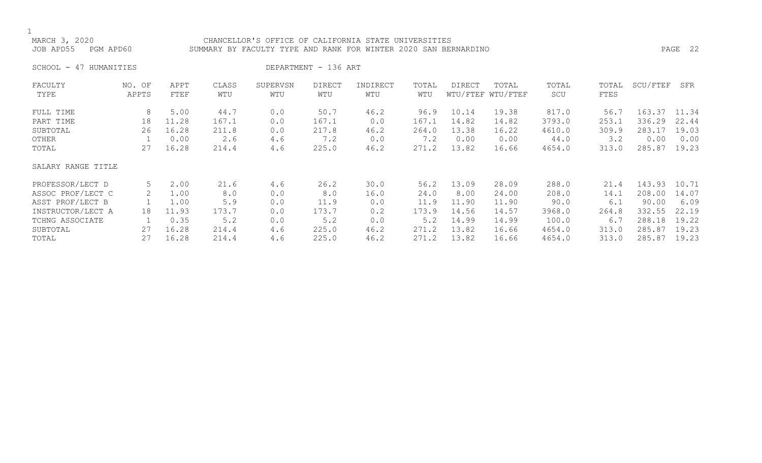MARCH 3, 2020 CHANCELLOR'S OFFICE OF CALIFORNIA STATE UNIVERSITIES
JOB APD55 PGM APD60 SUMMARY BY FACULTY TYPE AND RANK FOR WINTER 2020 SAN BERNARDINO

SCHOOL - 47 HUMANITIES DEPARTMENT - 136 ART

| FACULTY TYPE | NO. OF APPTS | APPT FTEF | CLASS WTU | SUPERVSN WTU | DIRECT WTU | INDIRECT WTU | TOTAL WTU | DIRECT WTU/FTEF | TOTAL WTU/FTEF | TOTAL SCU | TOTAL FTES | SCU/FTEF | SFR |
|---|---|---|---|---|---|---|---|---|---|---|---|---|---|
| FULL TIME | 8 | 5.00 | 44.7 | 0.0 | 50.7 | 46.2 | 96.9 | 10.14 | 19.38 | 817.0 | 56.7 | 163.37 | 11.34 |
| PART TIME | 18 | 11.28 | 167.1 | 0.0 | 167.1 | 0.0 | 167.1 | 14.82 | 14.82 | 3793.0 | 253.1 | 336.29 | 22.44 |
| SUBTOTAL | 26 | 16.28 | 211.8 | 0.0 | 217.8 | 46.2 | 264.0 | 13.38 | 16.22 | 4610.0 | 309.9 | 283.17 | 19.03 |
| OTHER | 1 | 0.00 | 2.6 | 4.6 | 7.2 | 0.0 | 7.2 | 0.00 | 0.00 | 44.0 | 3.2 | 0.00 | 0.00 |
| TOTAL | 27 | 16.28 | 214.4 | 4.6 | 225.0 | 46.2 | 271.2 | 13.82 | 16.66 | 4654.0 | 313.0 | 285.87 | 19.23 |
| **SALARY RANGE TITLE** | | | | | | | | | | | | | |
| PROFESSOR/LECT D | 5 | 2.00 | 21.6 | 4.6 | 26.2 | 30.0 | 56.2 | 13.09 | 28.09 | 288.0 | 21.4 | 143.93 | 10.71 |
| ASSOC PROF/LECT C | 2 | 1.00 | 8.0 | 0.0 | 8.0 | 16.0 | 24.0 | 8.00 | 24.00 | 208.0 | 14.1 | 208.00 | 14.07 |
| ASST PROF/LECT B | 1 | 1.00 | 5.9 | 0.0 | 11.9 | 0.0 | 11.9 | 11.90 | 11.90 | 90.0 | 6.1 | 90.00 | 6.09 |
| INSTRUCTOR/LECT A | 18 | 11.93 | 173.7 | 0.0 | 173.7 | 0.2 | 173.9 | 14.56 | 14.57 | 3968.0 | 264.8 | 332.55 | 22.19 |
| TCHNG ASSOCIATE | 1 | 0.35 | 5.2 | 0.0 | 5.2 | 0.0 | 5.2 | 14.99 | 14.99 | 100.0 | 6.7 | 288.18 | 19.22 |
| SUBTOTAL | 27 | 16.28 | 214.4 | 4.6 | 225.0 | 46.2 | 271.2 | 13.82 | 16.66 | 4654.0 | 313.0 | 285.87 | 19.23 |
| TOTAL | 27 | 16.28 | 214.4 | 4.6 | 225.0 | 46.2 | 271.2 | 13.82 | 16.66 | 4654.0 | 313.0 | 285.87 | 19.23 |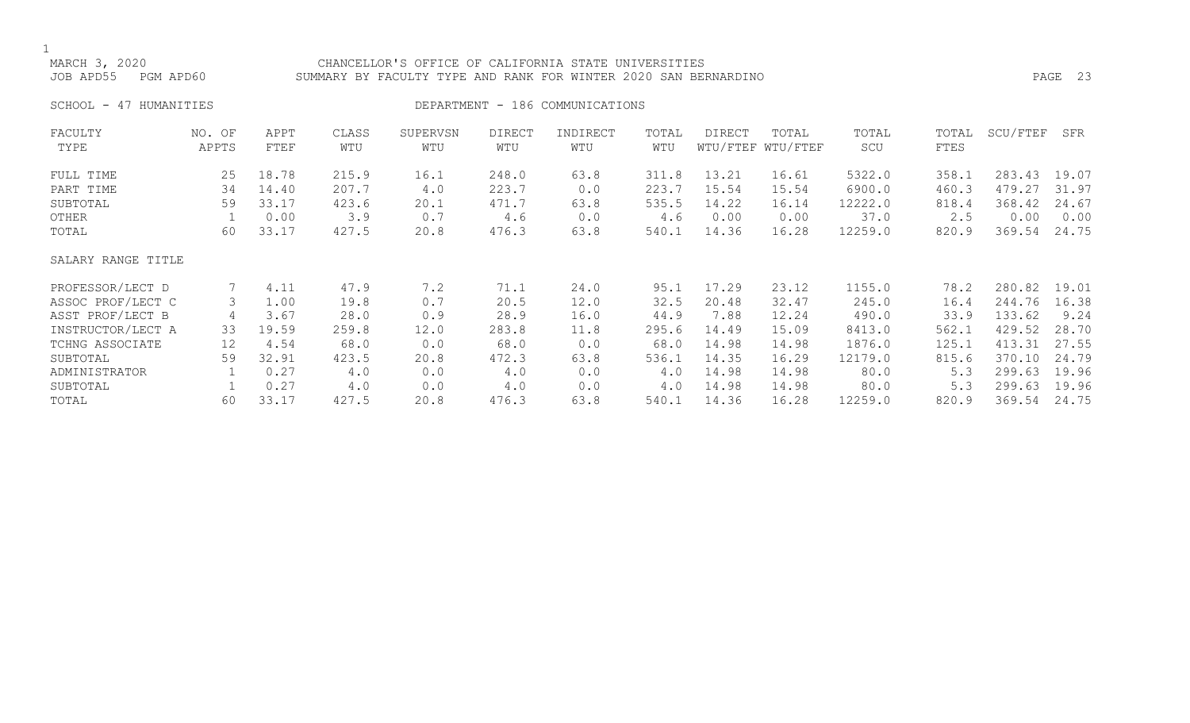MARCH 3, 2020 CHANCELLOR'S OFFICE OF CALIFORNIA STATE UNIVERSITIES
JOB APD55 PGM APD60 SUMMARY BY FACULTY TYPE AND RANK FOR WINTER 2020 SAN BERNARDINO

SCHOOL - 47 HUMANITIES DEPARTMENT - 186 COMMUNICATIONS

| FACULTY TYPE | NO. OF APPTS | APPT FTEF | CLASS WTU | SUPERVSN WTU | DIRECT WTU | INDIRECT WTU | TOTAL WTU | DIRECT WTU/FTEF | TOTAL WTU/FTEF | TOTAL SCU | TOTAL FTES | SCU/FTEF | SFR |
|---|---|---|---|---|---|---|---|---|---|---|---|---|---|
| FULL TIME | 25 | 18.78 | 215.9 | 16.1 | 248.0 | 63.8 | 311.8 | 13.21 | 16.61 | 5322.0 | 358.1 | 283.43 | 19.07 |
| PART TIME | 34 | 14.40 | 207.7 | 4.0 | 223.7 | 0.0 | 223.7 | 15.54 | 15.54 | 6900.0 | 460.3 | 479.27 | 31.97 |
| SUBTOTAL | 59 | 33.17 | 423.6 | 20.1 | 471.7 | 63.8 | 535.5 | 14.22 | 16.14 | 12222.0 | 818.4 | 368.42 | 24.67 |
| OTHER | 1 | 0.00 | 3.9 | 0.7 | 4.6 | 0.0 | 4.6 | 0.00 | 0.00 | 37.0 | 2.5 | 0.00 | 0.00 |
| TOTAL | 60 | 33.17 | 427.5 | 20.8 | 476.3 | 63.8 | 540.1 | 14.36 | 16.28 | 12259.0 | 820.9 | 369.54 | 24.75 |
| SALARY RANGE TITLE | | | | | | | | | | | | | |
| PROFESSOR/LECT D | 7 | 4.11 | 47.9 | 7.2 | 71.1 | 24.0 | 95.1 | 17.29 | 23.12 | 1155.0 | 78.2 | 280.82 | 19.01 |
| ASSOC PROF/LECT C | 3 | 1.00 | 19.8 | 0.7 | 20.5 | 12.0 | 32.5 | 20.48 | 32.47 | 245.0 | 16.4 | 244.76 | 16.38 |
| ASST PROF/LECT B | 4 | 3.67 | 28.0 | 0.9 | 28.9 | 16.0 | 44.9 | 7.88 | 12.24 | 490.0 | 33.9 | 133.62 | 9.24 |
| INSTRUCTOR/LECT A | 33 | 19.59 | 259.8 | 12.0 | 283.8 | 11.8 | 295.6 | 14.49 | 15.09 | 8413.0 | 562.1 | 429.52 | 28.70 |
| TCHNG ASSOCIATE | 12 | 4.54 | 68.0 | 0.0 | 68.0 | 0.0 | 68.0 | 14.98 | 14.98 | 1876.0 | 125.1 | 413.31 | 27.55 |
| SUBTOTAL | 59 | 32.91 | 423.5 | 20.8 | 472.3 | 63.8 | 536.1 | 14.35 | 16.29 | 12179.0 | 815.6 | 370.10 | 24.79 |
| ADMINISTRATOR | 1 | 0.27 | 4.0 | 0.0 | 4.0 | 0.0 | 4.0 | 14.98 | 14.98 | 80.0 | 5.3 | 299.63 | 19.96 |
| SUBTOTAL | 1 | 0.27 | 4.0 | 0.0 | 4.0 | 0.0 | 4.0 | 14.98 | 14.98 | 80.0 | 5.3 | 299.63 | 19.96 |
| TOTAL | 60 | 33.17 | 427.5 | 20.8 | 476.3 | 63.8 | 540.1 | 14.36 | 16.28 | 12259.0 | 820.9 | 369.54 | 24.75 |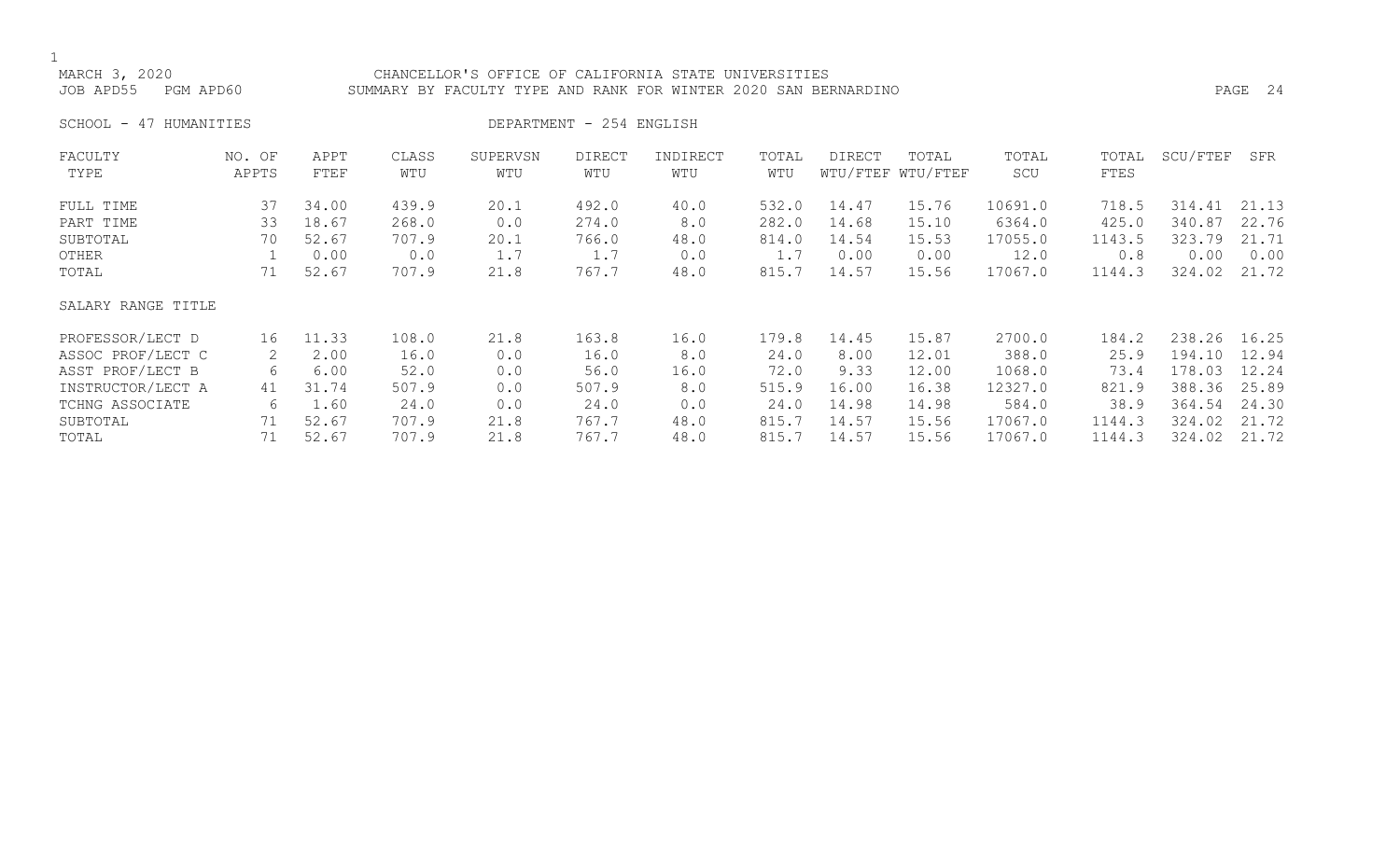MARCH 3, 2020 CHANCELLOR'S OFFICE OF CALIFORNIA STATE UNIVERSITIES
JOB APD55 PGM APD60 SUMMARY BY FACULTY TYPE AND RANK FOR WINTER 2020 SAN BERNARDINO

SCHOOL - 47 HUMANITIES DEPARTMENT - 254 ENGLISH

| FACULTY TYPE | NO. OF APPTS | APPT FTEF | CLASS WTU | SUPERVSN WTU | DIRECT WTU | INDIRECT WTU | TOTAL WTU | DIRECT WTU/FTEF | TOTAL WTU/FTEF | TOTAL SCU | TOTAL FTES | SCU/FTEF | SFR |
|---|---|---|---|---|---|---|---|---|---|---|---|---|---|
| FULL TIME | 37 | 34.00 | 439.9 | 20.1 | 492.0 | 40.0 | 532.0 | 14.47 | 15.76 | 10691.0 | 718.5 | 314.41 | 21.13 |
| PART TIME | 33 | 18.67 | 268.0 | 0.0 | 274.0 | 8.0 | 282.0 | 14.68 | 15.10 | 6364.0 | 425.0 | 340.87 | 22.76 |
| SUBTOTAL | 70 | 52.67 | 707.9 | 20.1 | 766.0 | 48.0 | 814.0 | 14.54 | 15.53 | 17055.0 | 1143.5 | 323.79 | 21.71 |
| OTHER | 1 | 0.00 | 0.0 | 1.7 | 1.7 | 0.0 | 1.7 | 0.00 | 0.00 | 12.0 | 0.8 | 0.00 | 0.00 |
| TOTAL | 71 | 52.67 | 707.9 | 21.8 | 767.7 | 48.0 | 815.7 | 14.57 | 15.56 | 17067.0 | 1144.3 | 324.02 | 21.72 |
| SALARY RANGE TITLE | | | | | | | | | | | | | |
| PROFESSOR/LECT D | 16 | 11.33 | 108.0 | 21.8 | 163.8 | 16.0 | 179.8 | 14.45 | 15.87 | 2700.0 | 184.2 | 238.26 | 16.25 |
| ASSOC PROF/LECT C | 2 | 2.00 | 16.0 | 0.0 | 16.0 | 8.0 | 24.0 | 8.00 | 12.01 | 388.0 | 25.9 | 194.10 | 12.94 |
| ASST PROF/LECT B | 6 | 6.00 | 52.0 | 0.0 | 56.0 | 16.0 | 72.0 | 9.33 | 12.00 | 1068.0 | 73.4 | 178.03 | 12.24 |
| INSTRUCTOR/LECT A | 41 | 31.74 | 507.9 | 0.0 | 507.9 | 8.0 | 515.9 | 16.00 | 16.38 | 12327.0 | 821.9 | 388.36 | 25.89 |
| TCHNG ASSOCIATE | 6 | 1.60 | 24.0 | 0.0 | 24.0 | 0.0 | 24.0 | 14.98 | 14.98 | 584.0 | 38.9 | 364.54 | 24.30 |
| SUBTOTAL | 71 | 52.67 | 707.9 | 21.8 | 767.7 | 48.0 | 815.7 | 14.57 | 15.56 | 17067.0 | 1144.3 | 324.02 | 21.72 |
| TOTAL | 71 | 52.67 | 707.9 | 21.8 | 767.7 | 48.0 | 815.7 | 14.57 | 15.56 | 17067.0 | 1144.3 | 324.02 | 21.72 |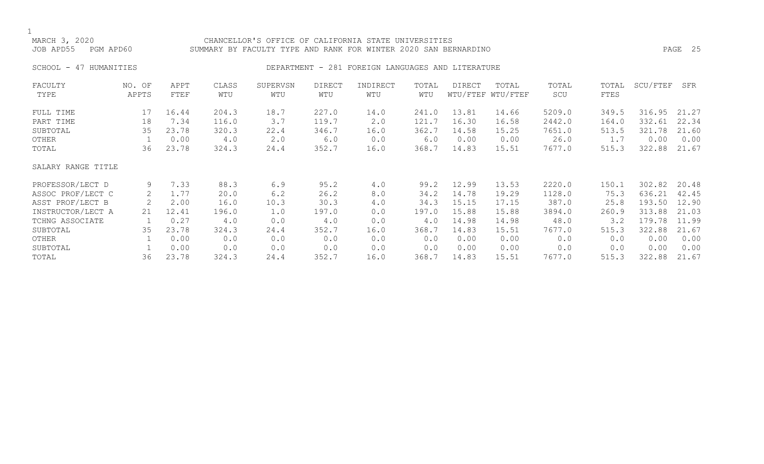MARCH 3, 2020 CHANCELLOR'S OFFICE OF CALIFORNIA STATE UNIVERSITIES
JOB APD55 PGM APD60 SUMMARY BY FACULTY TYPE AND RANK FOR WINTER 2020 SAN BERNARDINO

SCHOOL - 47 HUMANITIES DEPARTMENT - 281 FOREIGN LANGUAGES AND LITERATURE

| FACULTY TYPE | NO. OF APPTS | APPT FTEF | CLASS WTU | SUPERVSN WTU | DIRECT WTU | INDIRECT WTU | TOTAL WTU | DIRECT WTU/FTEF | TOTAL WTU/FTEF | TOTAL SCU | TOTAL FTES | SCU/FTEF | SFR |
|---|---|---|---|---|---|---|---|---|---|---|---|---|---|
| FULL TIME | 17 | 16.44 | 204.3 | 18.7 | 227.0 | 14.0 | 241.0 | 13.81 | 14.66 | 5209.0 | 349.5 | 316.95 | 21.27 |
| PART TIME | 18 | 7.34 | 116.0 | 3.7 | 119.7 | 2.0 | 121.7 | 16.30 | 16.58 | 2442.0 | 164.0 | 332.61 | 22.34 |
| SUBTOTAL | 35 | 23.78 | 320.3 | 22.4 | 346.7 | 16.0 | 362.7 | 14.58 | 15.25 | 7651.0 | 513.5 | 321.78 | 21.60 |
| OTHER | 1 | 0.00 | 4.0 | 2.0 | 6.0 | 0.0 | 6.0 | 0.00 | 0.00 | 26.0 | 1.7 | 0.00 | 0.00 |
| TOTAL | 36 | 23.78 | 324.3 | 24.4 | 352.7 | 16.0 | 368.7 | 14.83 | 15.51 | 7677.0 | 515.3 | 322.88 | 21.67 |
| **SALARY RANGE TITLE** | | | | | | | | | | | | | |
| PROFESSOR/LECT D | 9 | 7.33 | 88.3 | 6.9 | 95.2 | 4.0 | 99.2 | 12.99 | 13.53 | 2220.0 | 150.1 | 302.82 | 20.48 |
| ASSOC PROF/LECT C | 2 | 1.77 | 20.0 | 6.2 | 26.2 | 8.0 | 34.2 | 14.78 | 19.29 | 1128.0 | 75.3 | 636.21 | 42.45 |
| ASST PROF/LECT B | 2 | 2.00 | 16.0 | 10.3 | 30.3 | 4.0 | 34.3 | 15.15 | 17.15 | 387.0 | 25.8 | 193.50 | 12.90 |
| INSTRUCTOR/LECT A | 21 | 12.41 | 196.0 | 1.0 | 197.0 | 0.0 | 197.0 | 15.88 | 15.88 | 3894.0 | 260.9 | 313.88 | 21.03 |
| TCHNG ASSOCIATE | 1 | 0.27 | 4.0 | 0.0 | 4.0 | 0.0 | 4.0 | 14.98 | 14.98 | 48.0 | 3.2 | 179.78 | 11.99 |
| SUBTOTAL | 35 | 23.78 | 324.3 | 24.4 | 352.7 | 16.0 | 368.7 | 14.83 | 15.51 | 7677.0 | 515.3 | 322.88 | 21.67 |
| OTHER | 1 | 0.00 | 0.0 | 0.0 | 0.0 | 0.0 | 0.0 | 0.00 | 0.00 | 0.0 | 0.0 | 0.00 | 0.00 |
| SUBTOTAL | 1 | 0.00 | 0.0 | 0.0 | 0.0 | 0.0 | 0.0 | 0.00 | 0.00 | 0.0 | 0.0 | 0.00 | 0.00 |
| TOTAL | 36 | 23.78 | 324.3 | 24.4 | 352.7 | 16.0 | 368.7 | 14.83 | 15.51 | 7677.0 | 515.3 | 322.88 | 21.67 |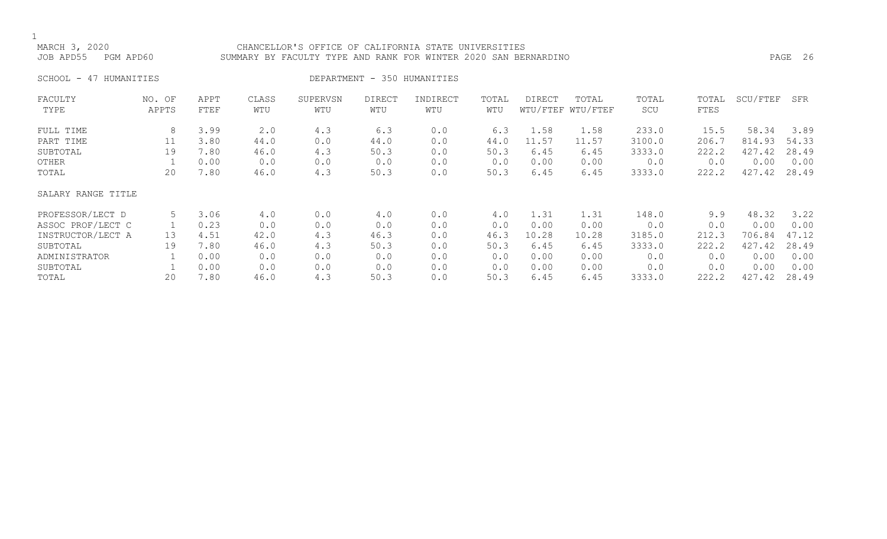MARCH 3, 2020 CHANCELLOR'S OFFICE OF CALIFORNIA STATE UNIVERSITIES
JOB APD55 PGM APD60 SUMMARY BY FACULTY TYPE AND RANK FOR WINTER 2020 SAN BERNARDINO

SCHOOL - 47 HUMANITIES DEPARTMENT - 350 HUMANITIES

| FACULTY TYPE | NO. OF APPTS | APPT FTEF | CLASS WTU | SUPERVSN WTU | DIRECT WTU | INDIRECT WTU | TOTAL WTU | DIRECT WTU/FTEF | TOTAL WTU/FTEF | TOTAL SCU | TOTAL FTES | SCU/FTEF | SFR |
|---|---|---|---|---|---|---|---|---|---|---|---|---|---|
| FULL TIME | 8 | 3.99 | 2.0 | 4.3 | 6.3 | 0.0 | 6.3 | 1.58 | 1.58 | 233.0 | 15.5 | 58.34 | 3.89 |
| PART TIME | 11 | 3.80 | 44.0 | 0.0 | 44.0 | 0.0 | 44.0 | 11.57 | 11.57 | 3100.0 | 206.7 | 814.93 | 54.33 |
| SUBTOTAL | 19 | 7.80 | 46.0 | 4.3 | 50.3 | 0.0 | 50.3 | 6.45 | 6.45 | 3333.0 | 222.2 | 427.42 | 28.49 |
| OTHER | 1 | 0.00 | 0.0 | 0.0 | 0.0 | 0.0 | 0.0 | 0.00 | 0.00 | 0.0 | 0.0 | 0.00 | 0.00 |
| TOTAL | 20 | 7.80 | 46.0 | 4.3 | 50.3 | 0.0 | 50.3 | 6.45 | 6.45 | 3333.0 | 222.2 | 427.42 | 28.49 |
| SALARY RANGE TITLE | | | | | | | | | | | | | |
| PROFESSOR/LECT D | 5 | 3.06 | 4.0 | 0.0 | 4.0 | 0.0 | 4.0 | 1.31 | 1.31 | 148.0 | 9.9 | 48.32 | 3.22 |
| ASSOC PROF/LECT C | 1 | 0.23 | 0.0 | 0.0 | 0.0 | 0.0 | 0.0 | 0.00 | 0.00 | 0.0 | 0.0 | 0.00 | 0.00 |
| INSTRUCTOR/LECT A | 13 | 4.51 | 42.0 | 4.3 | 46.3 | 0.0 | 46.3 | 10.28 | 10.28 | 3185.0 | 212.3 | 706.84 | 47.12 |
| SUBTOTAL | 19 | 7.80 | 46.0 | 4.3 | 50.3 | 0.0 | 50.3 | 6.45 | 6.45 | 3333.0 | 222.2 | 427.42 | 28.49 |
| ADMINISTRATOR | 1 | 0.00 | 0.0 | 0.0 | 0.0 | 0.0 | 0.0 | 0.00 | 0.00 | 0.0 | 0.0 | 0.00 | 0.00 |
| SUBTOTAL | 1 | 0.00 | 0.0 | 0.0 | 0.0 | 0.0 | 0.0 | 0.00 | 0.00 | 0.0 | 0.0 | 0.00 | 0.00 |
| TOTAL | 20 | 7.80 | 46.0 | 4.3 | 50.3 | 0.0 | 50.3 | 6.45 | 6.45 | 3333.0 | 222.2 | 427.42 | 28.49 |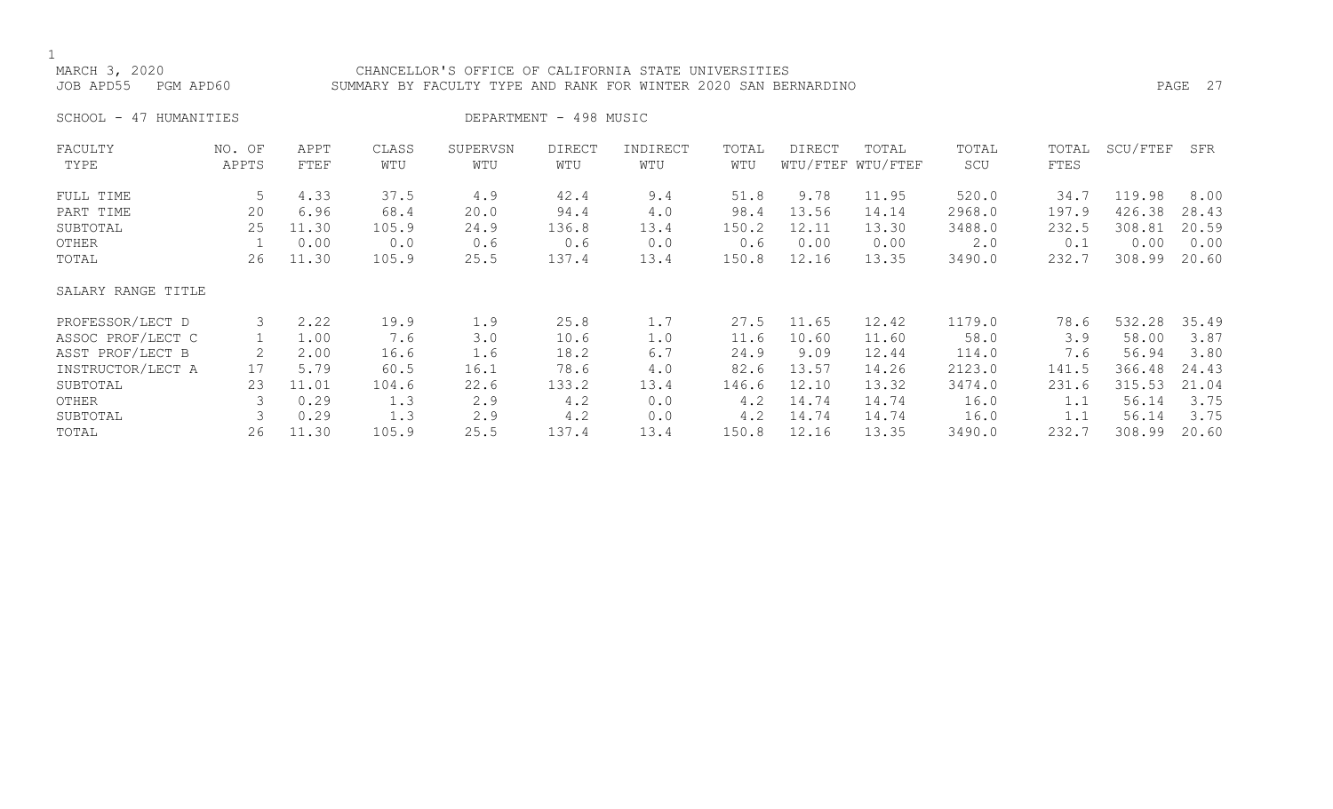MARCH 3, 2020 CHANCELLOR'S OFFICE OF CALIFORNIA STATE UNIVERSITIES
JOB APD55 PGM APD60 SUMMARY BY FACULTY TYPE AND RANK FOR WINTER 2020 SAN BERNARDINO

SCHOOL - 47 HUMANITIES DEPARTMENT - 498 MUSIC

| FACULTY TYPE | NO. OF APPTS | APPT FTEF | CLASS WTU | SUPERVSN WTU | DIRECT WTU | INDIRECT WTU | TOTAL WTU | DIRECT WTU/FTEF | TOTAL WTU/FTEF | TOTAL SCU | TOTAL FTES | SCU/FTEF | SFR |
|---|---|---|---|---|---|---|---|---|---|---|---|---|---|
| FULL TIME | 5 | 4.33 | 37.5 | 4.9 | 42.4 | 9.4 | 51.8 | 9.78 | 11.95 | 520.0 | 34.7 | 119.98 | 8.00 |
| PART TIME | 20 | 6.96 | 68.4 | 20.0 | 94.4 | 4.0 | 98.4 | 13.56 | 14.14 | 2968.0 | 197.9 | 426.38 | 28.43 |
| SUBTOTAL | 25 | 11.30 | 105.9 | 24.9 | 136.8 | 13.4 | 150.2 | 12.11 | 13.30 | 3488.0 | 232.5 | 308.81 | 20.59 |
| OTHER | 1 | 0.00 | 0.0 | 0.6 | 0.6 | 0.0 | 0.6 | 0.00 | 0.00 | 2.0 | 0.1 | 0.00 | 0.00 |
| TOTAL | 26 | 11.30 | 105.9 | 25.5 | 137.4 | 13.4 | 150.8 | 12.16 | 13.35 | 3490.0 | 232.7 | 308.99 | 20.60 |
| SALARY RANGE TITLE | | | | | | | | | | | | | |
| PROFESSOR/LECT D | 3 | 2.22 | 19.9 | 1.9 | 25.8 | 1.7 | 27.5 | 11.65 | 12.42 | 1179.0 | 78.6 | 532.28 | 35.49 |
| ASSOC PROF/LECT C | 1 | 1.00 | 7.6 | 3.0 | 10.6 | 1.0 | 11.6 | 10.60 | 11.60 | 58.0 | 3.9 | 58.00 | 3.87 |
| ASST PROF/LECT B | 2 | 2.00 | 16.6 | 1.6 | 18.2 | 6.7 | 24.9 | 9.09 | 12.44 | 114.0 | 7.6 | 56.94 | 3.80 |
| INSTRUCTOR/LECT A | 17 | 5.79 | 60.5 | 16.1 | 78.6 | 4.0 | 82.6 | 13.57 | 14.26 | 2123.0 | 141.5 | 366.48 | 24.43 |
| SUBTOTAL | 23 | 11.01 | 104.6 | 22.6 | 133.2 | 13.4 | 146.6 | 12.10 | 13.32 | 3474.0 | 231.6 | 315.53 | 21.04 |
| OTHER | 3 | 0.29 | 1.3 | 2.9 | 4.2 | 0.0 | 4.2 | 14.74 | 14.74 | 16.0 | 1.1 | 56.14 | 3.75 |
| SUBTOTAL | 3 | 0.29 | 1.3 | 2.9 | 4.2 | 0.0 | 4.2 | 14.74 | 14.74 | 16.0 | 1.1 | 56.14 | 3.75 |
| TOTAL | 26 | 11.30 | 105.9 | 25.5 | 137.4 | 13.4 | 150.8 | 12.16 | 13.35 | 3490.0 | 232.7 | 308.99 | 20.60 |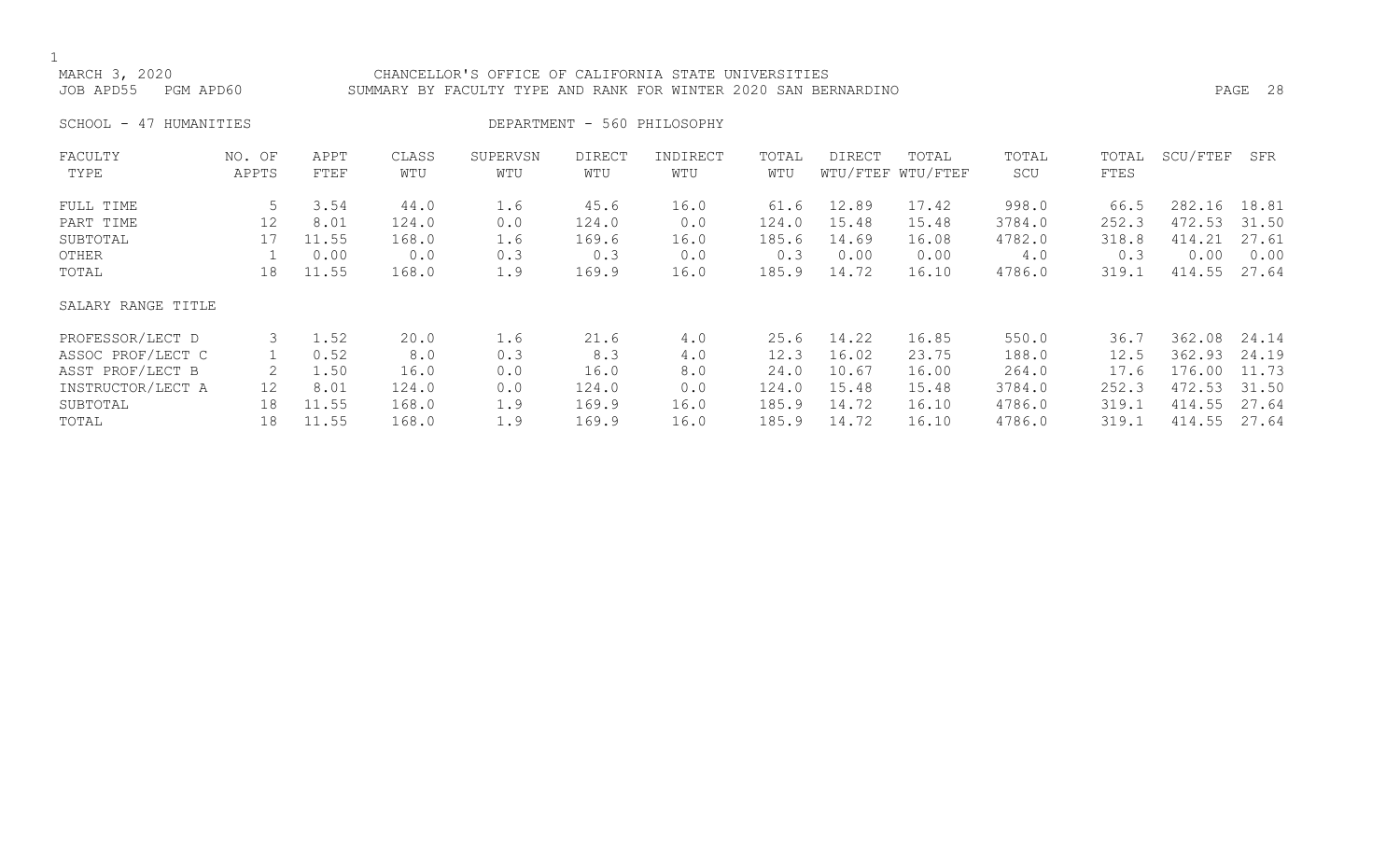MARCH 3, 2020 CHANCELLOR'S OFFICE OF CALIFORNIA STATE UNIVERSITIES
JOB APD55 PGM APD60 SUMMARY BY FACULTY TYPE AND RANK FOR WINTER 2020 SAN BERNARDINO

SCHOOL - 47 HUMANITIES DEPARTMENT - 560 PHILOSOPHY

| FACULTY TYPE | NO. OF APPTS | APPT FTEF | CLASS WTU | SUPERVSN WTU | DIRECT WTU | INDIRECT WTU | TOTAL WTU | DIRECT WTU/FTEF | TOTAL WTU/FTEF | TOTAL SCU | TOTAL FTES | SCU/FTEF | SFR |
|---|---|---|---|---|---|---|---|---|---|---|---|---|---|
| FULL TIME | 5 | 3.54 | 44.0 | 1.6 | 45.6 | 16.0 | 61.6 | 12.89 | 17.42 | 998.0 | 66.5 | 282.16 | 18.81 |
| PART TIME | 12 | 8.01 | 124.0 | 0.0 | 124.0 | 0.0 | 124.0 | 15.48 | 15.48 | 3784.0 | 252.3 | 472.53 | 31.50 |
| SUBTOTAL | 17 | 11.55 | 168.0 | 1.6 | 169.6 | 16.0 | 185.6 | 14.69 | 16.08 | 4782.0 | 318.8 | 414.21 | 27.61 |
| OTHER | 1 | 0.00 | 0.0 | 0.3 | 0.3 | 0.0 | 0.3 | 0.00 | 0.00 | 4.0 | 0.3 | 0.00 | 0.00 |
| TOTAL | 18 | 11.55 | 168.0 | 1.9 | 169.9 | 16.0 | 185.9 | 14.72 | 16.10 | 4786.0 | 319.1 | 414.55 | 27.64 |

| SALARY RANGE TITLE | NO. OF APPTS | APPT FTEF | CLASS WTU | SUPERVSN WTU | DIRECT WTU | INDIRECT WTU | TOTAL WTU | DIRECT WTU/FTEF | TOTAL WTU/FTEF | TOTAL SCU | TOTAL FTES | SCU/FTEF | SFR |
|---|---|---|---|---|---|---|---|---|---|---|---|---|---|
| PROFESSOR/LECT D | 3 | 1.52 | 20.0 | 1.6 | 21.6 | 4.0 | 25.6 | 14.22 | 16.85 | 550.0 | 36.7 | 362.08 | 24.14 |
| ASSOC PROF/LECT C | 1 | 0.52 | 8.0 | 0.3 | 8.3 | 4.0 | 12.3 | 16.02 | 23.75 | 188.0 | 12.5 | 362.93 | 24.19 |
| ASST PROF/LECT B | 2 | 1.50 | 16.0 | 0.0 | 16.0 | 8.0 | 24.0 | 10.67 | 16.00 | 264.0 | 17.6 | 176.00 | 11.73 |
| INSTRUCTOR/LECT A | 12 | 8.01 | 124.0 | 0.0 | 124.0 | 0.0 | 124.0 | 15.48 | 15.48 | 3784.0 | 252.3 | 472.53 | 31.50 |
| SUBTOTAL | 18 | 11.55 | 168.0 | 1.9 | 169.9 | 16.0 | 185.9 | 14.72 | 16.10 | 4786.0 | 319.1 | 414.55 | 27.64 |
| TOTAL | 18 | 11.55 | 168.0 | 1.9 | 169.9 | 16.0 | 185.9 | 14.72 | 16.10 | 4786.0 | 319.1 | 414.55 | 27.64 |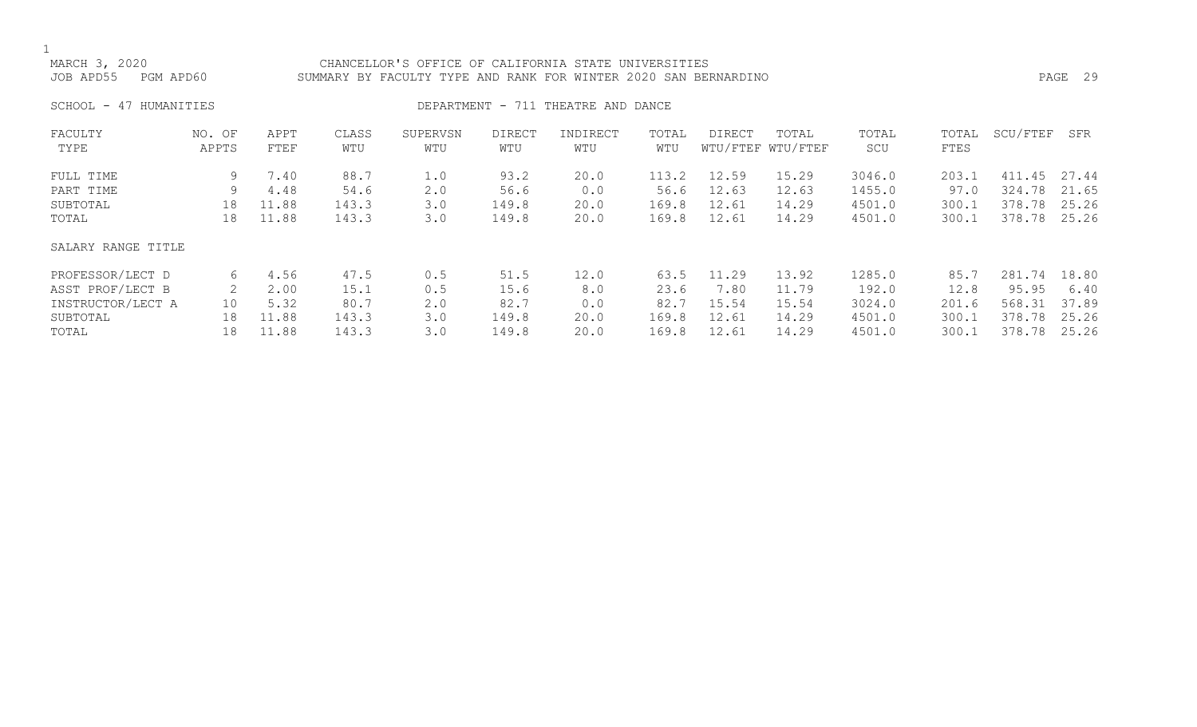MARCH 3, 2020 CHANCELLOR'S OFFICE OF CALIFORNIA STATE UNIVERSITIES
JOB APD55 PGM APD60 SUMMARY BY FACULTY TYPE AND RANK FOR WINTER 2020 SAN BERNARDINO

SCHOOL - 47 HUMANITIES DEPARTMENT - 711 THEATRE AND DANCE

| FACULTY TYPE | NO. OF APPTS | APPT FTEF | CLASS WTU | SUPERVSN WTU | DIRECT WTU | INDIRECT WTU | TOTAL WTU | DIRECT WTU/FTEF | TOTAL WTU/FTEF | TOTAL SCU | TOTAL FTES | SCU/FTEF | SFR |
|---|---|---|---|---|---|---|---|---|---|---|---|---|---|
| FULL TIME | 9 | 7.40 | 88.7 | 1.0 | 93.2 | 20.0 | 113.2 | 12.59 | 15.29 | 3046.0 | 203.1 | 411.45 | 27.44 |
| PART TIME | 9 | 4.48 | 54.6 | 2.0 | 56.6 | 0.0 | 56.6 | 12.63 | 12.63 | 1455.0 | 97.0 | 324.78 | 21.65 |
| SUBTOTAL | 18 | 11.88 | 143.3 | 3.0 | 149.8 | 20.0 | 169.8 | 12.61 | 14.29 | 4501.0 | 300.1 | 378.78 | 25.26 |
| TOTAL | 18 | 11.88 | 143.3 | 3.0 | 149.8 | 20.0 | 169.8 | 12.61 | 14.29 | 4501.0 | 300.1 | 378.78 | 25.26 |
| SALARY RANGE TITLE | | | | | | | | | | | | | |
| PROFESSOR/LECT D | 6 | 4.56 | 47.5 | 0.5 | 51.5 | 12.0 | 63.5 | 11.29 | 13.92 | 1285.0 | 85.7 | 281.74 | 18.80 |
| ASST PROF/LECT B | 2 | 2.00 | 15.1 | 0.5 | 15.6 | 8.0 | 23.6 | 7.80 | 11.79 | 192.0 | 12.8 | 95.95 | 6.40 |
| INSTRUCTOR/LECT A | 10 | 5.32 | 80.7 | 2.0 | 82.7 | 0.0 | 82.7 | 15.54 | 15.54 | 3024.0 | 201.6 | 568.31 | 37.89 |
| SUBTOTAL | 18 | 11.88 | 143.3 | 3.0 | 149.8 | 20.0 | 169.8 | 12.61 | 14.29 | 4501.0 | 300.1 | 378.78 | 25.26 |
| TOTAL | 18 | 11.88 | 143.3 | 3.0 | 149.8 | 20.0 | 169.8 | 12.61 | 14.29 | 4501.0 | 300.1 | 378.78 | 25.26 |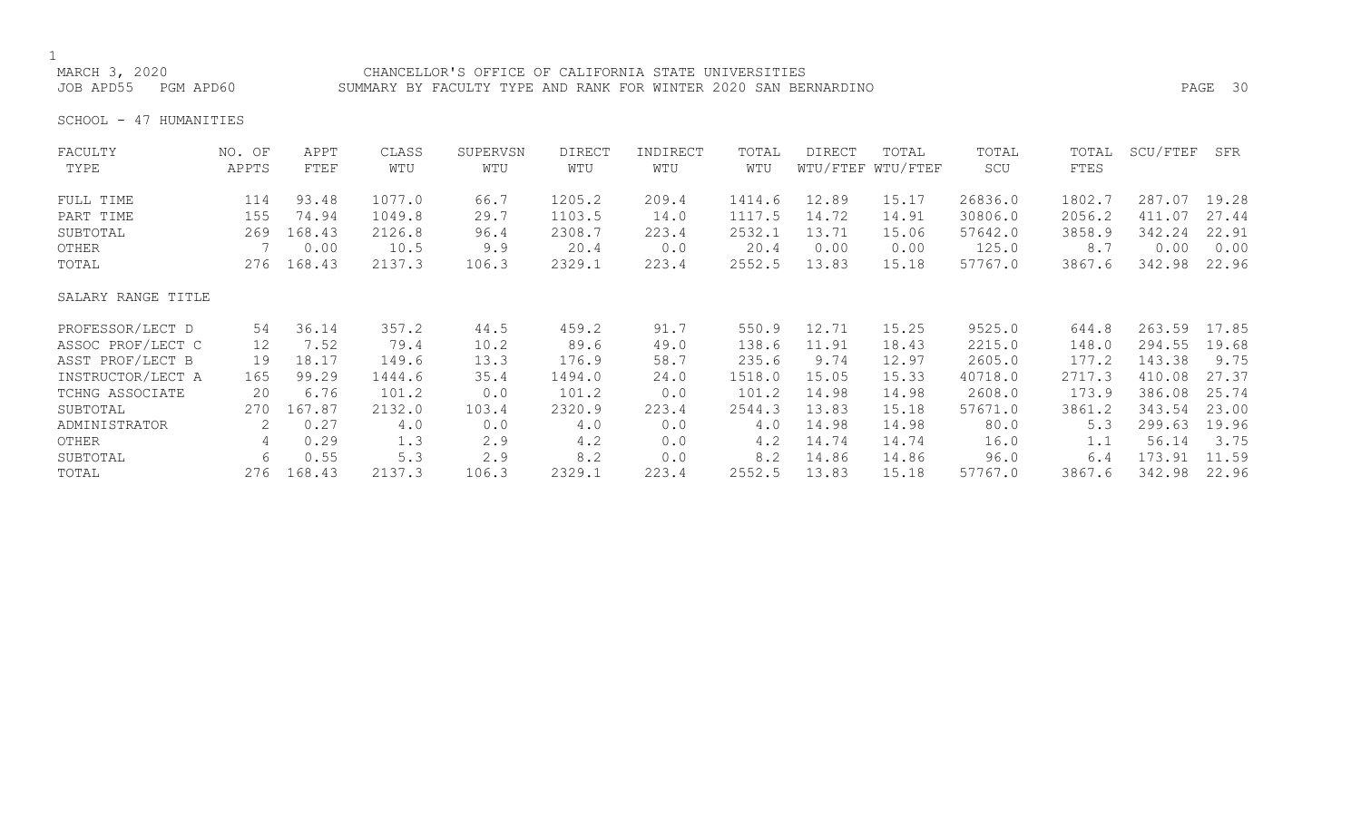CHANCELLOR'S OFFICE OF CALIFORNIA STATE UNIVERSITIES

SUMMARY BY FACULTY TYPE AND RANK FOR WINTER 2020 SAN BERNARDINO

MARCH 3, 2020

JOB APD55 PGM APD60

SCHOOL - 47 HUMANITIES

| FACULTY TYPE | NO. OF APPTS | APPT FTEF | CLASS WTU | SUPERVSN WTU | DIRECT WTU | INDIRECT WTU | TOTAL WTU | DIRECT WTU/FTEF | TOTAL WTU/FTEF | TOTAL SCU | TOTAL FTES | SCU/FTEF | SFR |
|---|---|---|---|---|---|---|---|---|---|---|---|---|---|
| FULL TIME | 114 | 93.48 | 1077.0 | 66.7 | 1205.2 | 209.4 | 1414.6 | 12.89 | 15.17 | 26836.0 | 1802.7 | 287.07 | 19.28 |
| PART TIME | 155 | 74.94 | 1049.8 | 29.7 | 1103.5 | 14.0 | 1117.5 | 14.72 | 14.91 | 30806.0 | 2056.2 | 411.07 | 27.44 |
| SUBTOTAL | 269 | 168.43 | 2126.8 | 96.4 | 2308.7 | 223.4 | 2532.1 | 13.71 | 15.06 | 57642.0 | 3858.9 | 342.24 | 22.91 |
| OTHER | 7 | 0.00 | 10.5 | 9.9 | 20.4 | 0.0 | 20.4 | 0.00 | 0.00 | 125.0 | 8.7 | 0.00 | 0.00 |
| TOTAL | 276 | 168.43 | 2137.3 | 106.3 | 2329.1 | 223.4 | 2552.5 | 13.83 | 15.18 | 57767.0 | 3867.6 | 342.98 | 22.96 |
| **SALARY RANGE TITLE** | | | | | | | | | | | | | |
| PROFESSOR/LECT D | 54 | 36.14 | 357.2 | 44.5 | 459.2 | 91.7 | 550.9 | 12.71 | 15.25 | 9525.0 | 644.8 | 263.59 | 17.85 |
| ASSOC PROF/LECT C | 12 | 7.52 | 79.4 | 10.2 | 89.6 | 49.0 | 138.6 | 11.91 | 18.43 | 2215.0 | 148.0 | 294.55 | 19.68 |
| ASST PROF/LECT B | 19 | 18.17 | 149.6 | 13.3 | 176.9 | 58.7 | 235.6 | 9.74 | 12.97 | 2605.0 | 177.2 | 143.38 | 9.75 |
| INSTRUCTOR/LECT A | 165 | 99.29 | 1444.6 | 35.4 | 1494.0 | 24.0 | 1518.0 | 15.05 | 15.33 | 40718.0 | 2717.3 | 410.08 | 27.37 |
| TCHNG ASSOCIATE | 20 | 6.76 | 101.2 | 0.0 | 101.2 | 0.0 | 101.2 | 14.98 | 14.98 | 2608.0 | 173.9 | 386.08 | 25.74 |
| SUBTOTAL | 270 | 167.87 | 2132.0 | 103.4 | 2320.9 | 223.4 | 2544.3 | 13.83 | 15.18 | 57671.0 | 3861.2 | 343.54 | 23.00 |
| ADMINISTRATOR | 2 | 0.27 | 4.0 | 0.0 | 4.0 | 0.0 | 4.0 | 14.98 | 14.98 | 80.0 | 5.3 | 299.63 | 19.96 |
| OTHER | 4 | 0.29 | 1.3 | 2.9 | 4.2 | 0.0 | 4.2 | 14.74 | 14.74 | 16.0 | 1.1 | 56.14 | 3.75 |
| SUBTOTAL | 6 | 0.55 | 5.3 | 2.9 | 8.2 | 0.0 | 8.2 | 14.86 | 14.86 | 96.0 | 6.4 | 173.91 | 11.59 |
| TOTAL | 276 | 168.43 | 2137.3 | 106.3 | 2329.1 | 223.4 | 2552.5 | 13.83 | 15.18 | 57767.0 | 3867.6 | 342.98 | 22.96 |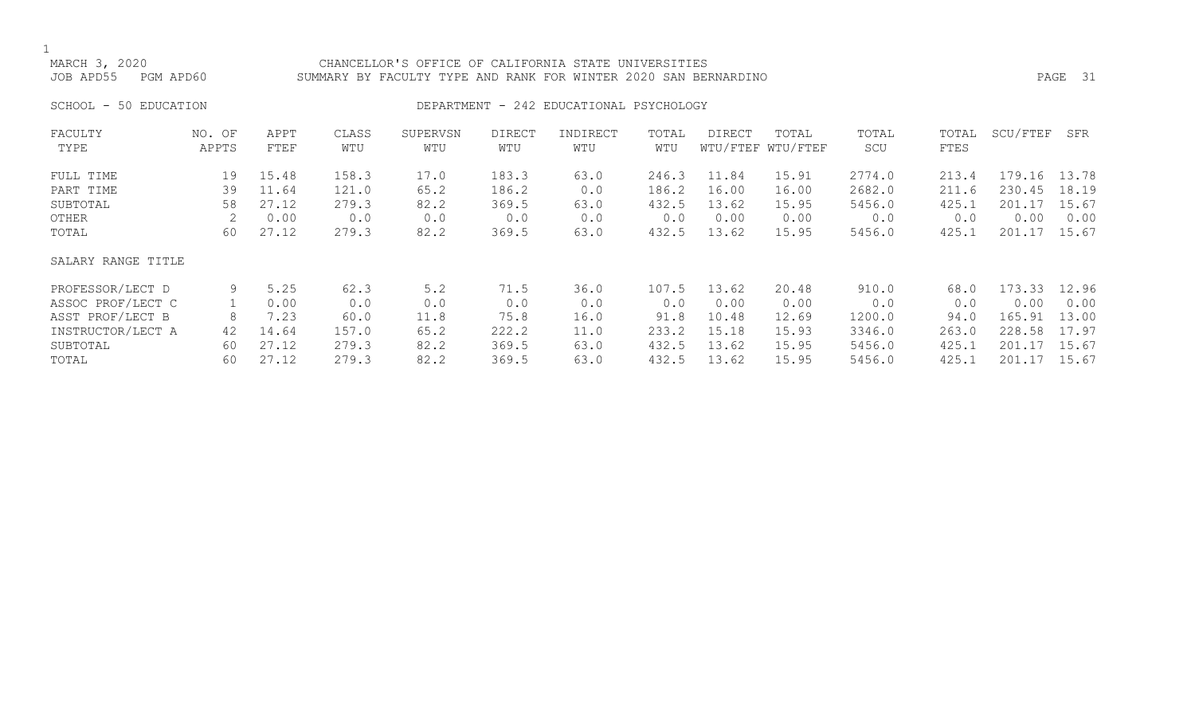MARCH 3, 2020 CHANCELLOR'S OFFICE OF CALIFORNIA STATE UNIVERSITIES
JOB APD55 PGM APD60 SUMMARY BY FACULTY TYPE AND RANK FOR WINTER 2020 SAN BERNARDINO

SCHOOL - 50 EDUCATION DEPARTMENT - 242 EDUCATIONAL PSYCHOLOGY

| FACULTY TYPE | NO. OF APPTS | APPT FTEF | CLASS WTU | SUPERVSN WTU | DIRECT WTU | INDIRECT WTU | TOTAL WTU | DIRECT WTU/FTEF | TOTAL WTU/FTEF | TOTAL SCU | TOTAL FTES | SCU/FTEF | SFR |
|---|---|---|---|---|---|---|---|---|---|---|---|---|---|
| FULL TIME | 19 | 15.48 | 158.3 | 17.0 | 183.3 | 63.0 | 246.3 | 11.84 | 15.91 | 2774.0 | 213.4 | 179.16 | 13.78 |
| PART TIME | 39 | 11.64 | 121.0 | 65.2 | 186.2 | 0.0 | 186.2 | 16.00 | 16.00 | 2682.0 | 211.6 | 230.45 | 18.19 |
| SUBTOTAL | 58 | 27.12 | 279.3 | 82.2 | 369.5 | 63.0 | 432.5 | 13.62 | 15.95 | 5456.0 | 425.1 | 201.17 | 15.67 |
| OTHER | 2 | 0.00 | 0.0 | 0.0 | 0.0 | 0.0 | 0.0 | 0.00 | 0.00 | 0.0 | 0.0 | 0.00 | 0.00 |
| TOTAL | 60 | 27.12 | 279.3 | 82.2 | 369.5 | 63.0 | 432.5 | 13.62 | 15.95 | 5456.0 | 425.1 | 201.17 | 15.67 |

| SALARY RANGE TITLE | NO. OF APPTS | APPT FTEF | CLASS WTU | SUPERVSN WTU | DIRECT WTU | INDIRECT WTU | TOTAL WTU | DIRECT WTU/FTEF | TOTAL WTU/FTEF | TOTAL SCU | TOTAL FTES | SCU/FTEF | SFR |
|---|---|---|---|---|---|---|---|---|---|---|---|---|---|
| PROFESSOR/LECT D | 9 | 5.25 | 62.3 | 5.2 | 71.5 | 36.0 | 107.5 | 13.62 | 20.48 | 910.0 | 68.0 | 173.33 | 12.96 |
| ASSOC PROF/LECT C | 1 | 0.00 | 0.0 | 0.0 | 0.0 | 0.0 | 0.0 | 0.00 | 0.00 | 0.0 | 0.0 | 0.00 | 0.00 |
| ASST PROF/LECT B | 8 | 7.23 | 60.0 | 11.8 | 75.8 | 16.0 | 91.8 | 10.48 | 12.69 | 1200.0 | 94.0 | 165.91 | 13.00 |
| INSTRUCTOR/LECT A | 42 | 14.64 | 157.0 | 65.2 | 222.2 | 11.0 | 233.2 | 15.18 | 15.93 | 3346.0 | 263.0 | 228.58 | 17.97 |
| SUBTOTAL | 60 | 27.12 | 279.3 | 82.2 | 369.5 | 63.0 | 432.5 | 13.62 | 15.95 | 5456.0 | 425.1 | 201.17 | 15.67 |
| TOTAL | 60 | 27.12 | 279.3 | 82.2 | 369.5 | 63.0 | 432.5 | 13.62 | 15.95 | 5456.0 | 425.1 | 201.17 | 15.67 |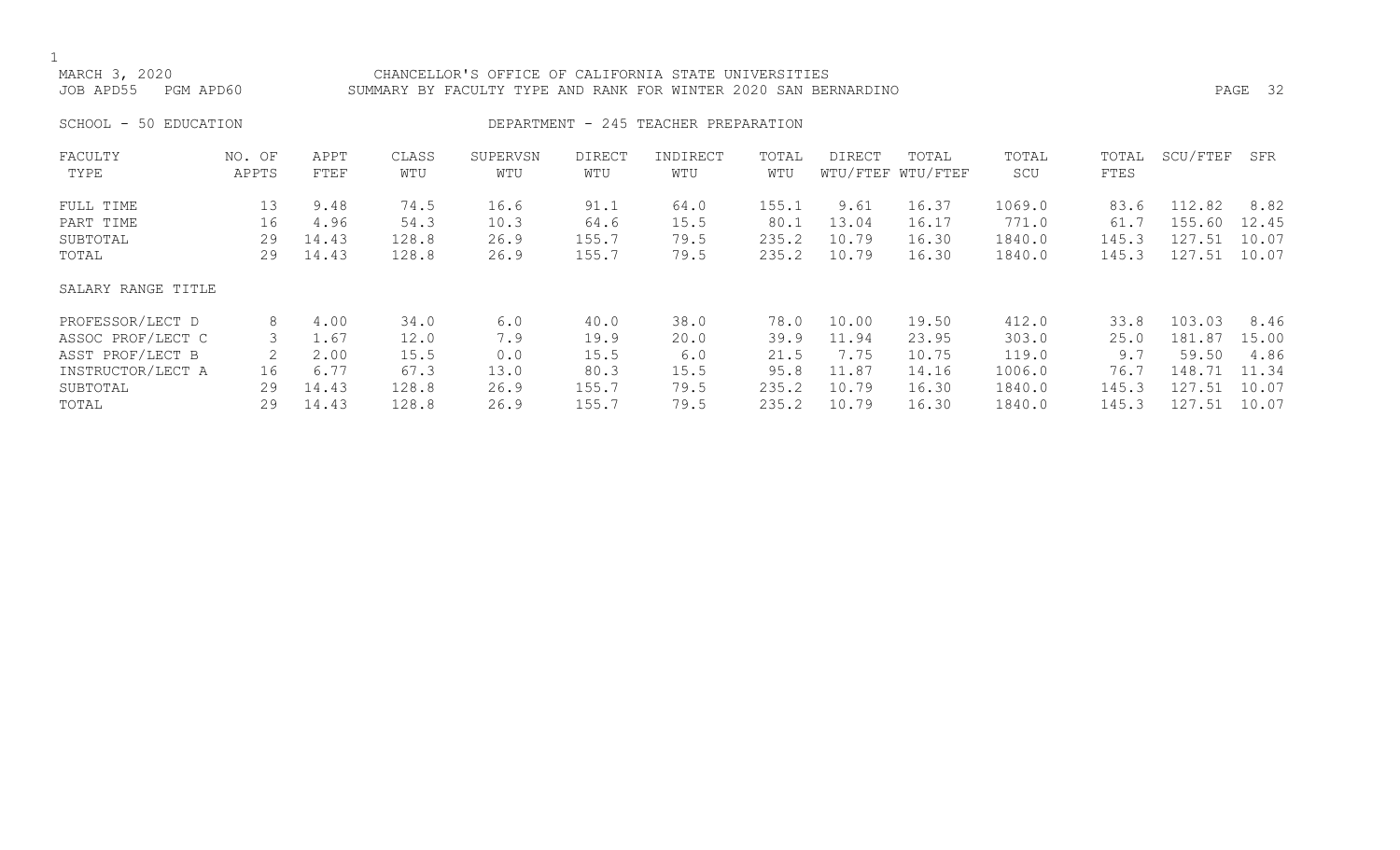CHANCELLOR'S OFFICE OF CALIFORNIA STATE UNIVERSITIES

SUMMARY BY FACULTY TYPE AND RANK FOR WINTER 2020 SAN BERNARDINO

MARCH 3, 2020

JOB APD55 PGM APD60

SCHOOL - 50 EDUCATION

DEPARTMENT - 245 TEACHER PREPARATION

| FACULTY TYPE | NO. OF APPTS | APPT FTEF | CLASS WTU | SUPERVSN WTU | DIRECT WTU | INDIRECT WTU | TOTAL WTU | DIRECT WTU/FTEF | TOTAL WTU/FTEF | TOTAL SCU | TOTAL FTES | SCU/FTEF | SFR |
|---|---|---|---|---|---|---|---|---|---|---|---|---|---|
| FULL TIME | 13 | 9.48 | 74.5 | 16.6 | 91.1 | 64.0 | 155.1 | 9.61 | 16.37 | 1069.0 | 83.6 | 112.82 | 8.82 |
| PART TIME | 16 | 4.96 | 54.3 | 10.3 | 64.6 | 15.5 | 80.1 | 13.04 | 16.17 | 771.0 | 61.7 | 155.60 | 12.45 |
| SUBTOTAL | 29 | 14.43 | 128.8 | 26.9 | 155.7 | 79.5 | 235.2 | 10.79 | 16.30 | 1840.0 | 145.3 | 127.51 | 10.07 |
| TOTAL | 29 | 14.43 | 128.8 | 26.9 | 155.7 | 79.5 | 235.2 | 10.79 | 16.30 | 1840.0 | 145.3 | 127.51 | 10.07 |
| SALARY RANGE TITLE | | | | | | | | | | | | | |
| PROFESSOR/LECT D | 8 | 4.00 | 34.0 | 6.0 | 40.0 | 38.0 | 78.0 | 10.00 | 19.50 | 412.0 | 33.8 | 103.03 | 8.46 |
| ASSOC PROF/LECT C | 3 | 1.67 | 12.0 | 7.9 | 19.9 | 20.0 | 39.9 | 11.94 | 23.95 | 303.0 | 25.0 | 181.87 | 15.00 |
| ASST PROF/LECT B | 2 | 2.00 | 15.5 | 0.0 | 15.5 | 6.0 | 21.5 | 7.75 | 10.75 | 119.0 | 9.7 | 59.50 | 4.86 |
| INSTRUCTOR/LECT A | 16 | 6.77 | 67.3 | 13.0 | 80.3 | 15.5 | 95.8 | 11.87 | 14.16 | 1006.0 | 76.7 | 148.71 | 11.34 |
| SUBTOTAL | 29 | 14.43 | 128.8 | 26.9 | 155.7 | 79.5 | 235.2 | 10.79 | 16.30 | 1840.0 | 145.3 | 127.51 | 10.07 |
| TOTAL | 29 | 14.43 | 128.8 | 26.9 | 155.7 | 79.5 | 235.2 | 10.79 | 16.30 | 1840.0 | 145.3 | 127.51 | 10.07 |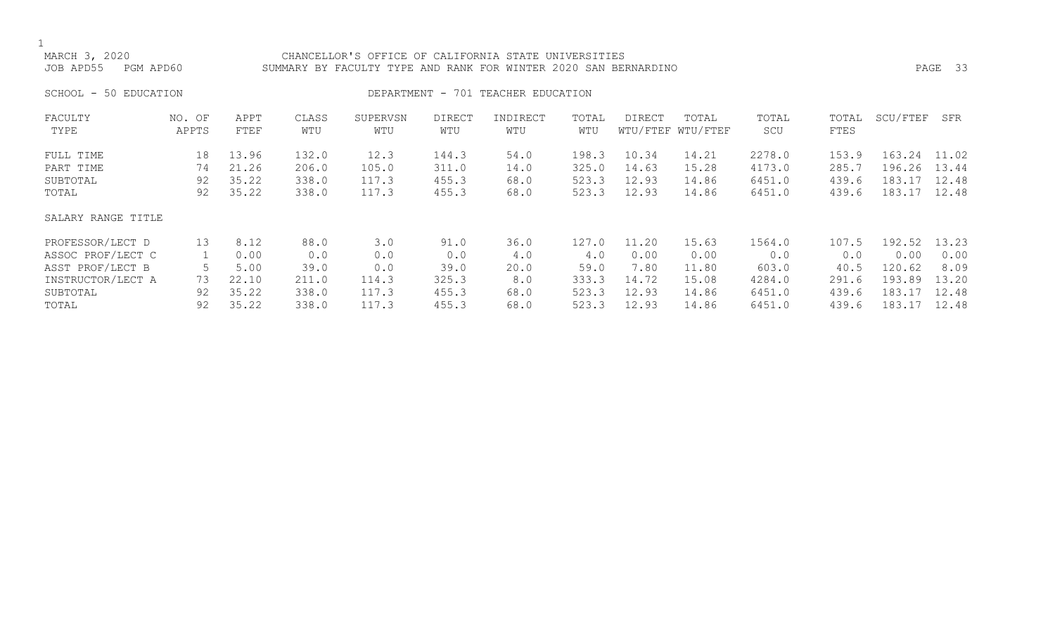MARCH 3, 2020 CHANCELLOR'S OFFICE OF CALIFORNIA STATE UNIVERSITIES
JOB APD55 PGM APD60 SUMMARY BY FACULTY TYPE AND RANK FOR WINTER 2020 SAN BERNARDINO

SCHOOL - 50 EDUCATION DEPARTMENT - 701 TEACHER EDUCATION

| FACULTY TYPE | NO. OF APPTS | APPT FTEF | CLASS WTU | SUPERVSN WTU | DIRECT WTU | INDIRECT WTU | TOTAL WTU | DIRECT WTU/FTEF | TOTAL WTU/FTEF | TOTAL SCU | TOTAL FTES | SCU/FTEF | SFR |
|---|---|---|---|---|---|---|---|---|---|---|---|---|---|
| FULL TIME | 18 | 13.96 | 132.0 | 12.3 | 144.3 | 54.0 | 198.3 | 10.34 | 14.21 | 2278.0 | 153.9 | 163.24 | 11.02 |
| PART TIME | 74 | 21.26 | 206.0 | 105.0 | 311.0 | 14.0 | 325.0 | 14.63 | 15.28 | 4173.0 | 285.7 | 196.26 | 13.44 |
| SUBTOTAL | 92 | 35.22 | 338.0 | 117.3 | 455.3 | 68.0 | 523.3 | 12.93 | 14.86 | 6451.0 | 439.6 | 183.17 | 12.48 |
| TOTAL | 92 | 35.22 | 338.0 | 117.3 | 455.3 | 68.0 | 523.3 | 12.93 | 14.86 | 6451.0 | 439.6 | 183.17 | 12.48 |
| SALARY RANGE TITLE | | | | | | | | | | | | | |
| PROFESSOR/LECT D | 13 | 8.12 | 88.0 | 3.0 | 91.0 | 36.0 | 127.0 | 11.20 | 15.63 | 1564.0 | 107.5 | 192.52 | 13.23 |
| ASSOC PROF/LECT C | 1 | 0.00 | 0.0 | 0.0 | 0.0 | 4.0 | 4.0 | 0.00 | 0.00 | 0.0 | 0.0 | 0.00 | 0.00 |
| ASST PROF/LECT B | 5 | 5.00 | 39.0 | 0.0 | 39.0 | 20.0 | 59.0 | 7.80 | 11.80 | 603.0 | 40.5 | 120.62 | 8.09 |
| INSTRUCTOR/LECT A | 73 | 22.10 | 211.0 | 114.3 | 325.3 | 8.0 | 333.3 | 14.72 | 15.08 | 4284.0 | 291.6 | 193.89 | 13.20 |
| SUBTOTAL | 92 | 35.22 | 338.0 | 117.3 | 455.3 | 68.0 | 523.3 | 12.93 | 14.86 | 6451.0 | 439.6 | 183.17 | 12.48 |
| TOTAL | 92 | 35.22 | 338.0 | 117.3 | 455.3 | 68.0 | 523.3 | 12.93 | 14.86 | 6451.0 | 439.6 | 183.17 | 12.48 |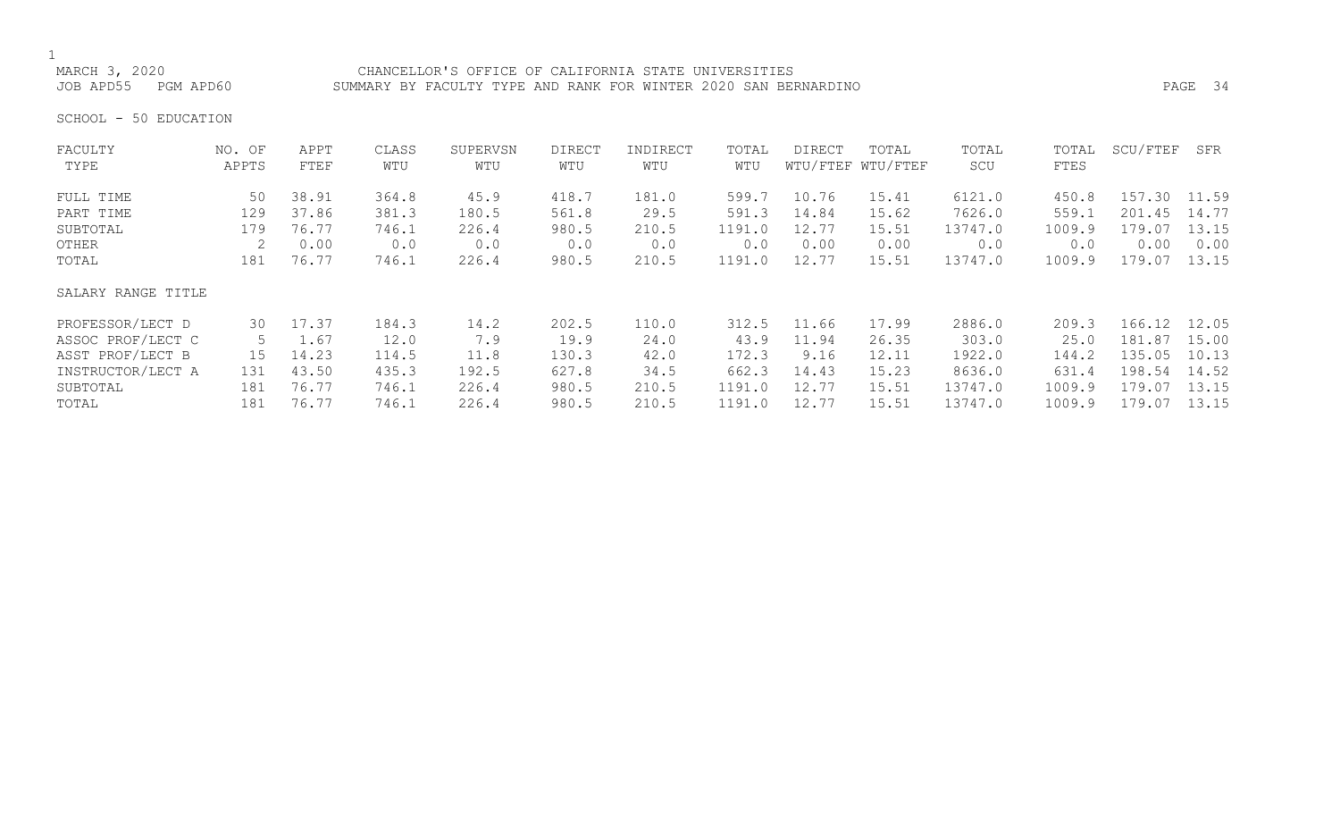MARCH 3, 2020 CHANCELLOR'S OFFICE OF CALIFORNIA STATE UNIVERSITIES

JOB APD55 PGM APD60 SUMMARY BY FACULTY TYPE AND RANK FOR WINTER 2020 SAN BERNARDINO

SCHOOL - 50 EDUCATION

| FACULTY TYPE | NO. OF APPTS | APPT FTEF | CLASS WTU | SUPERVSN WTU | DIRECT WTU | INDIRECT WTU | TOTAL WTU | DIRECT WTU/FTEF | TOTAL WTU/FTEF | TOTAL SCU | TOTAL FTES | SCU/FTEF | SFR |
|---|---|---|---|---|---|---|---|---|---|---|---|---|---|
| FULL TIME | 50 | 38.91 | 364.8 | 45.9 | 418.7 | 181.0 | 599.7 | 10.76 | 15.41 | 6121.0 | 450.8 | 157.30 | 11.59 |
| PART TIME | 129 | 37.86 | 381.3 | 180.5 | 561.8 | 29.5 | 591.3 | 14.84 | 15.62 | 7626.0 | 559.1 | 201.45 | 14.77 |
| SUBTOTAL | 179 | 76.77 | 746.1 | 226.4 | 980.5 | 210.5 | 1191.0 | 12.77 | 15.51 | 13747.0 | 1009.9 | 179.07 | 13.15 |
| OTHER | 2 | 0.00 | 0.0 | 0.0 | 0.0 | 0.0 | 0.0 | 0.00 | 0.00 | 0.0 | 0.0 | 0.00 | 0.00 |
| TOTAL | 181 | 76.77 | 746.1 | 226.4 | 980.5 | 210.5 | 1191.0 | 12.77 | 15.51 | 13747.0 | 1009.9 | 179.07 | 13.15 |
| SALARY RANGE TITLE | | | | | | | | | | | | | |
| PROFESSOR/LECT D | 30 | 17.37 | 184.3 | 14.2 | 202.5 | 110.0 | 312.5 | 11.66 | 17.99 | 2886.0 | 209.3 | 166.12 | 12.05 |
| ASSOC PROF/LECT C | 5 | 1.67 | 12.0 | 7.9 | 19.9 | 24.0 | 43.9 | 11.94 | 26.35 | 303.0 | 25.0 | 181.87 | 15.00 |
| ASST PROF/LECT B | 15 | 14.23 | 114.5 | 11.8 | 130.3 | 42.0 | 172.3 | 9.16 | 12.11 | 1922.0 | 144.2 | 135.05 | 10.13 |
| INSTRUCTOR/LECT A | 131 | 43.50 | 435.3 | 192.5 | 627.8 | 34.5 | 662.3 | 14.43 | 15.23 | 8636.0 | 631.4 | 198.54 | 14.52 |
| SUBTOTAL | 181 | 76.77 | 746.1 | 226.4 | 980.5 | 210.5 | 1191.0 | 12.77 | 15.51 | 13747.0 | 1009.9 | 179.07 | 13.15 |
| TOTAL | 181 | 76.77 | 746.1 | 226.4 | 980.5 | 210.5 | 1191.0 | 12.77 | 15.51 | 13747.0 | 1009.9 | 179.07 | 13.15 |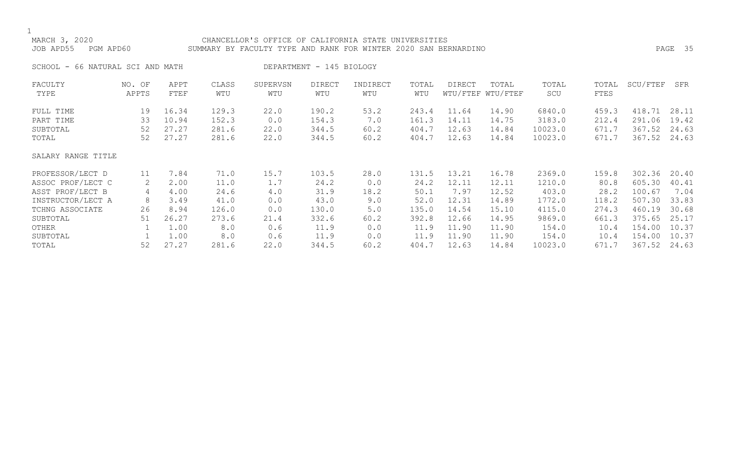MARCH 3, 2020 CHANCELLOR'S OFFICE OF CALIFORNIA STATE UNIVERSITIES
JOB APD55 PGM APD60 SUMMARY BY FACULTY TYPE AND RANK FOR WINTER 2020 SAN BERNARDINO

SCHOOL - 66 NATURAL SCI AND MATH DEPARTMENT - 145 BIOLOGY

| FACULTY TYPE | NO. OF APPTS | APPT FTEF | CLASS WTU | SUPERVSN WTU | DIRECT WTU | INDIRECT WTU | TOTAL WTU | DIRECT WTU/FTEF | TOTAL WTU/FTEF | TOTAL SCU | TOTAL FTES | SCU/FTEF | SFR |
|---|---|---|---|---|---|---|---|---|---|---|---|---|---|
| FULL TIME | 19 | 16.34 | 129.3 | 22.0 | 190.2 | 53.2 | 243.4 | 11.64 | 14.90 | 6840.0 | 459.3 | 418.71 | 28.11 |
| PART TIME | 33 | 10.94 | 152.3 | 0.0 | 154.3 | 7.0 | 161.3 | 14.11 | 14.75 | 3183.0 | 212.4 | 291.06 | 19.42 |
| SUBTOTAL | 52 | 27.27 | 281.6 | 22.0 | 344.5 | 60.2 | 404.7 | 12.63 | 14.84 | 10023.0 | 671.7 | 367.52 | 24.63 |
| TOTAL | 52 | 27.27 | 281.6 | 22.0 | 344.5 | 60.2 | 404.7 | 12.63 | 14.84 | 10023.0 | 671.7 | 367.52 | 24.63 |
| SALARY RANGE TITLE | | | | | | | | | | | | | |
| PROFESSOR/LECT D | 11 | 7.84 | 71.0 | 15.7 | 103.5 | 28.0 | 131.5 | 13.21 | 16.78 | 2369.0 | 159.8 | 302.36 | 20.40 |
| ASSOC PROF/LECT C | 2 | 2.00 | 11.0 | 1.7 | 24.2 | 0.0 | 24.2 | 12.11 | 12.11 | 1210.0 | 80.8 | 605.30 | 40.41 |
| ASST PROF/LECT B | 4 | 4.00 | 24.6 | 4.0 | 31.9 | 18.2 | 50.1 | 7.97 | 12.52 | 403.0 | 28.2 | 100.67 | 7.04 |
| INSTRUCTOR/LECT A | 8 | 3.49 | 41.0 | 0.0 | 43.0 | 9.0 | 52.0 | 12.31 | 14.89 | 1772.0 | 118.2 | 507.30 | 33.83 |
| TCHNG ASSOCIATE | 26 | 8.94 | 126.0 | 0.0 | 130.0 | 5.0 | 135.0 | 14.54 | 15.10 | 4115.0 | 274.3 | 460.19 | 30.68 |
| SUBTOTAL | 51 | 26.27 | 273.6 | 21.4 | 332.6 | 60.2 | 392.8 | 12.66 | 14.95 | 9869.0 | 661.3 | 375.65 | 25.17 |
| OTHER | 1 | 1.00 | 8.0 | 0.6 | 11.9 | 0.0 | 11.9 | 11.90 | 11.90 | 154.0 | 10.4 | 154.00 | 10.37 |
| SUBTOTAL | 1 | 1.00 | 8.0 | 0.6 | 11.9 | 0.0 | 11.9 | 11.90 | 11.90 | 154.0 | 10.4 | 154.00 | 10.37 |
| TOTAL | 52 | 27.27 | 281.6 | 22.0 | 344.5 | 60.2 | 404.7 | 12.63 | 14.84 | 10023.0 | 671.7 | 367.52 | 24.63 |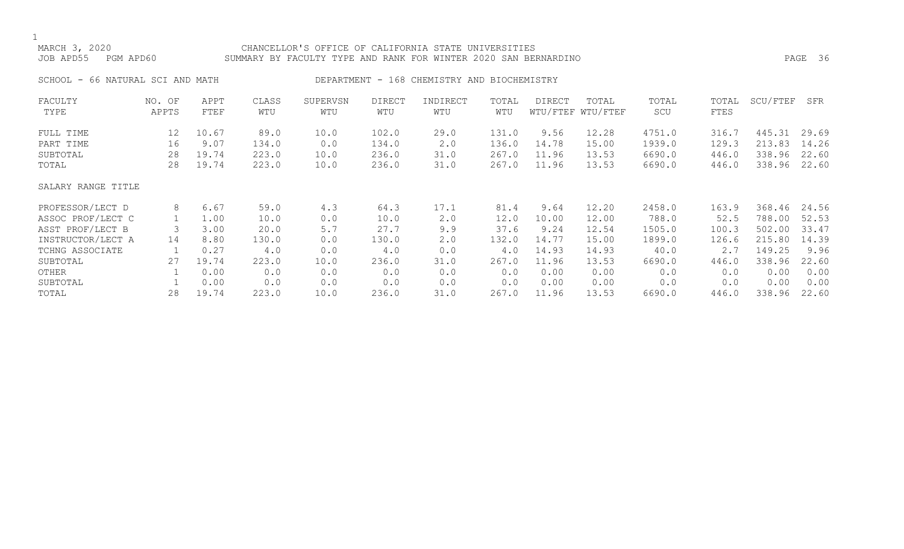MARCH 3, 2020 CHANCELLOR'S OFFICE OF CALIFORNIA STATE UNIVERSITIES
JOB APD55 PGM APD60 SUMMARY BY FACULTY TYPE AND RANK FOR WINTER 2020 SAN BERNARDINO

SCHOOL - 66 NATURAL SCI AND MATH DEPARTMENT - 168 CHEMISTRY AND BIOCHEMISTRY

| FACULTY TYPE | NO. OF APPTS | APPT FTEF | CLASS WTU | SUPERVSN WTU | DIRECT WTU | INDIRECT WTU | TOTAL WTU | DIRECT WTU/FTEF | TOTAL WTU/FTEF | TOTAL SCU | TOTAL FTES | SCU/FTEF | SFR |
|---|---|---|---|---|---|---|---|---|---|---|---|---|---|
| FULL TIME | 12 | 10.67 | 89.0 | 10.0 | 102.0 | 29.0 | 131.0 | 9.56 | 12.28 | 4751.0 | 316.7 | 445.31 | 29.69 |
| PART TIME | 16 | 9.07 | 134.0 | 0.0 | 134.0 | 2.0 | 136.0 | 14.78 | 15.00 | 1939.0 | 129.3 | 213.83 | 14.26 |
| SUBTOTAL | 28 | 19.74 | 223.0 | 10.0 | 236.0 | 31.0 | 267.0 | 11.96 | 13.53 | 6690.0 | 446.0 | 338.96 | 22.60 |
| TOTAL | 28 | 19.74 | 223.0 | 10.0 | 236.0 | 31.0 | 267.0 | 11.96 | 13.53 | 6690.0 | 446.0 | 338.96 | 22.60 |
| SALARY RANGE TITLE | | | | | | | | | | | | | |
| PROFESSOR/LECT D | 8 | 6.67 | 59.0 | 4.3 | 64.3 | 17.1 | 81.4 | 9.64 | 12.20 | 2458.0 | 163.9 | 368.46 | 24.56 |
| ASSOC PROF/LECT C | 1 | 1.00 | 10.0 | 0.0 | 10.0 | 2.0 | 12.0 | 10.00 | 12.00 | 788.0 | 52.5 | 788.00 | 52.53 |
| ASST PROF/LECT B | 3 | 3.00 | 20.0 | 5.7 | 27.7 | 9.9 | 37.6 | 9.24 | 12.54 | 1505.0 | 100.3 | 502.00 | 33.47 |
| INSTRUCTOR/LECT A | 14 | 8.80 | 130.0 | 0.0 | 130.0 | 2.0 | 132.0 | 14.77 | 15.00 | 1899.0 | 126.6 | 215.80 | 14.39 |
| TCHNG ASSOCIATE | 1 | 0.27 | 4.0 | 0.0 | 4.0 | 0.0 | 4.0 | 14.93 | 14.93 | 40.0 | 2.7 | 149.25 | 9.96 |
| SUBTOTAL | 27 | 19.74 | 223.0 | 10.0 | 236.0 | 31.0 | 267.0 | 11.96 | 13.53 | 6690.0 | 446.0 | 338.96 | 22.60 |
| OTHER | 1 | 0.00 | 0.0 | 0.0 | 0.0 | 0.0 | 0.0 | 0.00 | 0.00 | 0.0 | 0.0 | 0.00 | 0.00 |
| SUBTOTAL | 1 | 0.00 | 0.0 | 0.0 | 0.0 | 0.0 | 0.0 | 0.00 | 0.00 | 0.0 | 0.0 | 0.00 | 0.00 |
| TOTAL | 28 | 19.74 | 223.0 | 10.0 | 236.0 | 31.0 | 267.0 | 11.96 | 13.53 | 6690.0 | 446.0 | 338.96 | 22.60 |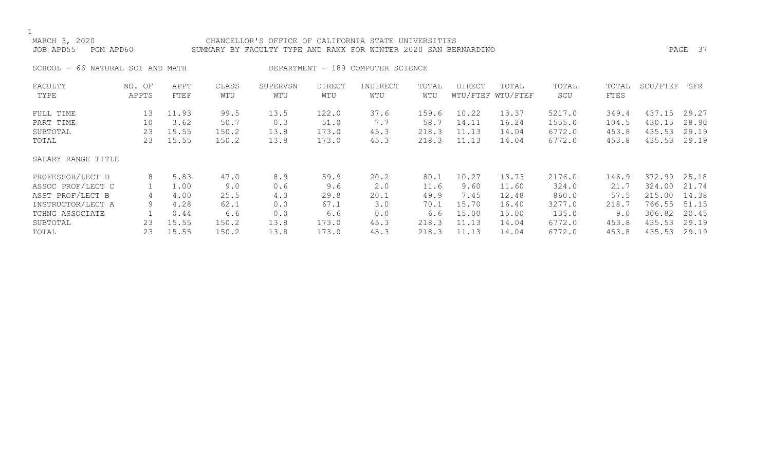MARCH 3, 2020 — CHANCELLOR'S OFFICE OF CALIFORNIA STATE UNIVERSITIES

JOB APD55 PGM APD60 — SUMMARY BY FACULTY TYPE AND RANK FOR WINTER 2020 SAN BERNARDINO

SCHOOL - 66 NATURAL SCI AND MATH — DEPARTMENT - 189 COMPUTER SCIENCE

| FACULTY TYPE | NO. OF APPTS | APPT FTEF | CLASS WTU | SUPERVSN WTU | DIRECT WTU | INDIRECT WTU | TOTAL WTU | DIRECT WTU/FTEF | TOTAL WTU/FTEF | TOTAL SCU | TOTAL FTES | SCU/FTEF | SFR |
|---|---|---|---|---|---|---|---|---|---|---|---|---|---|
| FULL TIME | 13 | 11.93 | 99.5 | 13.5 | 122.0 | 37.6 | 159.6 | 10.22 | 13.37 | 5217.0 | 349.4 | 437.15 | 29.27 |
| PART TIME | 10 | 3.62 | 50.7 | 0.3 | 51.0 | 7.7 | 58.7 | 14.11 | 16.24 | 1555.0 | 104.5 | 430.15 | 28.90 |
| SUBTOTAL | 23 | 15.55 | 150.2 | 13.8 | 173.0 | 45.3 | 218.3 | 11.13 | 14.04 | 6772.0 | 453.8 | 435.53 | 29.19 |
| TOTAL | 23 | 15.55 | 150.2 | 13.8 | 173.0 | 45.3 | 218.3 | 11.13 | 14.04 | 6772.0 | 453.8 | 435.53 | 29.19 |
| SALARY RANGE TITLE | | | | | | | | | | | | | |
| PROFESSOR/LECT D | 8 | 5.83 | 47.0 | 8.9 | 59.9 | 20.2 | 80.1 | 10.27 | 13.73 | 2176.0 | 146.9 | 372.99 | 25.18 |
| ASSOC PROF/LECT C | 1 | 1.00 | 9.0 | 0.6 | 9.6 | 2.0 | 11.6 | 9.60 | 11.60 | 324.0 | 21.7 | 324.00 | 21.74 |
| ASST PROF/LECT B | 4 | 4.00 | 25.5 | 4.3 | 29.8 | 20.1 | 49.9 | 7.45 | 12.48 | 860.0 | 57.5 | 215.00 | 14.38 |
| INSTRUCTOR/LECT A | 9 | 4.28 | 62.1 | 0.0 | 67.1 | 3.0 | 70.1 | 15.70 | 16.40 | 3277.0 | 218.7 | 766.55 | 51.15 |
| TCHNG ASSOCIATE | 1 | 0.44 | 6.6 | 0.0 | 6.6 | 0.0 | 6.6 | 15.00 | 15.00 | 135.0 | 9.0 | 306.82 | 20.45 |
| SUBTOTAL | 23 | 15.55 | 150.2 | 13.8 | 173.0 | 45.3 | 218.3 | 11.13 | 14.04 | 6772.0 | 453.8 | 435.53 | 29.19 |
| TOTAL | 23 | 15.55 | 150.2 | 13.8 | 173.0 | 45.3 | 218.3 | 11.13 | 14.04 | 6772.0 | 453.8 | 435.53 | 29.19 |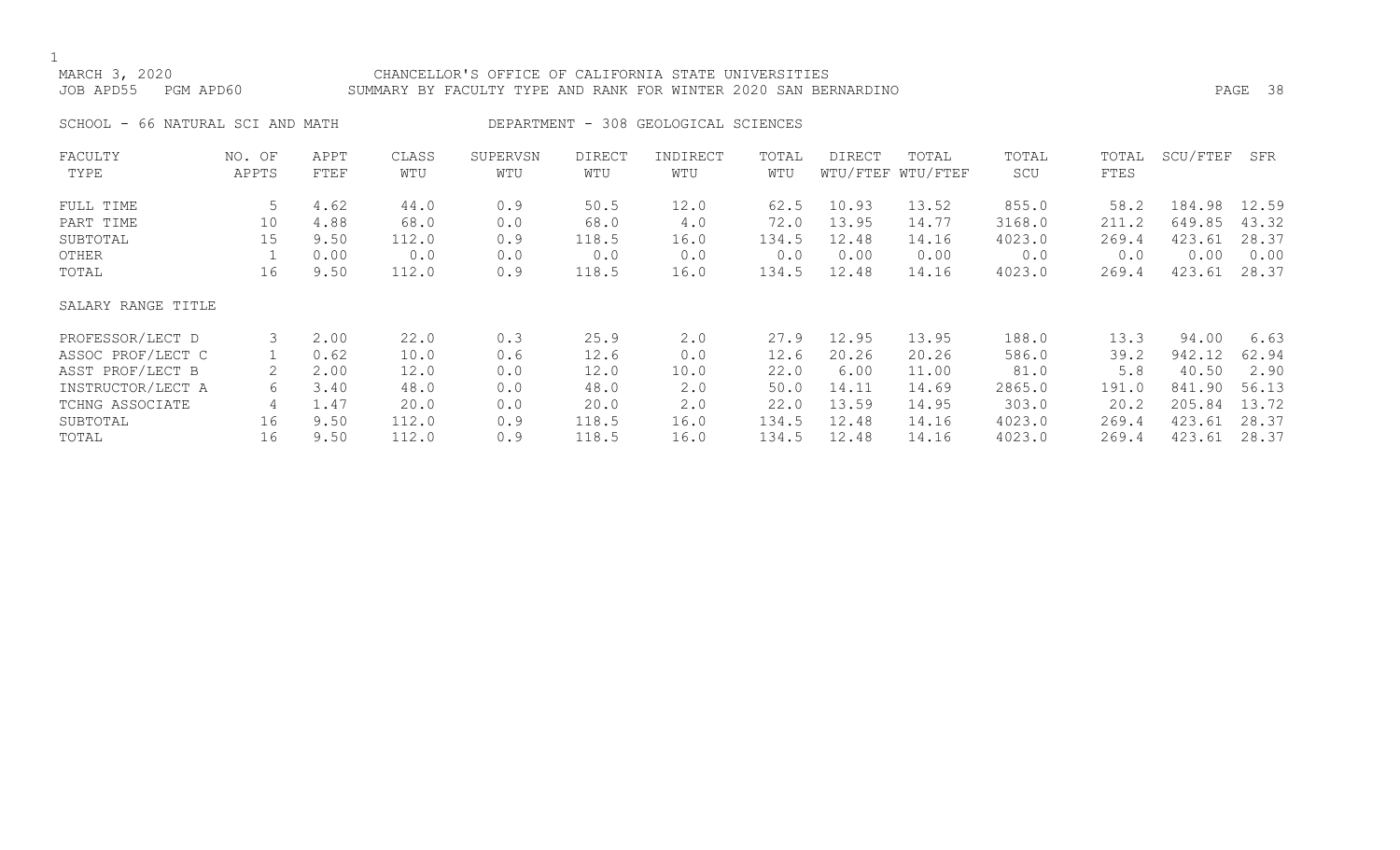CHANCELLOR'S OFFICE OF CALIFORNIA STATE UNIVERSITIES

SUMMARY BY FACULTY TYPE AND RANK FOR WINTER 2020 SAN BERNARDINO

MARCH 3, 2020

JOB APD55 PGM APD60

SCHOOL - 66 NATURAL SCI AND MATH

DEPARTMENT - 308 GEOLOGICAL SCIENCES

| FACULTY TYPE | NO. OF APPTS | APPT FTEF | CLASS WTU | SUPERVSN WTU | DIRECT WTU | INDIRECT WTU | TOTAL WTU | DIRECT WTU/FTEF | TOTAL WTU/FTEF | TOTAL SCU | TOTAL FTES | SCU/FTEF | SFR |
|---|---|---|---|---|---|---|---|---|---|---|---|---|---|
| FULL TIME | 5 | 4.62 | 44.0 | 0.9 | 50.5 | 12.0 | 62.5 | 10.93 | 13.52 | 855.0 | 58.2 | 184.98 | 12.59 |
| PART TIME | 10 | 4.88 | 68.0 | 0.0 | 68.0 | 4.0 | 72.0 | 13.95 | 14.77 | 3168.0 | 211.2 | 649.85 | 43.32 |
| SUBTOTAL | 15 | 9.50 | 112.0 | 0.9 | 118.5 | 16.0 | 134.5 | 12.48 | 14.16 | 4023.0 | 269.4 | 423.61 | 28.37 |
| OTHER | 1 | 0.00 | 0.0 | 0.0 | 0.0 | 0.0 | 0.0 | 0.00 | 0.00 | 0.0 | 0.0 | 0.00 | 0.00 |
| TOTAL | 16 | 9.50 | 112.0 | 0.9 | 118.5 | 16.0 | 134.5 | 12.48 | 14.16 | 4023.0 | 269.4 | 423.61 | 28.37 |
| SALARY RANGE TITLE | | | | | | | | | | | | | |
| PROFESSOR/LECT D | 3 | 2.00 | 22.0 | 0.3 | 25.9 | 2.0 | 27.9 | 12.95 | 13.95 | 188.0 | 13.3 | 94.00 | 6.63 |
| ASSOC PROF/LECT C | 1 | 0.62 | 10.0 | 0.6 | 12.6 | 0.0 | 12.6 | 20.26 | 20.26 | 586.0 | 39.2 | 942.12 | 62.94 |
| ASST PROF/LECT B | 2 | 2.00 | 12.0 | 0.0 | 12.0 | 10.0 | 22.0 | 6.00 | 11.00 | 81.0 | 5.8 | 40.50 | 2.90 |
| INSTRUCTOR/LECT A | 6 | 3.40 | 48.0 | 0.0 | 48.0 | 2.0 | 50.0 | 14.11 | 14.69 | 2865.0 | 191.0 | 841.90 | 56.13 |
| TCHNG ASSOCIATE | 4 | 1.47 | 20.0 | 0.0 | 20.0 | 2.0 | 22.0 | 13.59 | 14.95 | 303.0 | 20.2 | 205.84 | 13.72 |
| SUBTOTAL | 16 | 9.50 | 112.0 | 0.9 | 118.5 | 16.0 | 134.5 | 12.48 | 14.16 | 4023.0 | 269.4 | 423.61 | 28.37 |
| TOTAL | 16 | 9.50 | 112.0 | 0.9 | 118.5 | 16.0 | 134.5 | 12.48 | 14.16 | 4023.0 | 269.4 | 423.61 | 28.37 |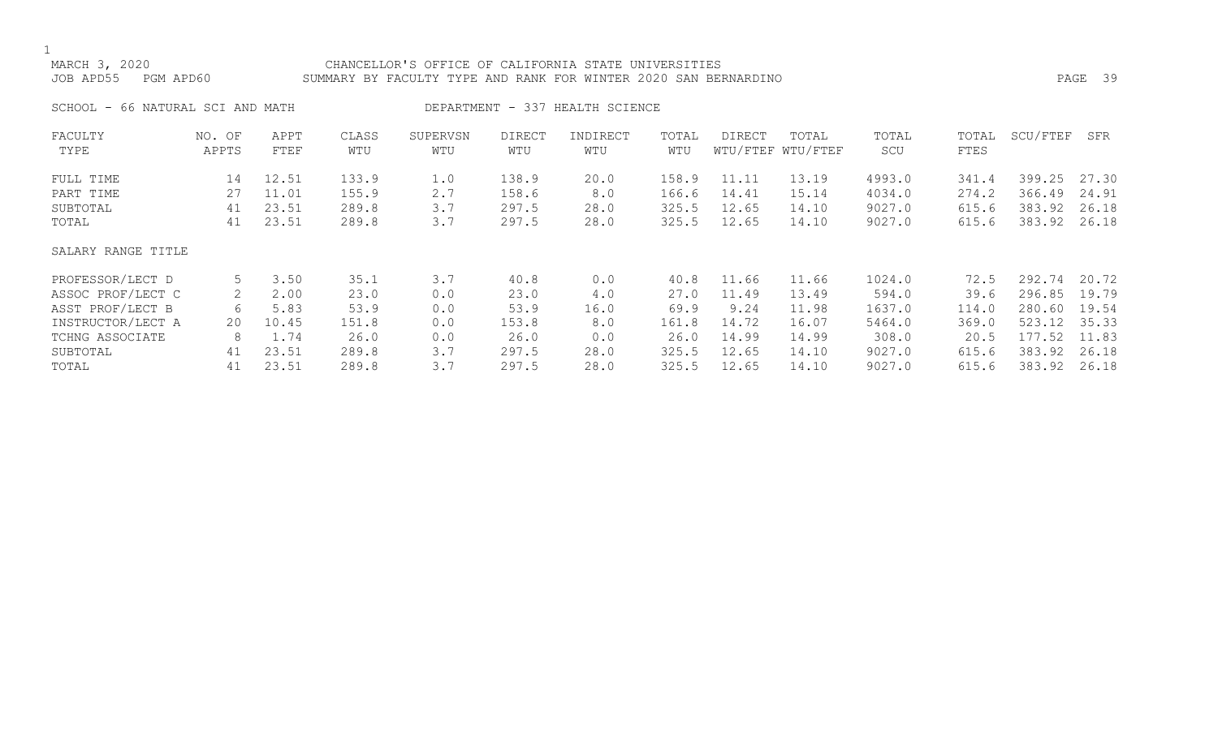MARCH 3, 2020 CHANCELLOR'S OFFICE OF CALIFORNIA STATE UNIVERSITIES
JOB APD55 PGM APD60 SUMMARY BY FACULTY TYPE AND RANK FOR WINTER 2020 SAN BERNARDINO

SCHOOL - 66 NATURAL SCI AND MATH DEPARTMENT - 337 HEALTH SCIENCE

| FACULTY TYPE | NO. OF APPTS | APPT FTEF | CLASS WTU | SUPERVSN WTU | DIRECT WTU | INDIRECT WTU | TOTAL WTU | DIRECT WTU/FTEF | TOTAL WTU/FTEF | TOTAL SCU | TOTAL FTES | SCU/FTEF | SFR |
|---|---|---|---|---|---|---|---|---|---|---|---|---|---|
| FULL TIME | 14 | 12.51 | 133.9 | 1.0 | 138.9 | 20.0 | 158.9 | 11.11 | 13.19 | 4993.0 | 341.4 | 399.25 | 27.30 |
| PART TIME | 27 | 11.01 | 155.9 | 2.7 | 158.6 | 8.0 | 166.6 | 14.41 | 15.14 | 4034.0 | 274.2 | 366.49 | 24.91 |
| SUBTOTAL | 41 | 23.51 | 289.8 | 3.7 | 297.5 | 28.0 | 325.5 | 12.65 | 14.10 | 9027.0 | 615.6 | 383.92 | 26.18 |
| TOTAL | 41 | 23.51 | 289.8 | 3.7 | 297.5 | 28.0 | 325.5 | 12.65 | 14.10 | 9027.0 | 615.6 | 383.92 | 26.18 |

SALARY RANGE TITLE

| SALARY RANGE TITLE | NO. OF APPTS | APPT FTEF | CLASS WTU | SUPERVSN WTU | DIRECT WTU | INDIRECT WTU | TOTAL WTU | DIRECT WTU/FTEF | TOTAL WTU/FTEF | TOTAL SCU | TOTAL FTES | SCU/FTEF | SFR |
|---|---|---|---|---|---|---|---|---|---|---|---|---|---|
| PROFESSOR/LECT D | 5 | 3.50 | 35.1 | 3.7 | 40.8 | 0.0 | 40.8 | 11.66 | 11.66 | 1024.0 | 72.5 | 292.74 | 20.72 |
| ASSOC PROF/LECT C | 2 | 2.00 | 23.0 | 0.0 | 23.0 | 4.0 | 27.0 | 11.49 | 13.49 | 594.0 | 39.6 | 296.85 | 19.79 |
| ASST PROF/LECT B | 6 | 5.83 | 53.9 | 0.0 | 53.9 | 16.0 | 69.9 | 9.24 | 11.98 | 1637.0 | 114.0 | 280.60 | 19.54 |
| INSTRUCTOR/LECT A | 20 | 10.45 | 151.8 | 0.0 | 153.8 | 8.0 | 161.8 | 14.72 | 16.07 | 5464.0 | 369.0 | 523.12 | 35.33 |
| TCHNG ASSOCIATE | 8 | 1.74 | 26.0 | 0.0 | 26.0 | 0.0 | 26.0 | 14.99 | 14.99 | 308.0 | 20.5 | 177.52 | 11.83 |
| SUBTOTAL | 41 | 23.51 | 289.8 | 3.7 | 297.5 | 28.0 | 325.5 | 12.65 | 14.10 | 9027.0 | 615.6 | 383.92 | 26.18 |
| TOTAL | 41 | 23.51 | 289.8 | 3.7 | 297.5 | 28.0 | 325.5 | 12.65 | 14.10 | 9027.0 | 615.6 | 383.92 | 26.18 |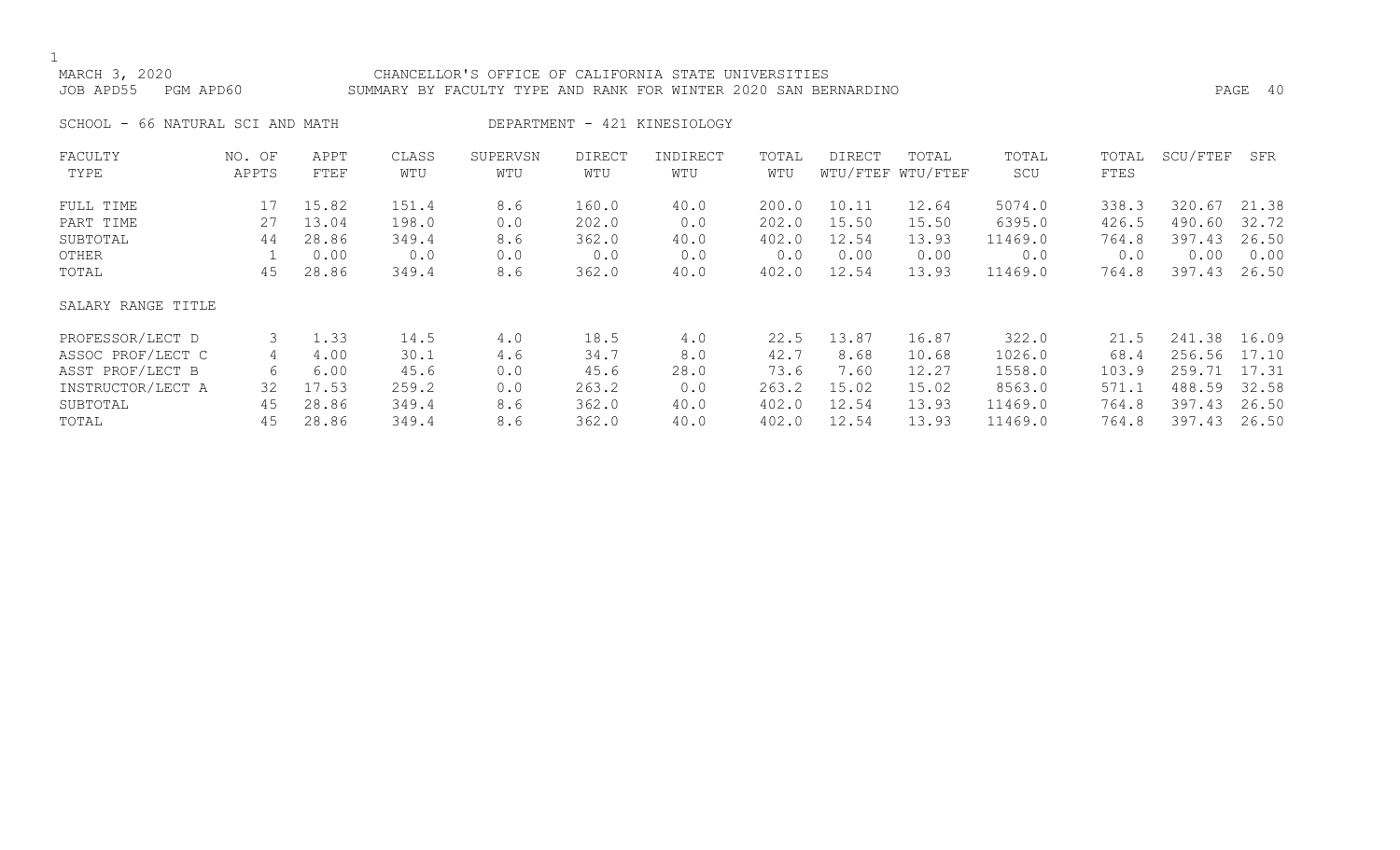MARCH 3, 2020 CHANCELLOR'S OFFICE OF CALIFORNIA STATE UNIVERSITIES
JOB APD55 PGM APD60 SUMMARY BY FACULTY TYPE AND RANK FOR WINTER 2020 SAN BERNARDINO

SCHOOL - 66 NATURAL SCI AND MATH DEPARTMENT - 421 KINESIOLOGY

| FACULTY TYPE | NO. OF APPTS | APPT FTEF | CLASS WTU | SUPERVSN WTU | DIRECT WTU | INDIRECT WTU | TOTAL WTU | DIRECT WTU/FTEF | TOTAL WTU/FTEF | TOTAL SCU | TOTAL FTES | SCU/FTEF | SFR |
|---|---|---|---|---|---|---|---|---|---|---|---|---|---|
| FULL TIME | 17 | 15.82 | 151.4 | 8.6 | 160.0 | 40.0 | 200.0 | 10.11 | 12.64 | 5074.0 | 338.3 | 320.67 | 21.38 |
| PART TIME | 27 | 13.04 | 198.0 | 0.0 | 202.0 | 0.0 | 202.0 | 15.50 | 15.50 | 6395.0 | 426.5 | 490.60 | 32.72 |
| SUBTOTAL | 44 | 28.86 | 349.4 | 8.6 | 362.0 | 40.0 | 402.0 | 12.54 | 13.93 | 11469.0 | 764.8 | 397.43 | 26.50 |
| OTHER | 1 | 0.00 | 0.0 | 0.0 | 0.0 | 0.0 | 0.0 | 0.00 | 0.00 | 0.0 | 0.0 | 0.00 | 0.00 |
| TOTAL | 45 | 28.86 | 349.4 | 8.6 | 362.0 | 40.0 | 402.0 | 12.54 | 13.93 | 11469.0 | 764.8 | 397.43 | 26.50 |
| **SALARY RANGE TITLE** | | | | | | | | | | | | | |
| PROFESSOR/LECT D | 3 | 1.33 | 14.5 | 4.0 | 18.5 | 4.0 | 22.5 | 13.87 | 16.87 | 322.0 | 21.5 | 241.38 | 16.09 |
| ASSOC PROF/LECT C | 4 | 4.00 | 30.1 | 4.6 | 34.7 | 8.0 | 42.7 | 8.68 | 10.68 | 1026.0 | 68.4 | 256.56 | 17.10 |
| ASST PROF/LECT B | 6 | 6.00 | 45.6 | 0.0 | 45.6 | 28.0 | 73.6 | 7.60 | 12.27 | 1558.0 | 103.9 | 259.71 | 17.31 |
| INSTRUCTOR/LECT A | 32 | 17.53 | 259.2 | 0.0 | 263.2 | 0.0 | 263.2 | 15.02 | 15.02 | 8563.0 | 571.1 | 488.59 | 32.58 |
| SUBTOTAL | 45 | 28.86 | 349.4 | 8.6 | 362.0 | 40.0 | 402.0 | 12.54 | 13.93 | 11469.0 | 764.8 | 397.43 | 26.50 |
| TOTAL | 45 | 28.86 | 349.4 | 8.6 | 362.0 | 40.0 | 402.0 | 12.54 | 13.93 | 11469.0 | 764.8 | 397.43 | 26.50 |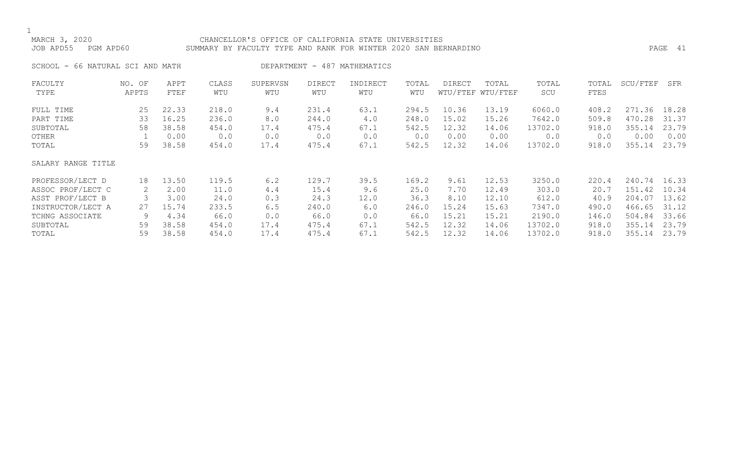MARCH 3, 2020 CHANCELLOR'S OFFICE OF CALIFORNIA STATE UNIVERSITIES
JOB APD55 PGM APD60 SUMMARY BY FACULTY TYPE AND RANK FOR WINTER 2020 SAN BERNARDINO

SCHOOL - 66 NATURAL SCI AND MATH DEPARTMENT - 487 MATHEMATICS

| FACULTY TYPE | NO. OF APPTS | APPT FTEF | CLASS WTU | SUPERVSN WTU | DIRECT WTU | INDIRECT WTU | TOTAL WTU | DIRECT WTU/FTEF | TOTAL WTU/FTEF | TOTAL SCU | TOTAL FTES | SCU/FTEF | SFR |
|---|---|---|---|---|---|---|---|---|---|---|---|---|---|
| FULL TIME | 25 | 22.33 | 218.0 | 9.4 | 231.4 | 63.1 | 294.5 | 10.36 | 13.19 | 6060.0 | 408.2 | 271.36 | 18.28 |
| PART TIME | 33 | 16.25 | 236.0 | 8.0 | 244.0 | 4.0 | 248.0 | 15.02 | 15.26 | 7642.0 | 509.8 | 470.28 | 31.37 |
| SUBTOTAL | 58 | 38.58 | 454.0 | 17.4 | 475.4 | 67.1 | 542.5 | 12.32 | 14.06 | 13702.0 | 918.0 | 355.14 | 23.79 |
| OTHER | 1 | 0.00 | 0.0 | 0.0 | 0.0 | 0.0 | 0.0 | 0.00 | 0.00 | 0.0 | 0.0 | 0.00 | 0.00 |
| TOTAL | 59 | 38.58 | 454.0 | 17.4 | 475.4 | 67.1 | 542.5 | 12.32 | 14.06 | 13702.0 | 918.0 | 355.14 | 23.79 |
| **SALARY RANGE TITLE** | | | | | | | | | | | | | |
| PROFESSOR/LECT D | 18 | 13.50 | 119.5 | 6.2 | 129.7 | 39.5 | 169.2 | 9.61 | 12.53 | 3250.0 | 220.4 | 240.74 | 16.33 |
| ASSOC PROF/LECT C | 2 | 2.00 | 11.0 | 4.4 | 15.4 | 9.6 | 25.0 | 7.70 | 12.49 | 303.0 | 20.7 | 151.42 | 10.34 |
| ASST PROF/LECT B | 3 | 3.00 | 24.0 | 0.3 | 24.3 | 12.0 | 36.3 | 8.10 | 12.10 | 612.0 | 40.9 | 204.07 | 13.62 |
| INSTRUCTOR/LECT A | 27 | 15.74 | 233.5 | 6.5 | 240.0 | 6.0 | 246.0 | 15.24 | 15.63 | 7347.0 | 490.0 | 466.65 | 31.12 |
| TCHNG ASSOCIATE | 9 | 4.34 | 66.0 | 0.0 | 66.0 | 0.0 | 66.0 | 15.21 | 15.21 | 2190.0 | 146.0 | 504.84 | 33.66 |
| SUBTOTAL | 59 | 38.58 | 454.0 | 17.4 | 475.4 | 67.1 | 542.5 | 12.32 | 14.06 | 13702.0 | 918.0 | 355.14 | 23.79 |
| TOTAL | 59 | 38.58 | 454.0 | 17.4 | 475.4 | 67.1 | 542.5 | 12.32 | 14.06 | 13702.0 | 918.0 | 355.14 | 23.79 |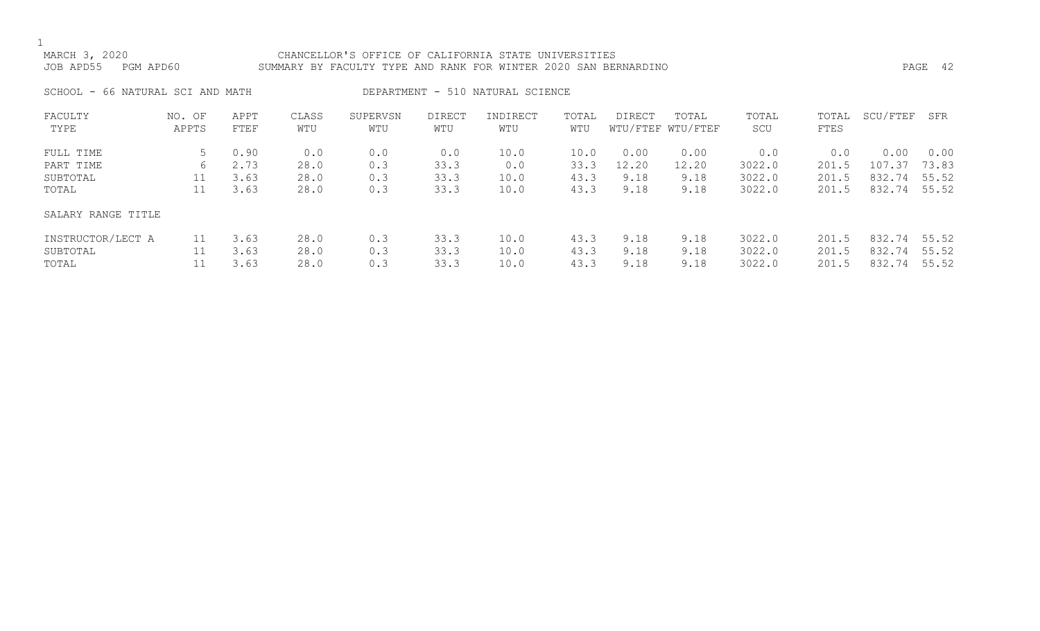MARCH 3, 2020 CHANCELLOR'S OFFICE OF CALIFORNIA STATE UNIVERSITIES
JOB APD55 PGM APD60 SUMMARY BY FACULTY TYPE AND RANK FOR WINTER 2020 SAN BERNARDINO

SCHOOL - 66 NATURAL SCI AND MATH DEPARTMENT - 510 NATURAL SCIENCE

| FACULTY TYPE | NO. OF APPTS | APPT FTEF | CLASS WTU | SUPERVSN WTU | DIRECT WTU | INDIRECT WTU | TOTAL WTU | DIRECT WTU/FTEF | TOTAL WTU/FTEF | TOTAL SCU | TOTAL FTES | SCU/FTEF | SFR |
|---|---|---|---|---|---|---|---|---|---|---|---|---|---|
| FULL TIME | 5 | 0.90 | 0.0 | 0.0 | 0.0 | 10.0 | 10.0 | 0.00 | 0.00 | 0.0 | 0.0 | 0.00 | 0.00 |
| PART TIME | 6 | 2.73 | 28.0 | 0.3 | 33.3 | 0.0 | 33.3 | 12.20 | 12.20 | 3022.0 | 201.5 | 107.37 | 73.83 |
| SUBTOTAL | 11 | 3.63 | 28.0 | 0.3 | 33.3 | 10.0 | 43.3 | 9.18 | 9.18 | 3022.0 | 201.5 | 832.74 | 55.52 |
| TOTAL | 11 | 3.63 | 28.0 | 0.3 | 33.3 | 10.0 | 43.3 | 9.18 | 9.18 | 3022.0 | 201.5 | 832.74 | 55.52 |
| SALARY RANGE TITLE | | | | | | | | | | | | | |
| INSTRUCTOR/LECT A | 11 | 3.63 | 28.0 | 0.3 | 33.3 | 10.0 | 43.3 | 9.18 | 9.18 | 3022.0 | 201.5 | 832.74 | 55.52 |
| SUBTOTAL | 11 | 3.63 | 28.0 | 0.3 | 33.3 | 10.0 | 43.3 | 9.18 | 9.18 | 3022.0 | 201.5 | 832.74 | 55.52 |
| TOTAL | 11 | 3.63 | 28.0 | 0.3 | 33.3 | 10.0 | 43.3 | 9.18 | 9.18 | 3022.0 | 201.5 | 832.74 | 55.52 |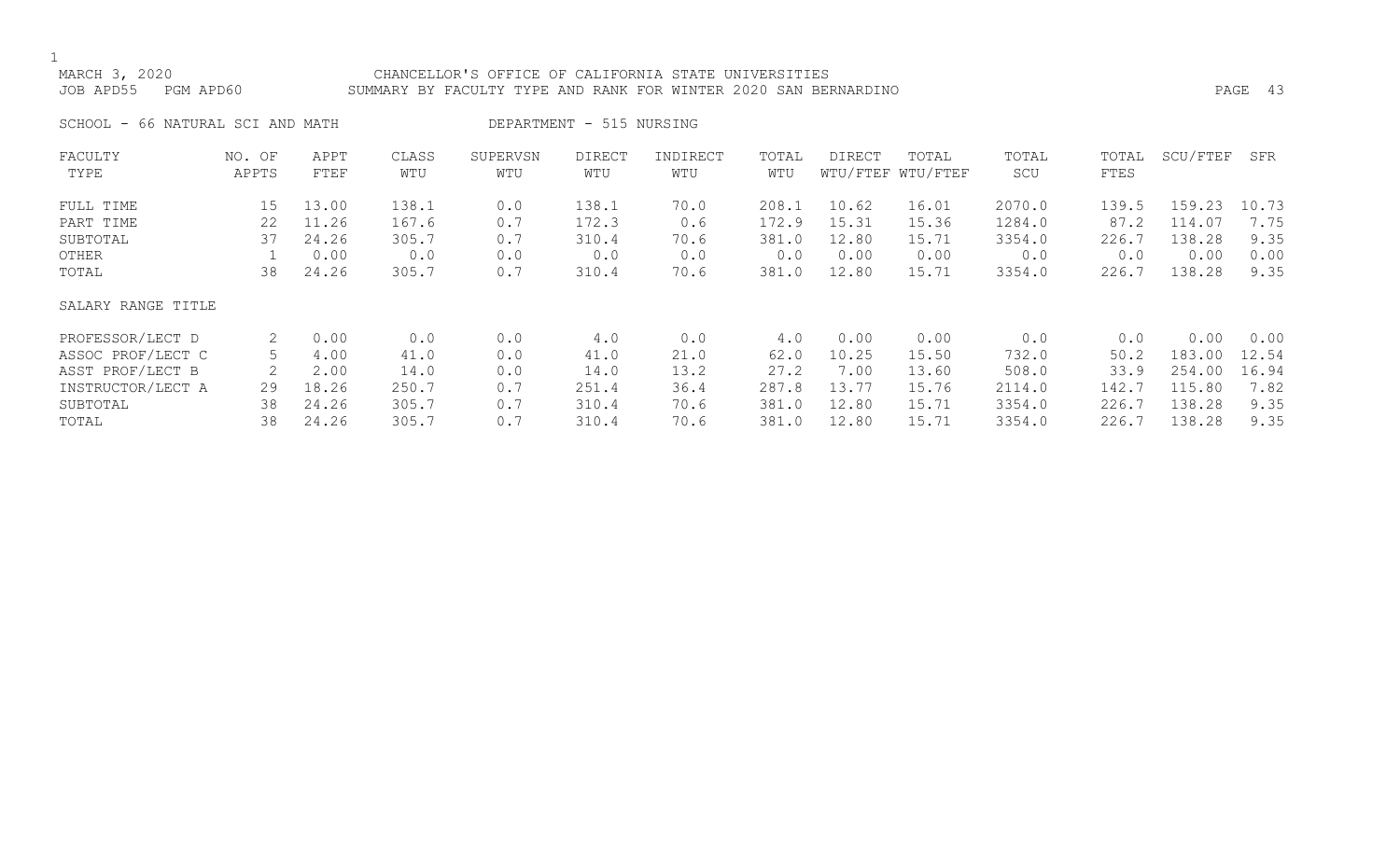MARCH 3, 2020 CHANCELLOR'S OFFICE OF CALIFORNIA STATE UNIVERSITIES
JOB APD55 PGM APD60 SUMMARY BY FACULTY TYPE AND RANK FOR WINTER 2020 SAN BERNARDINO

SCHOOL - 66 NATURAL SCI AND MATH DEPARTMENT - 515 NURSING

| FACULTY TYPE | NO. OF APPTS | APPT FTEF | CLASS WTU | SUPERVSN WTU | DIRECT WTU | INDIRECT WTU | TOTAL WTU | DIRECT WTU/FTEF | TOTAL WTU/FTEF | TOTAL SCU | TOTAL FTES | SCU/FTEF | SFR |
|---|---|---|---|---|---|---|---|---|---|---|---|---|---|
| FULL TIME | 15 | 13.00 | 138.1 | 0.0 | 138.1 | 70.0 | 208.1 | 10.62 | 16.01 | 2070.0 | 139.5 | 159.23 | 10.73 |
| PART TIME | 22 | 11.26 | 167.6 | 0.7 | 172.3 | 0.6 | 172.9 | 15.31 | 15.36 | 1284.0 | 87.2 | 114.07 | 7.75 |
| SUBTOTAL | 37 | 24.26 | 305.7 | 0.7 | 310.4 | 70.6 | 381.0 | 12.80 | 15.71 | 3354.0 | 226.7 | 138.28 | 9.35 |
| OTHER | 1 | 0.00 | 0.0 | 0.0 | 0.0 | 0.0 | 0.0 | 0.00 | 0.00 | 0.0 | 0.0 | 0.00 | 0.00 |
| TOTAL | 38 | 24.26 | 305.7 | 0.7 | 310.4 | 70.6 | 381.0 | 12.80 | 15.71 | 3354.0 | 226.7 | 138.28 | 9.35 |
| **SALARY RANGE TITLE** | | | | | | | | | | | | | |
| PROFESSOR/LECT D | 2 | 0.00 | 0.0 | 0.0 | 4.0 | 0.0 | 4.0 | 0.00 | 0.00 | 0.0 | 0.0 | 0.00 | 0.00 |
| ASSOC PROF/LECT C | 5 | 4.00 | 41.0 | 0.0 | 41.0 | 21.0 | 62.0 | 10.25 | 15.50 | 732.0 | 50.2 | 183.00 | 12.54 |
| ASST PROF/LECT B | 2 | 2.00 | 14.0 | 0.0 | 14.0 | 13.2 | 27.2 | 7.00 | 13.60 | 508.0 | 33.9 | 254.00 | 16.94 |
| INSTRUCTOR/LECT A | 29 | 18.26 | 250.7 | 0.7 | 251.4 | 36.4 | 287.8 | 13.77 | 15.76 | 2114.0 | 142.7 | 115.80 | 7.82 |
| SUBTOTAL | 38 | 24.26 | 305.7 | 0.7 | 310.4 | 70.6 | 381.0 | 12.80 | 15.71 | 3354.0 | 226.7 | 138.28 | 9.35 |
| TOTAL | 38 | 24.26 | 305.7 | 0.7 | 310.4 | 70.6 | 381.0 | 12.80 | 15.71 | 3354.0 | 226.7 | 138.28 | 9.35 |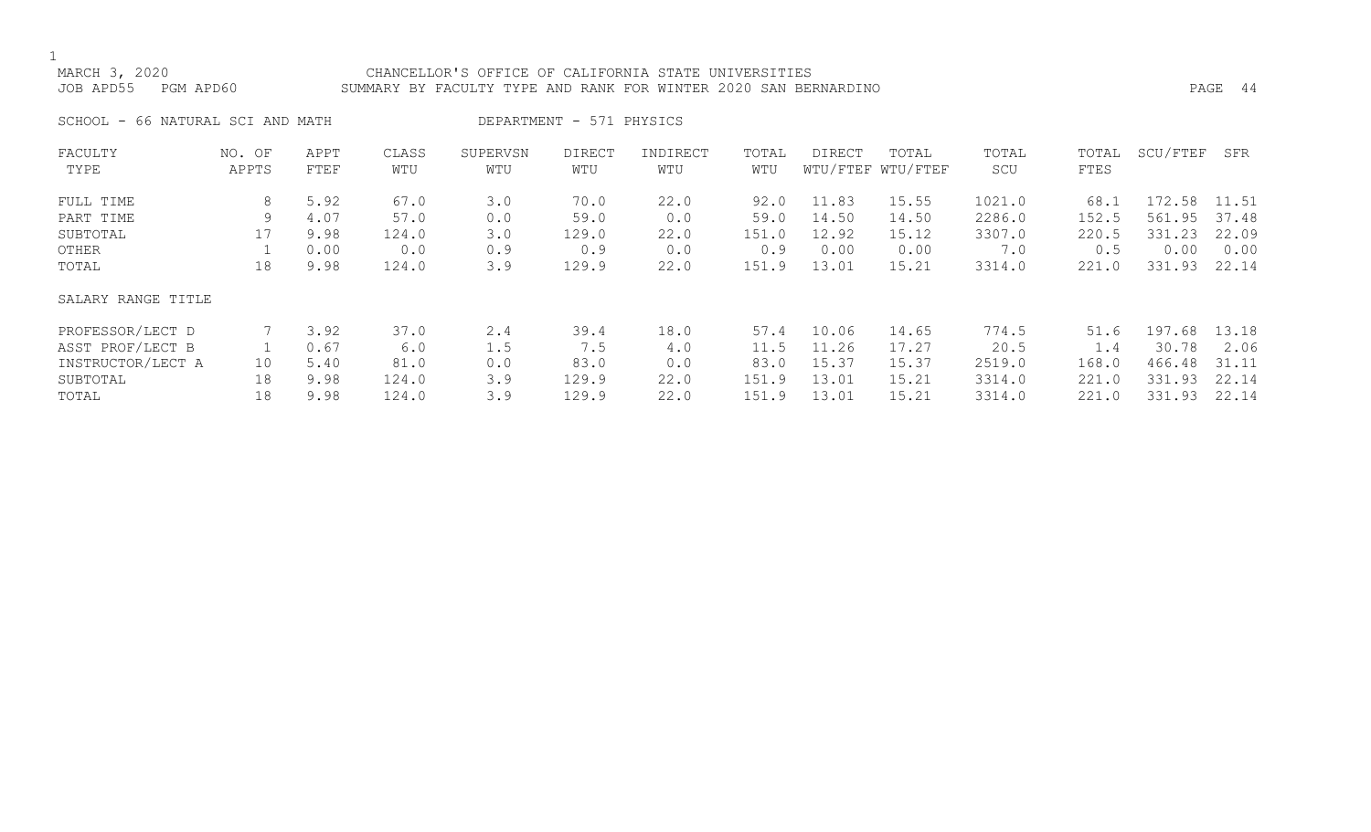MARCH 3, 2020 CHANCELLOR'S OFFICE OF CALIFORNIA STATE UNIVERSITIES
JOB APD55 PGM APD60 SUMMARY BY FACULTY TYPE AND RANK FOR WINTER 2020 SAN BERNARDINO

SCHOOL - 66 NATURAL SCI AND MATH DEPARTMENT - 571 PHYSICS

| FACULTY TYPE | NO. OF APPTS | APPT FTEF | CLASS WTU | SUPERVSN WTU | DIRECT WTU | INDIRECT WTU | TOTAL WTU | DIRECT WTU/FTEF | TOTAL WTU/FTEF | TOTAL SCU | TOTAL FTES | SCU/FTEF | SFR |
|---|---|---|---|---|---|---|---|---|---|---|---|---|---|
| FULL TIME | 8 | 5.92 | 67.0 | 3.0 | 70.0 | 22.0 | 92.0 | 11.83 | 15.55 | 1021.0 | 68.1 | 172.58 | 11.51 |
| PART TIME | 9 | 4.07 | 57.0 | 0.0 | 59.0 | 0.0 | 59.0 | 14.50 | 14.50 | 2286.0 | 152.5 | 561.95 | 37.48 |
| SUBTOTAL | 17 | 9.98 | 124.0 | 3.0 | 129.0 | 22.0 | 151.0 | 12.92 | 15.12 | 3307.0 | 220.5 | 331.23 | 22.09 |
| OTHER | 1 | 0.00 | 0.0 | 0.9 | 0.9 | 0.0 | 0.9 | 0.00 | 0.00 | 7.0 | 0.5 | 0.00 | 0.00 |
| TOTAL | 18 | 9.98 | 124.0 | 3.9 | 129.9 | 22.0 | 151.9 | 13.01 | 15.21 | 3314.0 | 221.0 | 331.93 | 22.14 |
| SALARY RANGE TITLE | | | | | | | | | | | | | |
| PROFESSOR/LECT D | 7 | 3.92 | 37.0 | 2.4 | 39.4 | 18.0 | 57.4 | 10.06 | 14.65 | 774.5 | 51.6 | 197.68 | 13.18 |
| ASST PROF/LECT B | 1 | 0.67 | 6.0 | 1.5 | 7.5 | 4.0 | 11.5 | 11.26 | 17.27 | 20.5 | 1.4 | 30.78 | 2.06 |
| INSTRUCTOR/LECT A | 10 | 5.40 | 81.0 | 0.0 | 83.0 | 0.0 | 83.0 | 15.37 | 15.37 | 2519.0 | 168.0 | 466.48 | 31.11 |
| SUBTOTAL | 18 | 9.98 | 124.0 | 3.9 | 129.9 | 22.0 | 151.9 | 13.01 | 15.21 | 3314.0 | 221.0 | 331.93 | 22.14 |
| TOTAL | 18 | 9.98 | 124.0 | 3.9 | 129.9 | 22.0 | 151.9 | 13.01 | 15.21 | 3314.0 | 221.0 | 331.93 | 22.14 |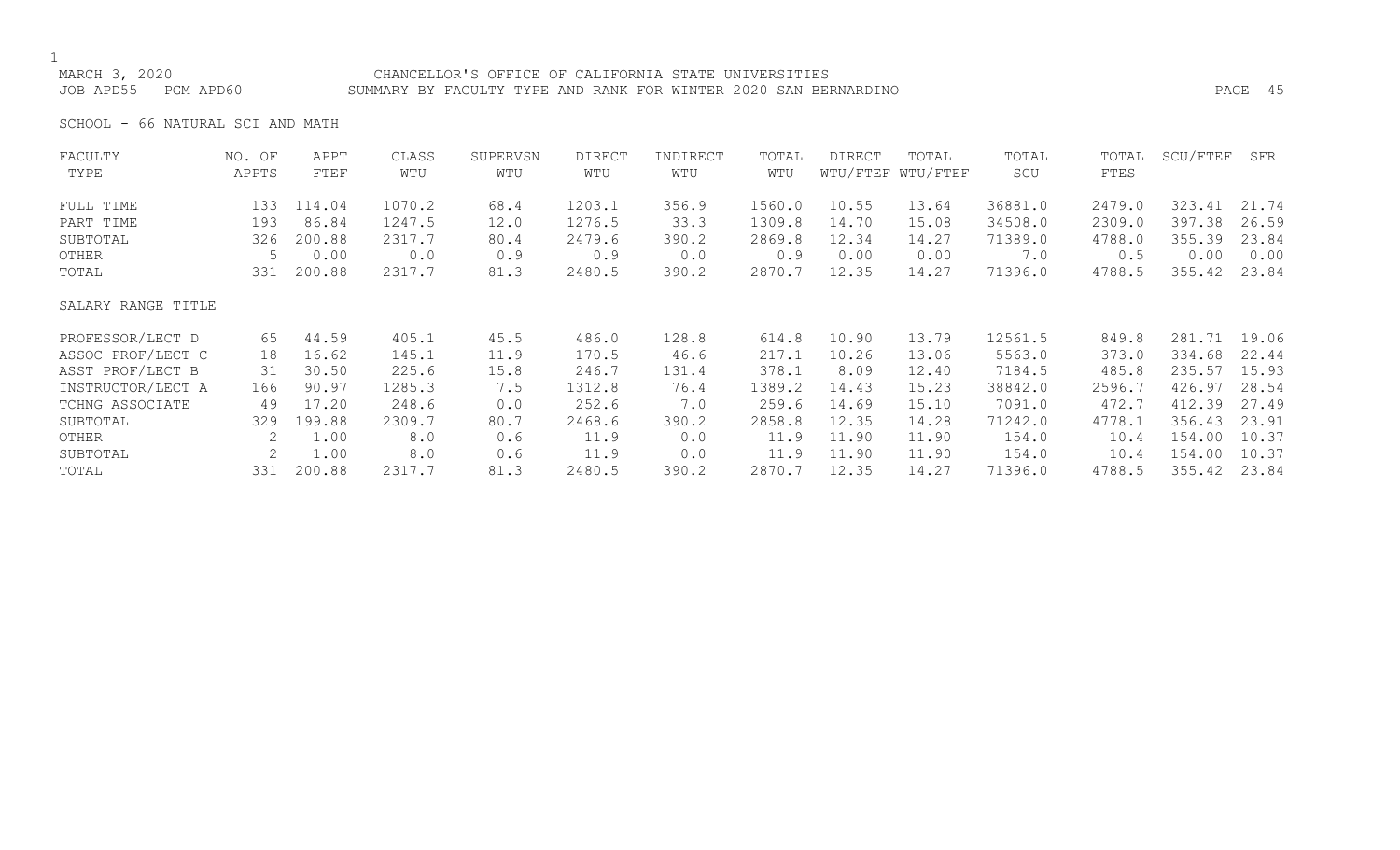CHANCELLOR'S OFFICE OF CALIFORNIA STATE UNIVERSITIES

SUMMARY BY FACULTY TYPE AND RANK FOR WINTER 2020 SAN BERNARDINO

MARCH 3, 2020
JOB APD55 PGM APD60

SCHOOL - 66 NATURAL SCI AND MATH

| FACULTY TYPE | NO. OF APPTS | APPT FTEF | CLASS WTU | SUPERVSN WTU | DIRECT WTU | INDIRECT WTU | TOTAL WTU | DIRECT WTU/FTEF | TOTAL WTU/FTEF | TOTAL SCU | TOTAL FTES | SCU/FTEF | SFR |
|---|---|---|---|---|---|---|---|---|---|---|---|---|---|
| FULL TIME | 133 | 114.04 | 1070.2 | 68.4 | 1203.1 | 356.9 | 1560.0 | 10.55 | 13.64 | 36881.0 | 2479.0 | 323.41 | 21.74 |
| PART TIME | 193 | 86.84 | 1247.5 | 12.0 | 1276.5 | 33.3 | 1309.8 | 14.70 | 15.08 | 34508.0 | 2309.0 | 397.38 | 26.59 |
| SUBTOTAL | 326 | 200.88 | 2317.7 | 80.4 | 2479.6 | 390.2 | 2869.8 | 12.34 | 14.27 | 71389.0 | 4788.0 | 355.39 | 23.84 |
| OTHER | 5 | 0.00 | 0.0 | 0.9 | 0.9 | 0.0 | 0.9 | 0.00 | 0.00 | 7.0 | 0.5 | 0.00 | 0.00 |
| TOTAL | 331 | 200.88 | 2317.7 | 81.3 | 2480.5 | 390.2 | 2870.7 | 12.35 | 14.27 | 71396.0 | 4788.5 | 355.42 | 23.84 |
| SALARY RANGE TITLE | | | | | | | | | | | | | |
| PROFESSOR/LECT D | 65 | 44.59 | 405.1 | 45.5 | 486.0 | 128.8 | 614.8 | 10.90 | 13.79 | 12561.5 | 849.8 | 281.71 | 19.06 |
| ASSOC PROF/LECT C | 18 | 16.62 | 145.1 | 11.9 | 170.5 | 46.6 | 217.1 | 10.26 | 13.06 | 5563.0 | 373.0 | 334.68 | 22.44 |
| ASST PROF/LECT B | 31 | 30.50 | 225.6 | 15.8 | 246.7 | 131.4 | 378.1 | 8.09 | 12.40 | 7184.5 | 485.8 | 235.57 | 15.93 |
| INSTRUCTOR/LECT A | 166 | 90.97 | 1285.3 | 7.5 | 1312.8 | 76.4 | 1389.2 | 14.43 | 15.23 | 38842.0 | 2596.7 | 426.97 | 28.54 |
| TCHNG ASSOCIATE | 49 | 17.20 | 248.6 | 0.0 | 252.6 | 7.0 | 259.6 | 14.69 | 15.10 | 7091.0 | 472.7 | 412.39 | 27.49 |
| SUBTOTAL | 329 | 199.88 | 2309.7 | 80.7 | 2468.6 | 390.2 | 2858.8 | 12.35 | 14.28 | 71242.0 | 4778.1 | 356.43 | 23.91 |
| OTHER | 2 | 1.00 | 8.0 | 0.6 | 11.9 | 0.0 | 11.9 | 11.90 | 11.90 | 154.0 | 10.4 | 154.00 | 10.37 |
| SUBTOTAL | 2 | 1.00 | 8.0 | 0.6 | 11.9 | 0.0 | 11.9 | 11.90 | 11.90 | 154.0 | 10.4 | 154.00 | 10.37 |
| TOTAL | 331 | 200.88 | 2317.7 | 81.3 | 2480.5 | 390.2 | 2870.7 | 12.35 | 14.27 | 71396.0 | 4788.5 | 355.42 | 23.84 |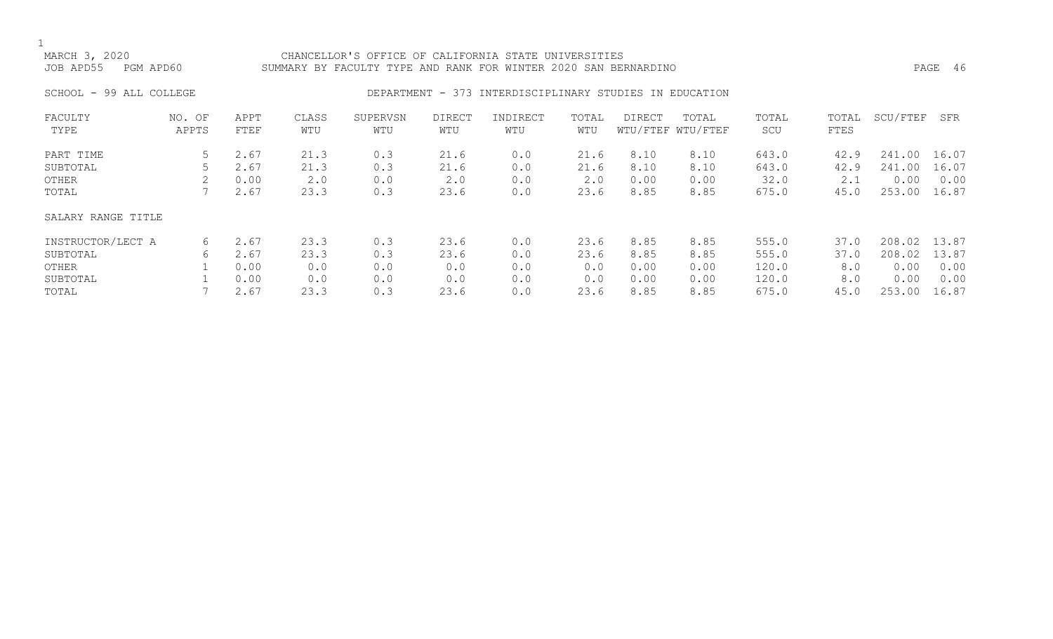MARCH 3, 2020 CHANCELLOR'S OFFICE OF CALIFORNIA STATE UNIVERSITIES
JOB APD55 PGM APD60 SUMMARY BY FACULTY TYPE AND RANK FOR WINTER 2020 SAN BERNARDINO

SCHOOL - 99 ALL COLLEGE DEPARTMENT - 373 INTERDISCIPLINARY STUDIES IN EDUCATION

| FACULTY TYPE | NO. OF APPTS | APPT FTEF | CLASS WTU | SUPERVSN WTU | DIRECT WTU | INDIRECT WTU | TOTAL WTU | DIRECT WTU/FTEF | TOTAL WTU/FTEF | TOTAL SCU | TOTAL FTES | SCU/FTEF | SFR |
|---|---|---|---|---|---|---|---|---|---|---|---|---|---|
| PART TIME | 5 | 2.67 | 21.3 | 0.3 | 21.6 | 0.0 | 21.6 | 8.10 | 8.10 | 643.0 | 42.9 | 241.00 | 16.07 |
| SUBTOTAL | 5 | 2.67 | 21.3 | 0.3 | 21.6 | 0.0 | 21.6 | 8.10 | 8.10 | 643.0 | 42.9 | 241.00 | 16.07 |
| OTHER | 2 | 0.00 | 2.0 | 0.0 | 2.0 | 0.0 | 2.0 | 0.00 | 0.00 | 32.0 | 2.1 | 0.00 | 0.00 |
| TOTAL | 7 | 2.67 | 23.3 | 0.3 | 23.6 | 0.0 | 23.6 | 8.85 | 8.85 | 675.0 | 45.0 | 253.00 | 16.87 |

| SALARY RANGE TITLE | NO. OF APPTS | APPT FTEF | CLASS WTU | SUPERVSN WTU | DIRECT WTU | INDIRECT WTU | TOTAL WTU | DIRECT WTU/FTEF | TOTAL WTU/FTEF | TOTAL SCU | TOTAL FTES | SCU/FTEF | SFR |
|---|---|---|---|---|---|---|---|---|---|---|---|---|---|
| INSTRUCTOR/LECT A | 6 | 2.67 | 23.3 | 0.3 | 23.6 | 0.0 | 23.6 | 8.85 | 8.85 | 555.0 | 37.0 | 208.02 | 13.87 |
| SUBTOTAL | 6 | 2.67 | 23.3 | 0.3 | 23.6 | 0.0 | 23.6 | 8.85 | 8.85 | 555.0 | 37.0 | 208.02 | 13.87 |
| OTHER | 1 | 0.00 | 0.0 | 0.0 | 0.0 | 0.0 | 0.0 | 0.00 | 0.00 | 120.0 | 8.0 | 0.00 | 0.00 |
| SUBTOTAL | 1 | 0.00 | 0.0 | 0.0 | 0.0 | 0.0 | 0.0 | 0.00 | 0.00 | 120.0 | 8.0 | 0.00 | 0.00 |
| TOTAL | 7 | 2.67 | 23.3 | 0.3 | 23.6 | 0.0 | 23.6 | 8.85 | 8.85 | 675.0 | 45.0 | 253.00 | 16.87 |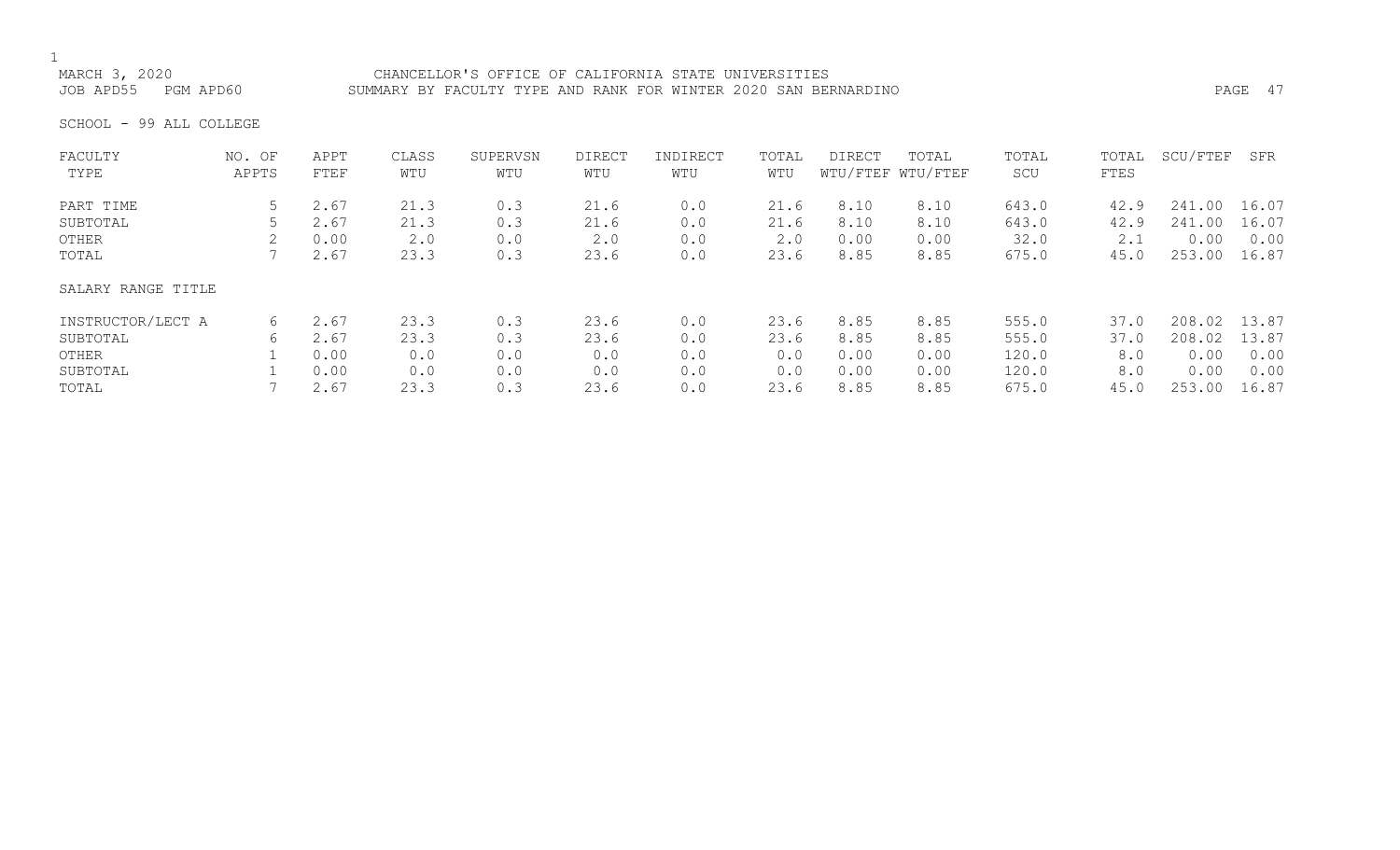MARCH 3, 2020 CHANCELLOR'S OFFICE OF CALIFORNIA STATE UNIVERSITIES
JOB APD55 PGM APD60 SUMMARY BY FACULTY TYPE AND RANK FOR WINTER 2020 SAN BERNARDINO

SCHOOL - 99 ALL COLLEGE

| FACULTY TYPE | NO. OF APPTS | APPT FTEF | CLASS WTU | SUPERVSN WTU | DIRECT WTU | INDIRECT WTU | TOTAL WTU | DIRECT WTU/FTEF | TOTAL WTU/FTEF | TOTAL SCU | TOTAL FTES | SCU/FTEF | SFR |
|---|---|---|---|---|---|---|---|---|---|---|---|---|---|
| PART TIME | 5 | 2.67 | 21.3 | 0.3 | 21.6 | 0.0 | 21.6 | 8.10 | 8.10 | 643.0 | 42.9 | 241.00 | 16.07 |
| SUBTOTAL | 5 | 2.67 | 21.3 | 0.3 | 21.6 | 0.0 | 21.6 | 8.10 | 8.10 | 643.0 | 42.9 | 241.00 | 16.07 |
| OTHER | 2 | 0.00 | 2.0 | 0.0 | 2.0 | 0.0 | 2.0 | 0.00 | 0.00 | 32.0 | 2.1 | 0.00 | 0.00 |
| TOTAL | 7 | 2.67 | 23.3 | 0.3 | 23.6 | 0.0 | 23.6 | 8.85 | 8.85 | 675.0 | 45.0 | 253.00 | 16.87 |

SALARY RANGE TITLE

| SALARY RANGE TITLE | NO. OF APPTS | APPT FTEF | CLASS WTU | SUPERVSN WTU | DIRECT WTU | INDIRECT WTU | TOTAL WTU | DIRECT WTU/FTEF | TOTAL WTU/FTEF | TOTAL SCU | TOTAL FTES | SCU/FTEF | SFR |
|---|---|---|---|---|---|---|---|---|---|---|---|---|---|
| INSTRUCTOR/LECT A | 6 | 2.67 | 23.3 | 0.3 | 23.6 | 0.0 | 23.6 | 8.85 | 8.85 | 555.0 | 37.0 | 208.02 | 13.87 |
| SUBTOTAL | 6 | 2.67 | 23.3 | 0.3 | 23.6 | 0.0 | 23.6 | 8.85 | 8.85 | 555.0 | 37.0 | 208.02 | 13.87 |
| OTHER | 1 | 0.00 | 0.0 | 0.0 | 0.0 | 0.0 | 0.0 | 0.00 | 0.00 | 120.0 | 8.0 | 0.00 | 0.00 |
| SUBTOTAL | 1 | 0.00 | 0.0 | 0.0 | 0.0 | 0.0 | 0.0 | 0.00 | 0.00 | 120.0 | 8.0 | 0.00 | 0.00 |
| TOTAL | 7 | 2.67 | 23.3 | 0.3 | 23.6 | 0.0 | 23.6 | 8.85 | 8.85 | 675.0 | 45.0 | 253.00 | 16.87 |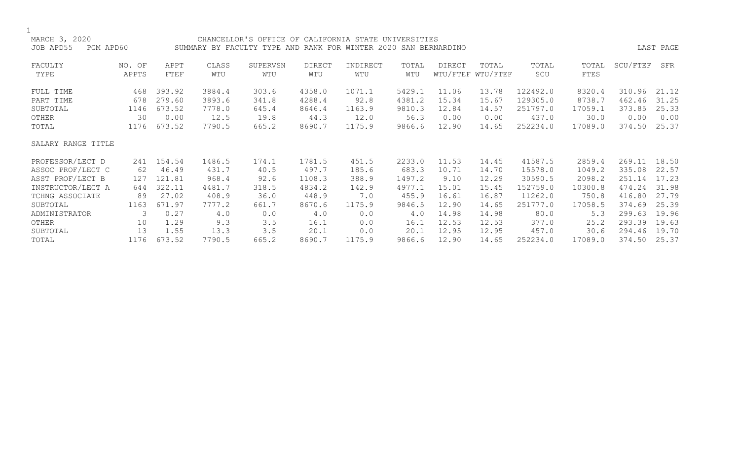MARCH 3, 2020 CHANCELLOR'S OFFICE OF CALIFORNIA STATE UNIVERSITIES
JOB APD55 PGM APD60 SUMMARY BY FACULTY TYPE AND RANK FOR WINTER 2020 SAN BERNARDINO LAST PAGE

| FACULTY TYPE | NO. OF APPTS | APPT FTEF | CLASS WTU | SUPERVSN WTU | DIRECT WTU | INDIRECT WTU | TOTAL WTU | DIRECT WTU/FTEF | TOTAL WTU/FTEF | TOTAL SCU | TOTAL FTES | SCU/FTEF | SFR |
|---|---|---|---|---|---|---|---|---|---|---|---|---|---|
| FULL TIME | 468 | 393.92 | 3884.4 | 303.6 | 4358.0 | 1071.1 | 5429.1 | 11.06 | 13.78 | 122492.0 | 8320.4 | 310.96 | 21.12 |
| PART TIME | 678 | 279.60 | 3893.6 | 341.8 | 4288.4 | 92.8 | 4381.2 | 15.34 | 15.67 | 129305.0 | 8738.7 | 462.46 | 31.25 |
| SUBTOTAL | 1146 | 673.52 | 7778.0 | 645.4 | 8646.4 | 1163.9 | 9810.3 | 12.84 | 14.57 | 251797.0 | 17059.1 | 373.85 | 25.33 |
| OTHER | 30 | 0.00 | 12.5 | 19.8 | 44.3 | 12.0 | 56.3 | 0.00 | 0.00 | 437.0 | 30.0 | 0.00 | 0.00 |
| TOTAL | 1176 | 673.52 | 7790.5 | 665.2 | 8690.7 | 1175.9 | 9866.6 | 12.90 | 14.65 | 252234.0 | 17089.0 | 374.50 | 25.37 |
| SALARY RANGE TITLE | | | | | | | | | | | | | |
| PROFESSOR/LECT D | 241 | 154.54 | 1486.5 | 174.1 | 1781.5 | 451.5 | 2233.0 | 11.53 | 14.45 | 41587.5 | 2859.4 | 269.11 | 18.50 |
| ASSOC PROF/LECT C | 62 | 46.49 | 431.7 | 40.5 | 497.7 | 185.6 | 683.3 | 10.71 | 14.70 | 15578.0 | 1049.2 | 335.08 | 22.57 |
| ASST PROF/LECT B | 127 | 121.81 | 968.4 | 92.6 | 1108.3 | 388.9 | 1497.2 | 9.10 | 12.29 | 30590.5 | 2098.2 | 251.14 | 17.23 |
| INSTRUCTOR/LECT A | 644 | 322.11 | 4481.7 | 318.5 | 4834.2 | 142.9 | 4977.1 | 15.01 | 15.45 | 152759.0 | 10300.8 | 474.24 | 31.98 |
| TCHNG ASSOCIATE | 89 | 27.02 | 408.9 | 36.0 | 448.9 | 7.0 | 455.9 | 16.61 | 16.87 | 11262.0 | 750.8 | 416.80 | 27.79 |
| SUBTOTAL | 1163 | 671.97 | 7777.2 | 661.7 | 8670.6 | 1175.9 | 9846.5 | 12.90 | 14.65 | 251777.0 | 17058.5 | 374.69 | 25.39 |
| ADMINISTRATOR | 3 | 0.27 | 4.0 | 0.0 | 4.0 | 0.0 | 4.0 | 14.98 | 14.98 | 80.0 | 5.3 | 299.63 | 19.96 |
| OTHER | 10 | 1.29 | 9.3 | 3.5 | 16.1 | 0.0 | 16.1 | 12.53 | 12.53 | 377.0 | 25.2 | 293.39 | 19.63 |
| SUBTOTAL | 13 | 1.55 | 13.3 | 3.5 | 20.1 | 0.0 | 20.1 | 12.95 | 12.95 | 457.0 | 30.6 | 294.46 | 19.70 |
| TOTAL | 1176 | 673.52 | 7790.5 | 665.2 | 8690.7 | 1175.9 | 9866.6 | 12.90 | 14.65 | 252234.0 | 17089.0 | 374.50 | 25.37 |